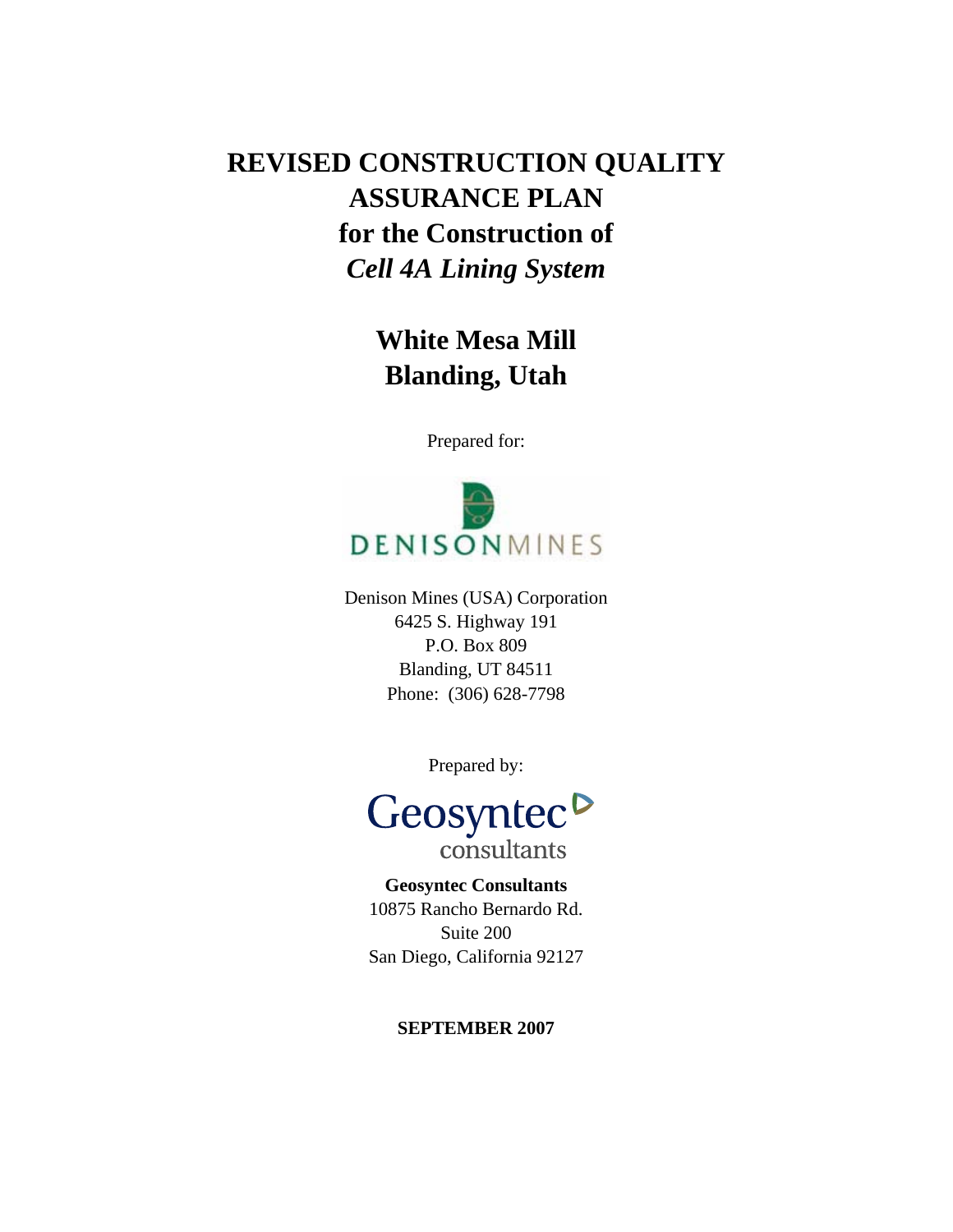# REVISED CONSTRUCTION QUALITY ASSURANCE PLAN for the Construction of *Cell 4A Lining System*

## White Mesa Mill Blanding, Utah

Prepared for:

DENISONMINES

Denison Mines (USA) Corporation
6425 S. Highway 191
P.O. Box 809
Blanding, UT 84511
Phone: (306) 628-7798

Prepared by:

Geosyntec consultants

**Geosyntec Consultants**
10875 Rancho Bernardo Rd.
Suite 200
San Diego, California 92127

**SEPTEMBER 2007**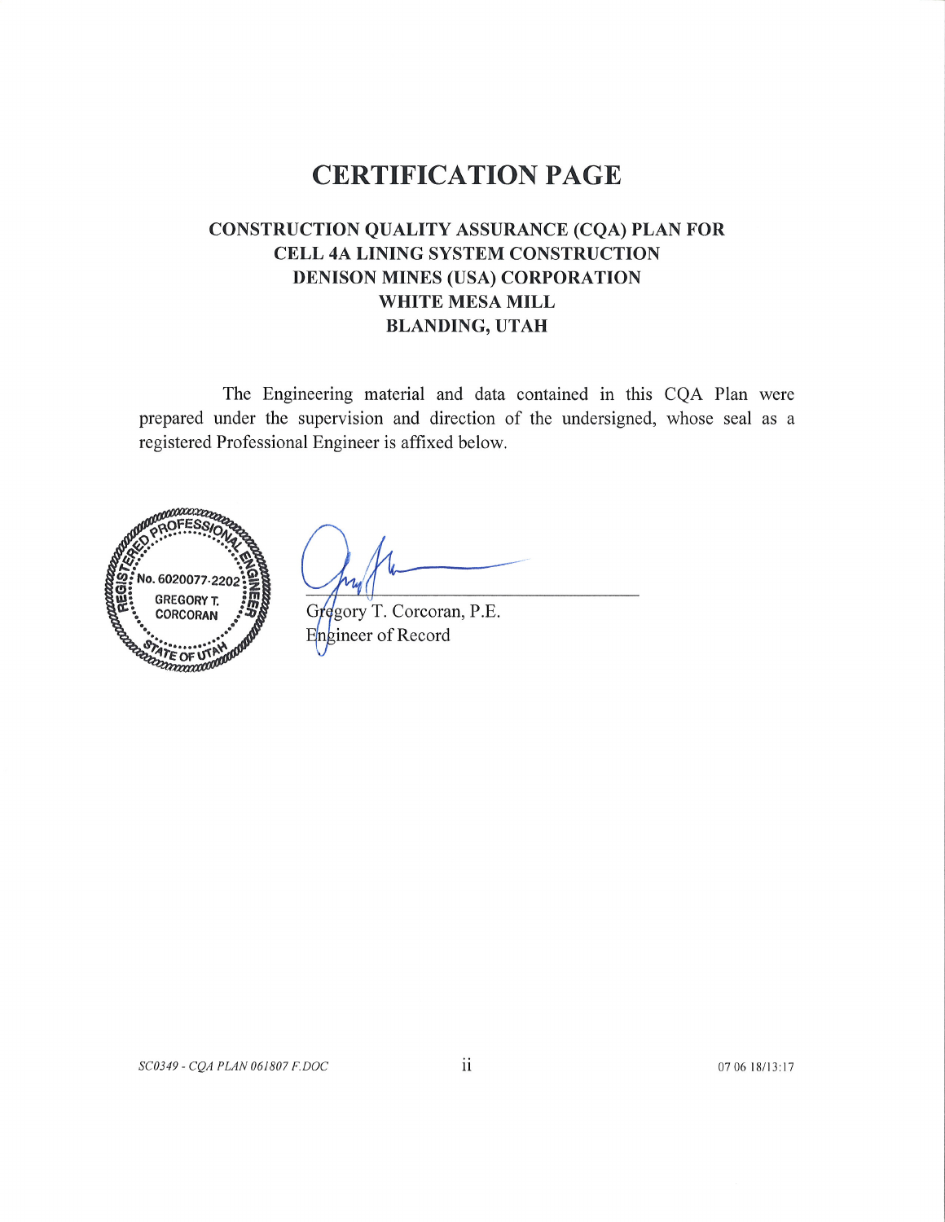# CERTIFICATION PAGE

## CONSTRUCTION QUALITY ASSURANCE (CQA) PLAN FOR CELL 4A LINING SYSTEM CONSTRUCTION DENISON MINES (USA) CORPORATION WHITE MESA MILL BLANDING, UTAH

The Engineering material and data contained in this CQA Plan were prepared under the supervision and direction of the undersigned, whose seal as a registered Professional Engineer is affixed below.

REGISTERED PROFESSIONAL ENGINEER
No. 6020077-2202
GREGORY T. CORCORAN
STATE OF UTAH

Gregory T. Corcoran, P.E.
Engineer of Record

SC0349 - CQA PLAN 061807 F.DOC

07 06 18/13:17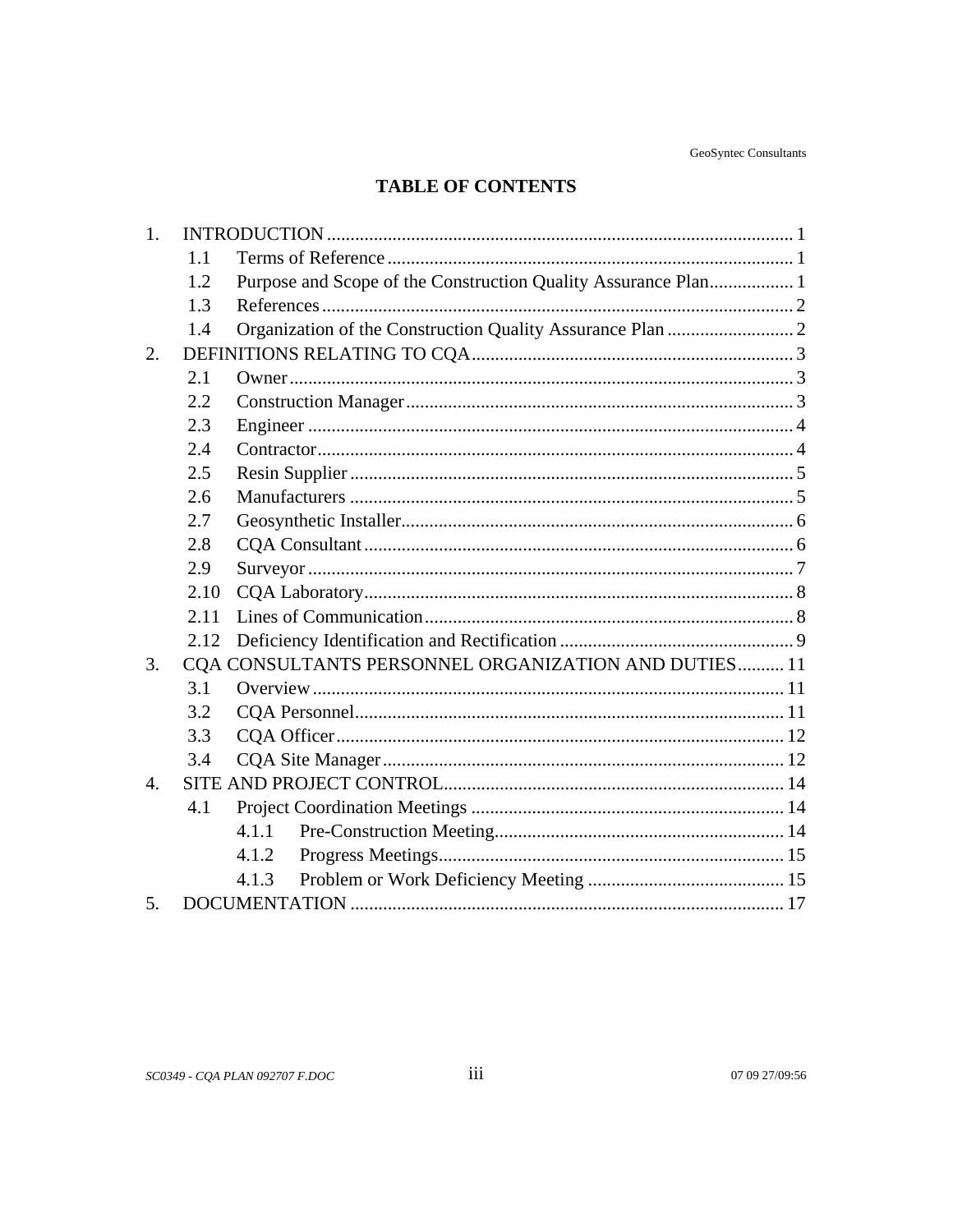# TABLE OF CONTENTS

1. INTRODUCTION ..... 1
   - 1.1 Terms of Reference ..... 1
   - 1.2 Purpose and Scope of the Construction Quality Assurance Plan ..... 1
   - 1.3 References ..... 2
   - 1.4 Organization of the Construction Quality Assurance Plan ..... 2
2. DEFINITIONS RELATING TO CQA ..... 3
   - 2.1 Owner ..... 3
   - 2.2 Construction Manager ..... 3
   - 2.3 Engineer ..... 4
   - 2.4 Contractor ..... 4
   - 2.5 Resin Supplier ..... 5
   - 2.6 Manufacturers ..... 5
   - 2.7 Geosynthetic Installer ..... 6
   - 2.8 CQA Consultant ..... 6
   - 2.9 Surveyor ..... 7
   - 2.10 CQA Laboratory ..... 8
   - 2.11 Lines of Communication ..... 8
   - 2.12 Deficiency Identification and Rectification ..... 9
3. CQA CONSULTANTS PERSONNEL ORGANIZATION AND DUTIES ..... 11
   - 3.1 Overview ..... 11
   - 3.2 CQA Personnel ..... 11
   - 3.3 CQA Officer ..... 12
   - 3.4 CQA Site Manager ..... 12
4. SITE AND PROJECT CONTROL ..... 14
   - 4.1 Project Coordination Meetings ..... 14
     - 4.1.1 Pre-Construction Meeting ..... 14
     - 4.1.2 Progress Meetings ..... 15
     - 4.1.3 Problem or Work Deficiency Meeting ..... 15
5. DOCUMENTATION ..... 17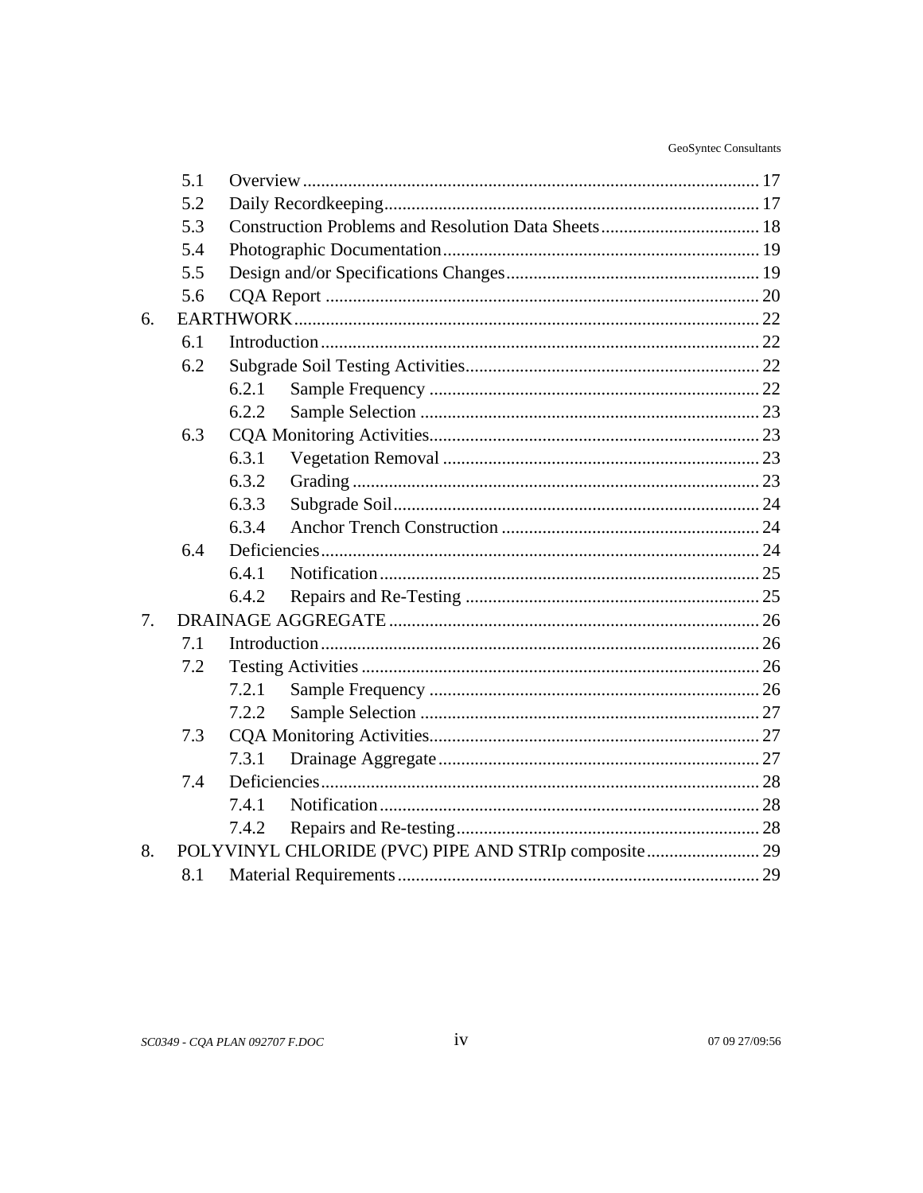5.1 Overview .................................................................................................... 17
5.2 Daily Recordkeeping .................................................................................. 17
5.3 Construction Problems and Resolution Data Sheets ................................... 18
5.4 Photographic Documentation ..................................................................... 19
5.5 Design and/or Specifications Changes ........................................................ 19
5.6 CQA Report ............................................................................................... 20

6. EARTHWORK ...................................................................................................... 22
6.1 Introduction ................................................................................................ 22
6.2 Subgrade Soil Testing Activities ................................................................. 22
6.2.1 Sample Frequency ........................................................................ 22
6.2.2 Sample Selection .......................................................................... 23
6.3 CQA Monitoring Activities ........................................................................ 23
6.3.1 Vegetation Removal ..................................................................... 23
6.3.2 Grading ......................................................................................... 23
6.3.3 Subgrade Soil ................................................................................ 24
6.3.4 Anchor Trench Construction ......................................................... 24
6.4 Deficiencies ................................................................................................ 24
6.4.1 Notification ................................................................................... 25
6.4.2 Repairs and Re-Testing ................................................................. 25

7. DRAINAGE AGGREGATE ................................................................................. 26
7.1 Introduction ................................................................................................ 26
7.2 Testing Activities ....................................................................................... 26
7.2.1 Sample Frequency ........................................................................ 26
7.2.2 Sample Selection .......................................................................... 27
7.3 CQA Monitoring Activities ........................................................................ 27
7.3.1 Drainage Aggregate ...................................................................... 27
7.4 Deficiencies ................................................................................................ 28
7.4.1 Notification ................................................................................... 28
7.4.2 Repairs and Re-testing .................................................................. 28

8. POLYVINYL CHLORIDE (PVC) PIPE AND STRIp composite ......................... 29
8.1 Material Requirements ................................................................................ 29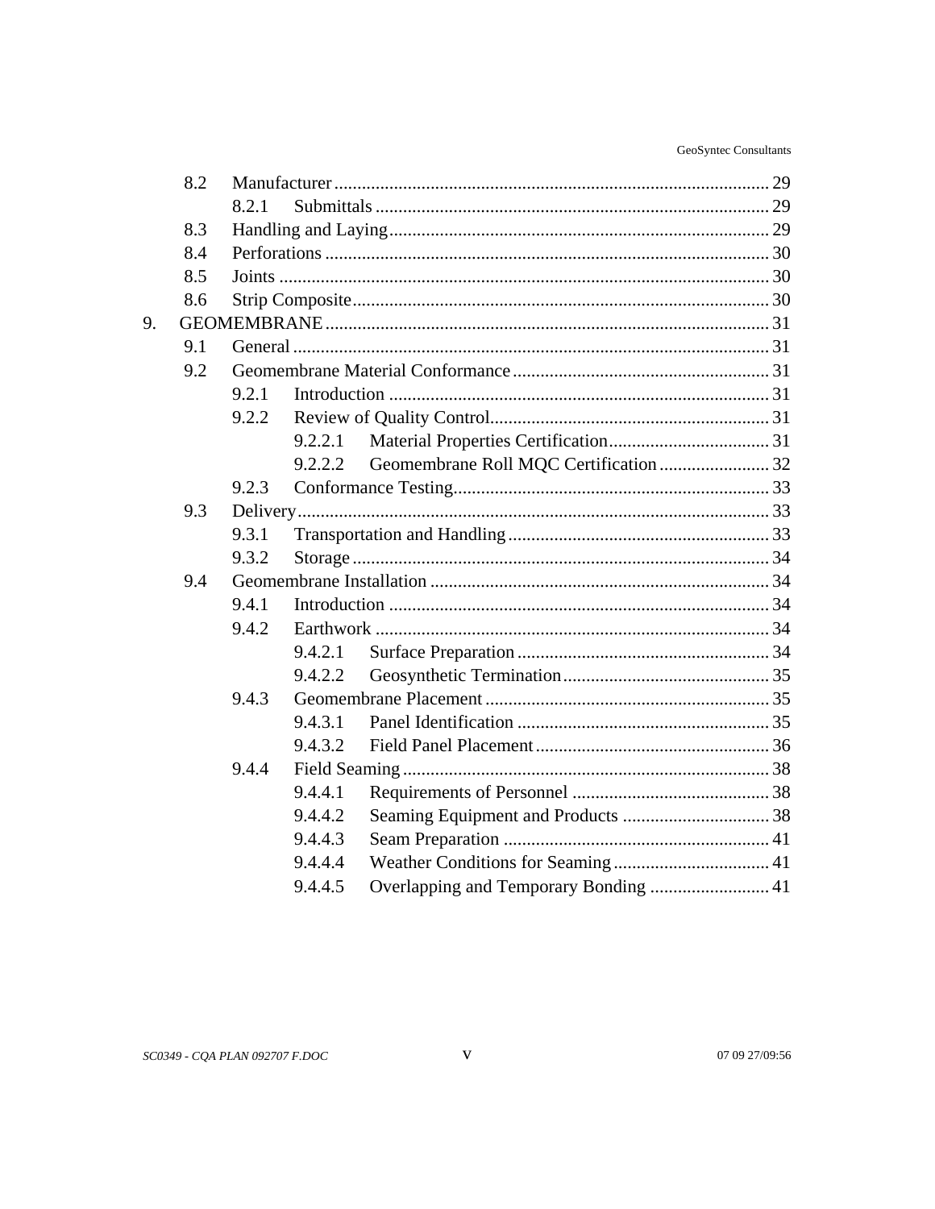| | | | |
|---|---|---|---|
| 8.2 | Manufacturer | | 29 |
| | 8.2.1 | Submittals | 29 |
| 8.3 | Handling and Laying | | 29 |
| 8.4 | Perforations | | 30 |
| 8.5 | Joints | | 30 |
| 8.6 | Strip Composite | | 30 |

9. GEOMEMBRANE ........ 31

| | | | | |
|---|---|---|---|---|
| 9.1 | General | | | 31 |
| 9.2 | Geomembrane Material Conformance | | | 31 |
| | 9.2.1 | Introduction | | 31 |
| | 9.2.2 | Review of Quality Control | | 31 |
| | | 9.2.2.1 | Material Properties Certification | 31 |
| | | 9.2.2.2 | Geomembrane Roll MQC Certification | 32 |
| | 9.2.3 | Conformance Testing | | 33 |
| 9.3 | Delivery | | | 33 |
| | 9.3.1 | Transportation and Handling | | 33 |
| | 9.3.2 | Storage | | 34 |
| 9.4 | Geomembrane Installation | | | 34 |
| | 9.4.1 | Introduction | | 34 |
| | 9.4.2 | Earthwork | | 34 |
| | | 9.4.2.1 | Surface Preparation | 34 |
| | | 9.4.2.2 | Geosynthetic Termination | 35 |
| | 9.4.3 | Geomembrane Placement | | 35 |
| | | 9.4.3.1 | Panel Identification | 35 |
| | | 9.4.3.2 | Field Panel Placement | 36 |
| | 9.4.4 | Field Seaming | | 38 |
| | | 9.4.4.1 | Requirements of Personnel | 38 |
| | | 9.4.4.2 | Seaming Equipment and Products | 38 |
| | | 9.4.4.3 | Seam Preparation | 41 |
| | | 9.4.4.4 | Weather Conditions for Seaming | 41 |
| | | 9.4.4.5 | Overlapping and Temporary Bonding | 41 |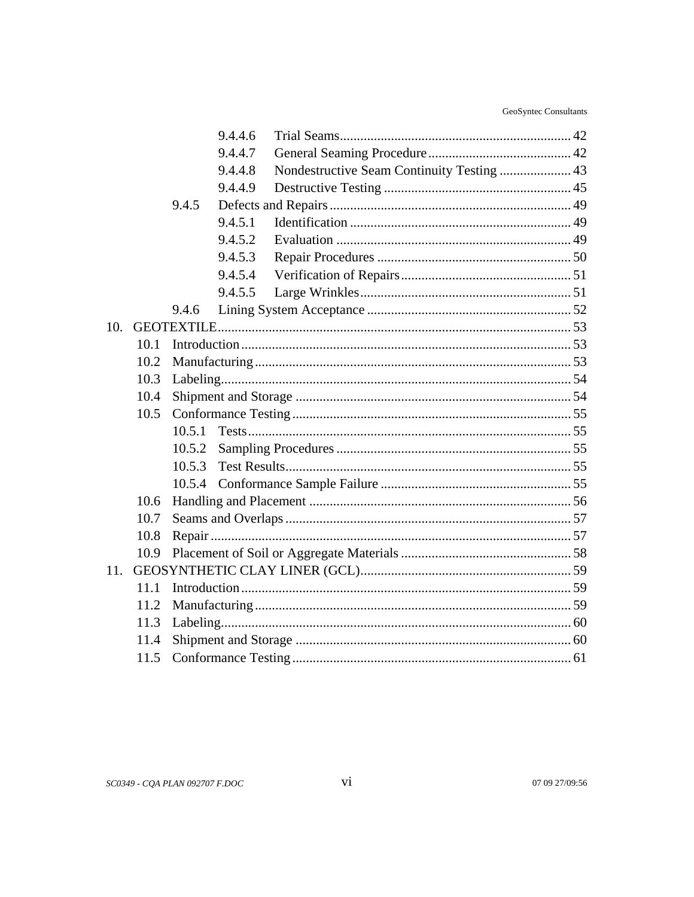| | | | |
|---|---|---|---|
| | | 9.4.4.6 Trial Seams | 42 |
| | | 9.4.4.7 General Seaming Procedure | 42 |
| | | 9.4.4.8 Nondestructive Seam Continuity Testing | 43 |
| | | 9.4.4.9 Destructive Testing | 45 |
| | 9.4.5 | Defects and Repairs | 49 |
| | | 9.4.5.1 Identification | 49 |
| | | 9.4.5.2 Evaluation | 49 |
| | | 9.4.5.3 Repair Procedures | 50 |
| | | 9.4.5.4 Verification of Repairs | 51 |
| | | 9.4.5.5 Large Wrinkles | 51 |
| | 9.4.6 | Lining System Acceptance | 52 |
| 10. | GEOTEXTILE | | 53 |
| | 10.1 | Introduction | 53 |
| | 10.2 | Manufacturing | 53 |
| | 10.3 | Labeling | 54 |
| | 10.4 | Shipment and Storage | 54 |
| | 10.5 | Conformance Testing | 55 |
| | | 10.5.1 Tests | 55 |
| | | 10.5.2 Sampling Procedures | 55 |
| | | 10.5.3 Test Results | 55 |
| | | 10.5.4 Conformance Sample Failure | 55 |
| | 10.6 | Handling and Placement | 56 |
| | 10.7 | Seams and Overlaps | 57 |
| | 10.8 | Repair | 57 |
| | 10.9 | Placement of Soil or Aggregate Materials | 58 |
| 11. | GEOSYNTHETIC CLAY LINER (GCL) | | 59 |
| | 11.1 | Introduction | 59 |
| | 11.2 | Manufacturing | 59 |
| | 11.3 | Labeling | 60 |
| | 11.4 | Shipment and Storage | 60 |
| | 11.5 | Conformance Testing | 61 |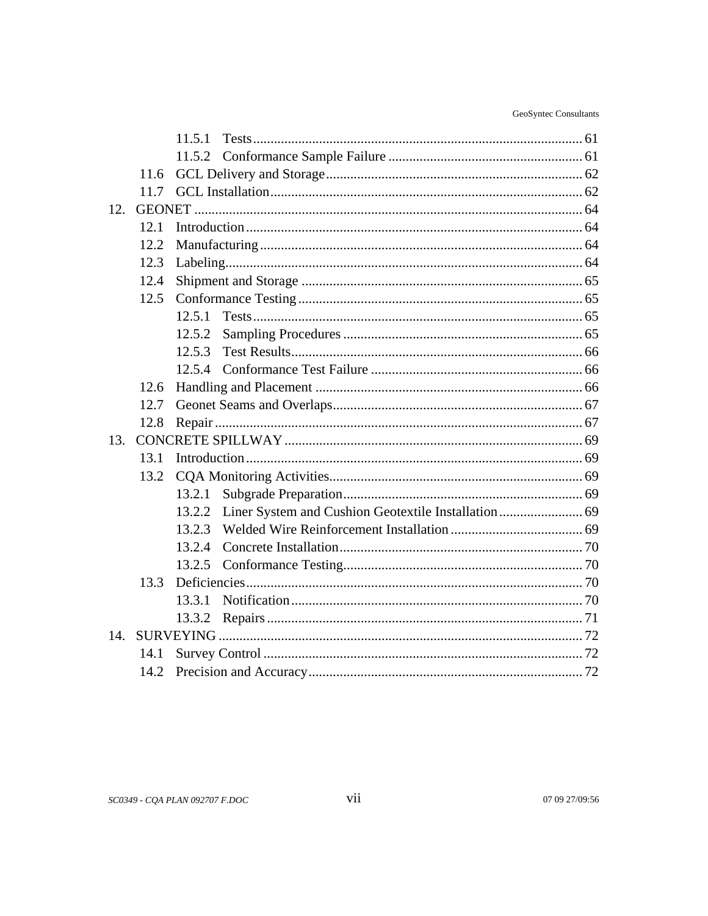- 11.5.1 Tests ... 61
- 11.5.2 Conformance Sample Failure ... 61
- 11.6 GCL Delivery and Storage ... 62
- 11.7 GCL Installation ... 62

12. GEONET ... 64
   - 12.1 Introduction ... 64
   - 12.2 Manufacturing ... 64
   - 12.3 Labeling ... 64
   - 12.4 Shipment and Storage ... 65
   - 12.5 Conformance Testing ... 65
     - 12.5.1 Tests ... 65
     - 12.5.2 Sampling Procedures ... 65
     - 12.5.3 Test Results ... 66
     - 12.5.4 Conformance Test Failure ... 66
   - 12.6 Handling and Placement ... 66
   - 12.7 Geonet Seams and Overlaps ... 67
   - 12.8 Repair ... 67

13. CONCRETE SPILLWAY ... 69
   - 13.1 Introduction ... 69
   - 13.2 CQA Monitoring Activities ... 69
     - 13.2.1 Subgrade Preparation ... 69
     - 13.2.2 Liner System and Cushion Geotextile Installation ... 69
     - 13.2.3 Welded Wire Reinforcement Installation ... 69
     - 13.2.4 Concrete Installation ... 70
     - 13.2.5 Conformance Testing ... 70
   - 13.3 Deficiencies ... 70
     - 13.3.1 Notification ... 70
     - 13.3.2 Repairs ... 71

14. SURVEYING ... 72
   - 14.1 Survey Control ... 72
   - 14.2 Precision and Accuracy ... 72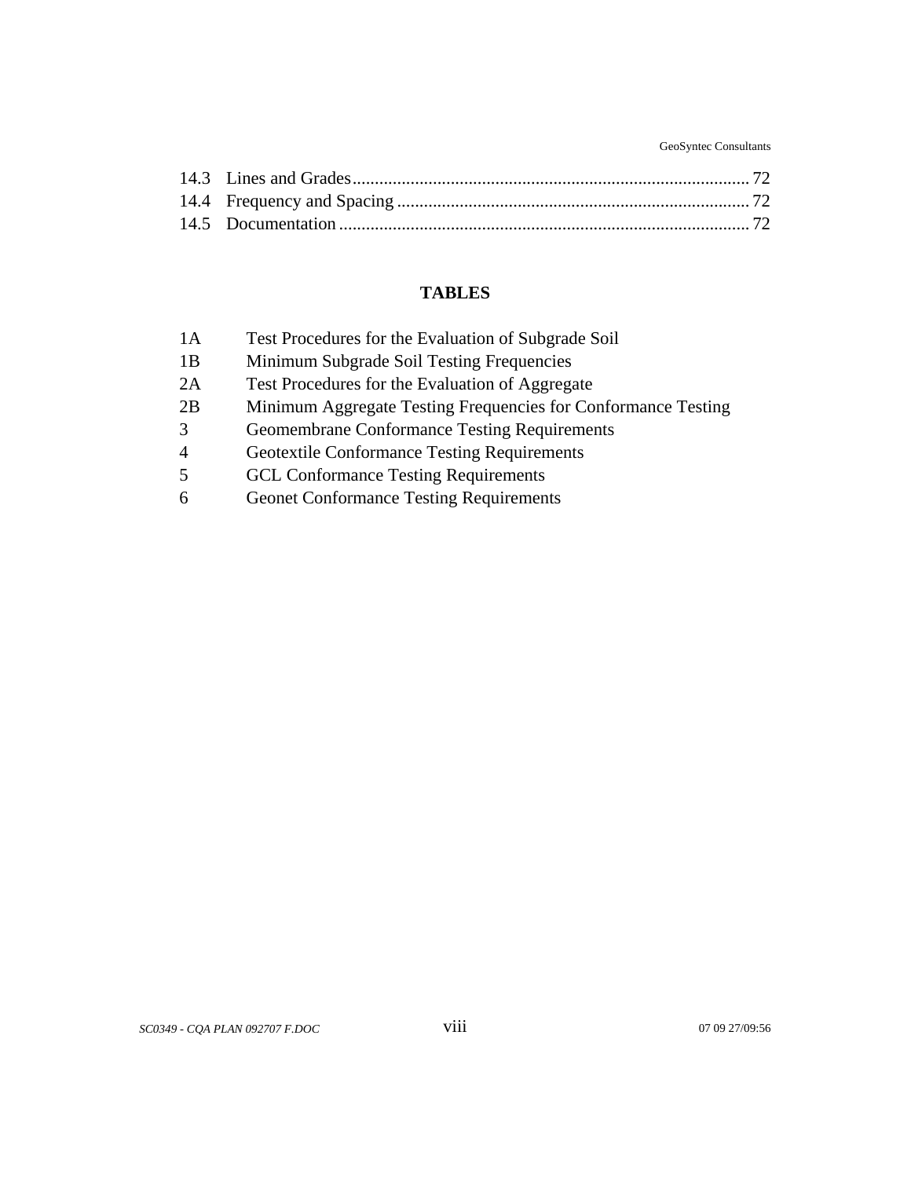14.3 Lines and Grades ........................................................................................ 72
14.4 Frequency and Spacing ............................................................................... 72
14.5 Documentation ............................................................................................ 72

## TABLES

1A Test Procedures for the Evaluation of Subgrade Soil
1B Minimum Subgrade Soil Testing Frequencies
2A Test Procedures for the Evaluation of Aggregate
2B Minimum Aggregate Testing Frequencies for Conformance Testing
3 Geomembrane Conformance Testing Requirements
4 Geotextile Conformance Testing Requirements
5 GCL Conformance Testing Requirements
6 Geonet Conformance Testing Requirements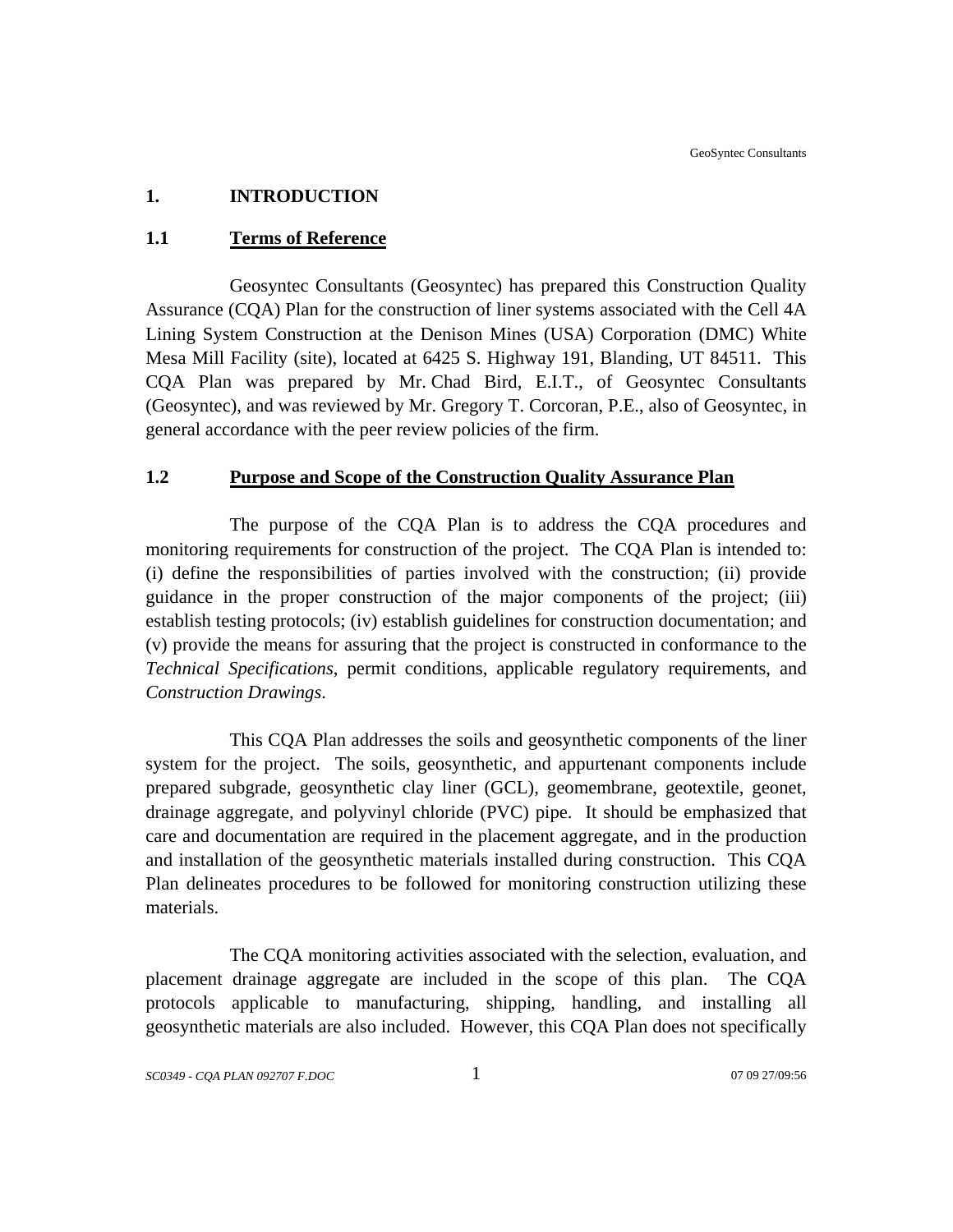# 1. INTRODUCTION

## 1.1 Terms of Reference

Geosyntec Consultants (Geosyntec) has prepared this Construction Quality Assurance (CQA) Plan for the construction of liner systems associated with the Cell 4A Lining System Construction at the Denison Mines (USA) Corporation (DMC) White Mesa Mill Facility (site), located at 6425 S. Highway 191, Blanding, UT 84511. This CQA Plan was prepared by Mr. Chad Bird, E.I.T., of Geosyntec Consultants (Geosyntec), and was reviewed by Mr. Gregory T. Corcoran, P.E., also of Geosyntec, in general accordance with the peer review policies of the firm.

## 1.2 Purpose and Scope of the Construction Quality Assurance Plan

The purpose of the CQA Plan is to address the CQA procedures and monitoring requirements for construction of the project. The CQA Plan is intended to: (i) define the responsibilities of parties involved with the construction; (ii) provide guidance in the proper construction of the major components of the project; (iii) establish testing protocols; (iv) establish guidelines for construction documentation; and (v) provide the means for assuring that the project is constructed in conformance to the *Technical Specifications*, permit conditions, applicable regulatory requirements, and *Construction Drawings*.

This CQA Plan addresses the soils and geosynthetic components of the liner system for the project. The soils, geosynthetic, and appurtenant components include prepared subgrade, geosynthetic clay liner (GCL), geomembrane, geotextile, geonet, drainage aggregate, and polyvinyl chloride (PVC) pipe. It should be emphasized that care and documentation are required in the placement aggregate, and in the production and installation of the geosynthetic materials installed during construction. This CQA Plan delineates procedures to be followed for monitoring construction utilizing these materials.

The CQA monitoring activities associated with the selection, evaluation, and placement drainage aggregate are included in the scope of this plan. The CQA protocols applicable to manufacturing, shipping, handling, and installing all geosynthetic materials are also included. However, this CQA Plan does not specifically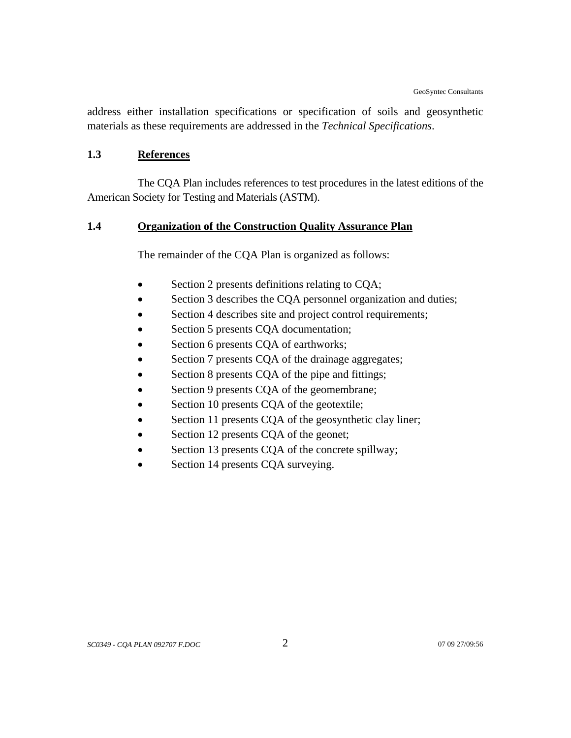address either installation specifications or specification of soils and geosynthetic materials as these requirements are addressed in the *Technical Specifications*.

## 1.3 References

The CQA Plan includes references to test procedures in the latest editions of the American Society for Testing and Materials (ASTM).

## 1.4 Organization of the Construction Quality Assurance Plan

The remainder of the CQA Plan is organized as follows:

- Section 2 presents definitions relating to CQA;
- Section 3 describes the CQA personnel organization and duties;
- Section 4 describes site and project control requirements;
- Section 5 presents CQA documentation;
- Section 6 presents CQA of earthworks;
- Section 7 presents CQA of the drainage aggregates;
- Section 8 presents CQA of the pipe and fittings;
- Section 9 presents CQA of the geomembrane;
- Section 10 presents CQA of the geotextile;
- Section 11 presents CQA of the geosynthetic clay liner;
- Section 12 presents CQA of the geonet;
- Section 13 presents CQA of the concrete spillway;
- Section 14 presents CQA surveying.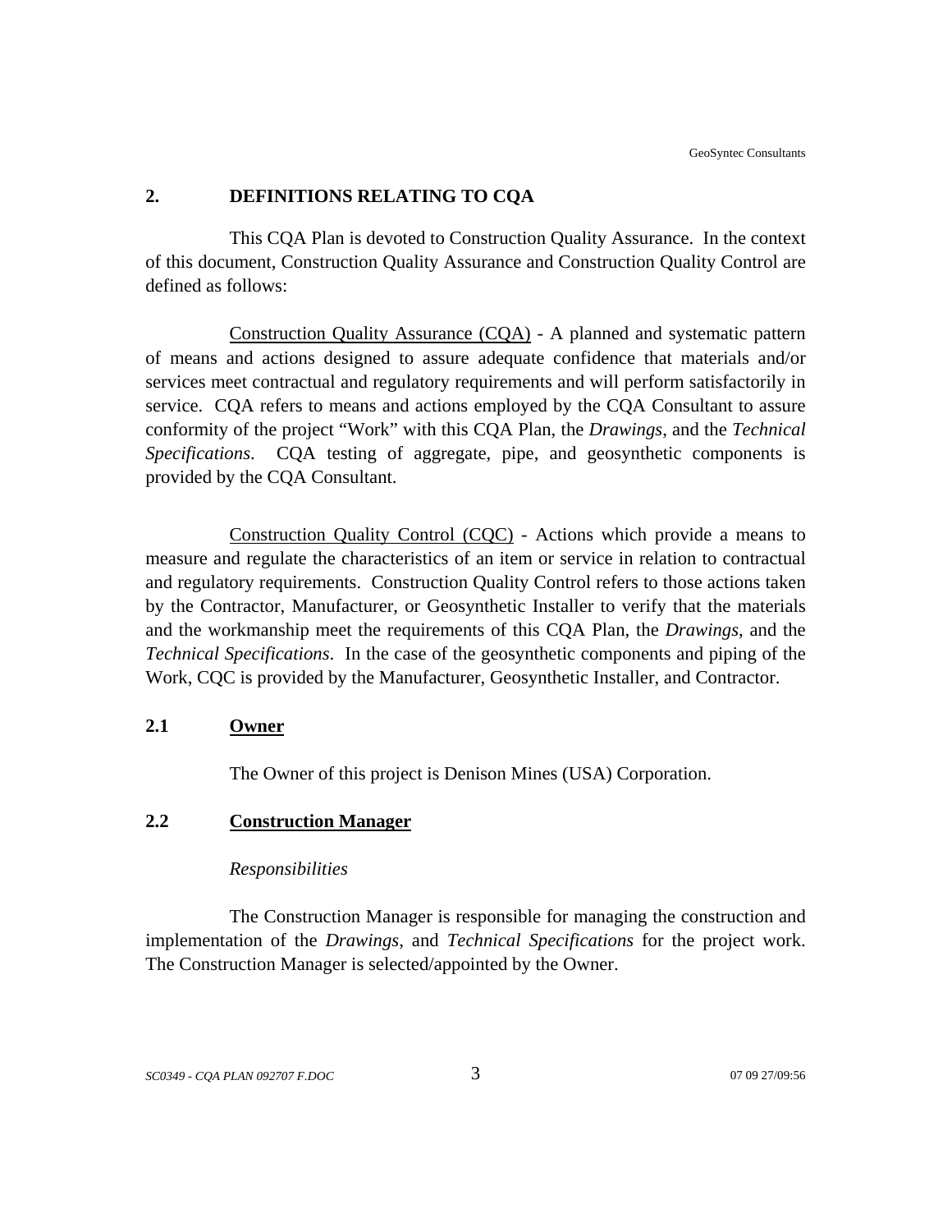## 2. DEFINITIONS RELATING TO CQA

This CQA Plan is devoted to Construction Quality Assurance. In the context of this document, Construction Quality Assurance and Construction Quality Control are defined as follows:

Construction Quality Assurance (CQA) - A planned and systematic pattern of means and actions designed to assure adequate confidence that materials and/or services meet contractual and regulatory requirements and will perform satisfactorily in service. CQA refers to means and actions employed by the CQA Consultant to assure conformity of the project "Work" with this CQA Plan, the *Drawings*, and the *Technical Specifications*. CQA testing of aggregate, pipe, and geosynthetic components is provided by the CQA Consultant.

Construction Quality Control (CQC) - Actions which provide a means to measure and regulate the characteristics of an item or service in relation to contractual and regulatory requirements. Construction Quality Control refers to those actions taken by the Contractor, Manufacturer, or Geosynthetic Installer to verify that the materials and the workmanship meet the requirements of this CQA Plan, the *Drawings*, and the *Technical Specifications*. In the case of the geosynthetic components and piping of the Work, CQC is provided by the Manufacturer, Geosynthetic Installer, and Contractor.

### 2.1 Owner

The Owner of this project is Denison Mines (USA) Corporation.

### 2.2 Construction Manager

*Responsibilities*

The Construction Manager is responsible for managing the construction and implementation of the *Drawings*, and *Technical Specifications* for the project work. The Construction Manager is selected/appointed by the Owner.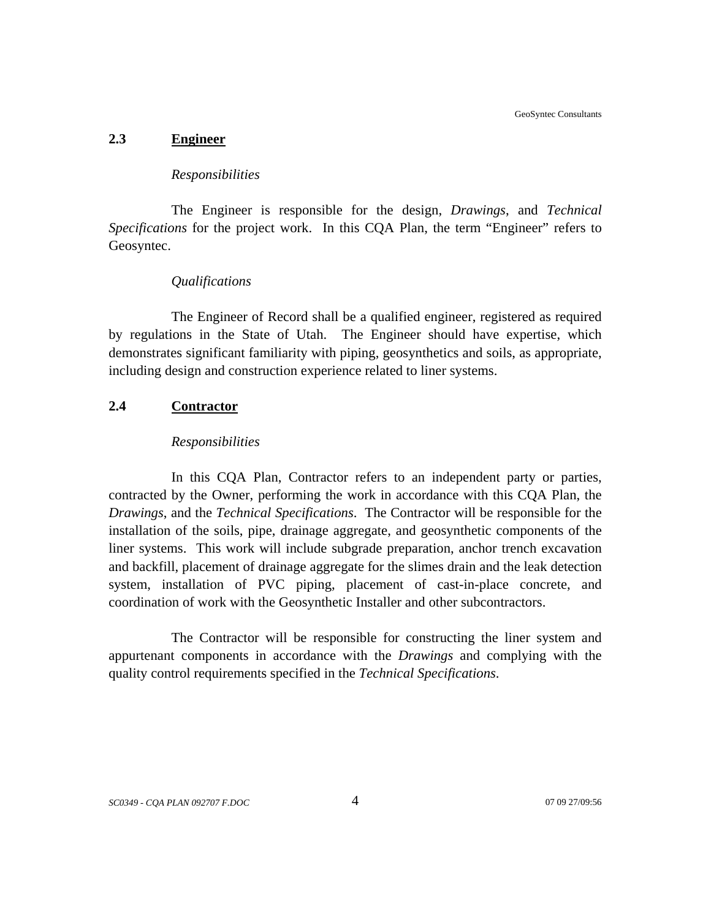## 2.3 Engineer

*Responsibilities*

The Engineer is responsible for the design, *Drawings*, and *Technical Specifications* for the project work. In this CQA Plan, the term "Engineer" refers to Geosyntec.

*Qualifications*

The Engineer of Record shall be a qualified engineer, registered as required by regulations in the State of Utah. The Engineer should have expertise, which demonstrates significant familiarity with piping, geosynthetics and soils, as appropriate, including design and construction experience related to liner systems.

## 2.4 Contractor

*Responsibilities*

In this CQA Plan, Contractor refers to an independent party or parties, contracted by the Owner, performing the work in accordance with this CQA Plan, the *Drawings*, and the *Technical Specifications*. The Contractor will be responsible for the installation of the soils, pipe, drainage aggregate, and geosynthetic components of the liner systems. This work will include subgrade preparation, anchor trench excavation and backfill, placement of drainage aggregate for the slimes drain and the leak detection system, installation of PVC piping, placement of cast-in-place concrete, and coordination of work with the Geosynthetic Installer and other subcontractors.

The Contractor will be responsible for constructing the liner system and appurtenant components in accordance with the *Drawings* and complying with the quality control requirements specified in the *Technical Specifications*.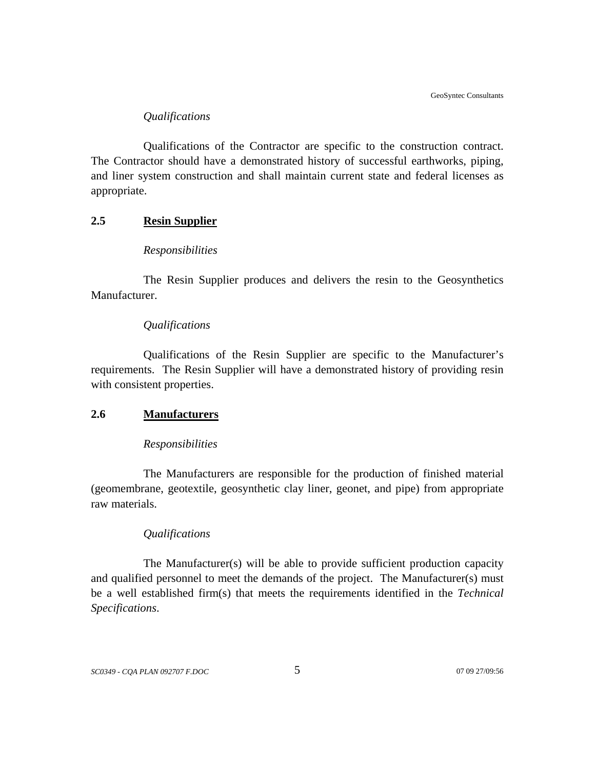*Qualifications*

Qualifications of the Contractor are specific to the construction contract. The Contractor should have a demonstrated history of successful earthworks, piping, and liner system construction and shall maintain current state and federal licenses as appropriate.

## 2.5 Resin Supplier

*Responsibilities*

The Resin Supplier produces and delivers the resin to the Geosynthetics Manufacturer.

*Qualifications*

Qualifications of the Resin Supplier are specific to the Manufacturer's requirements. The Resin Supplier will have a demonstrated history of providing resin with consistent properties.

## 2.6 Manufacturers

*Responsibilities*

The Manufacturers are responsible for the production of finished material (geomembrane, geotextile, geosynthetic clay liner, geonet, and pipe) from appropriate raw materials.

*Qualifications*

The Manufacturer(s) will be able to provide sufficient production capacity and qualified personnel to meet the demands of the project. The Manufacturer(s) must be a well established firm(s) that meets the requirements identified in the *Technical Specifications*.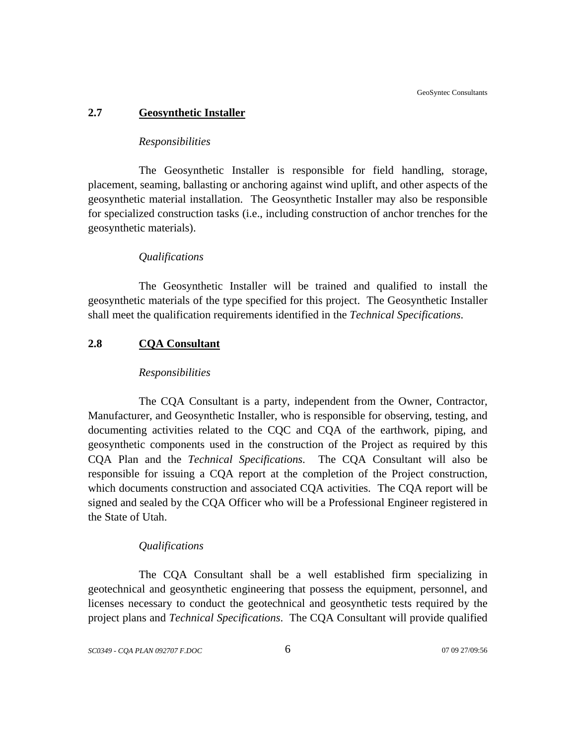## 2.7 Geosynthetic Installer

*Responsibilities*

The Geosynthetic Installer is responsible for field handling, storage, placement, seaming, ballasting or anchoring against wind uplift, and other aspects of the geosynthetic material installation. The Geosynthetic Installer may also be responsible for specialized construction tasks (i.e., including construction of anchor trenches for the geosynthetic materials).

*Qualifications*

The Geosynthetic Installer will be trained and qualified to install the geosynthetic materials of the type specified for this project. The Geosynthetic Installer shall meet the qualification requirements identified in the *Technical Specifications*.

## 2.8 CQA Consultant

*Responsibilities*

The CQA Consultant is a party, independent from the Owner, Contractor, Manufacturer, and Geosynthetic Installer, who is responsible for observing, testing, and documenting activities related to the CQC and CQA of the earthwork, piping, and geosynthetic components used in the construction of the Project as required by this CQA Plan and the *Technical Specifications*. The CQA Consultant will also be responsible for issuing a CQA report at the completion of the Project construction, which documents construction and associated CQA activities. The CQA report will be signed and sealed by the CQA Officer who will be a Professional Engineer registered in the State of Utah.

*Qualifications*

The CQA Consultant shall be a well established firm specializing in geotechnical and geosynthetic engineering that possess the equipment, personnel, and licenses necessary to conduct the geotechnical and geosynthetic tests required by the project plans and *Technical Specifications*. The CQA Consultant will provide qualified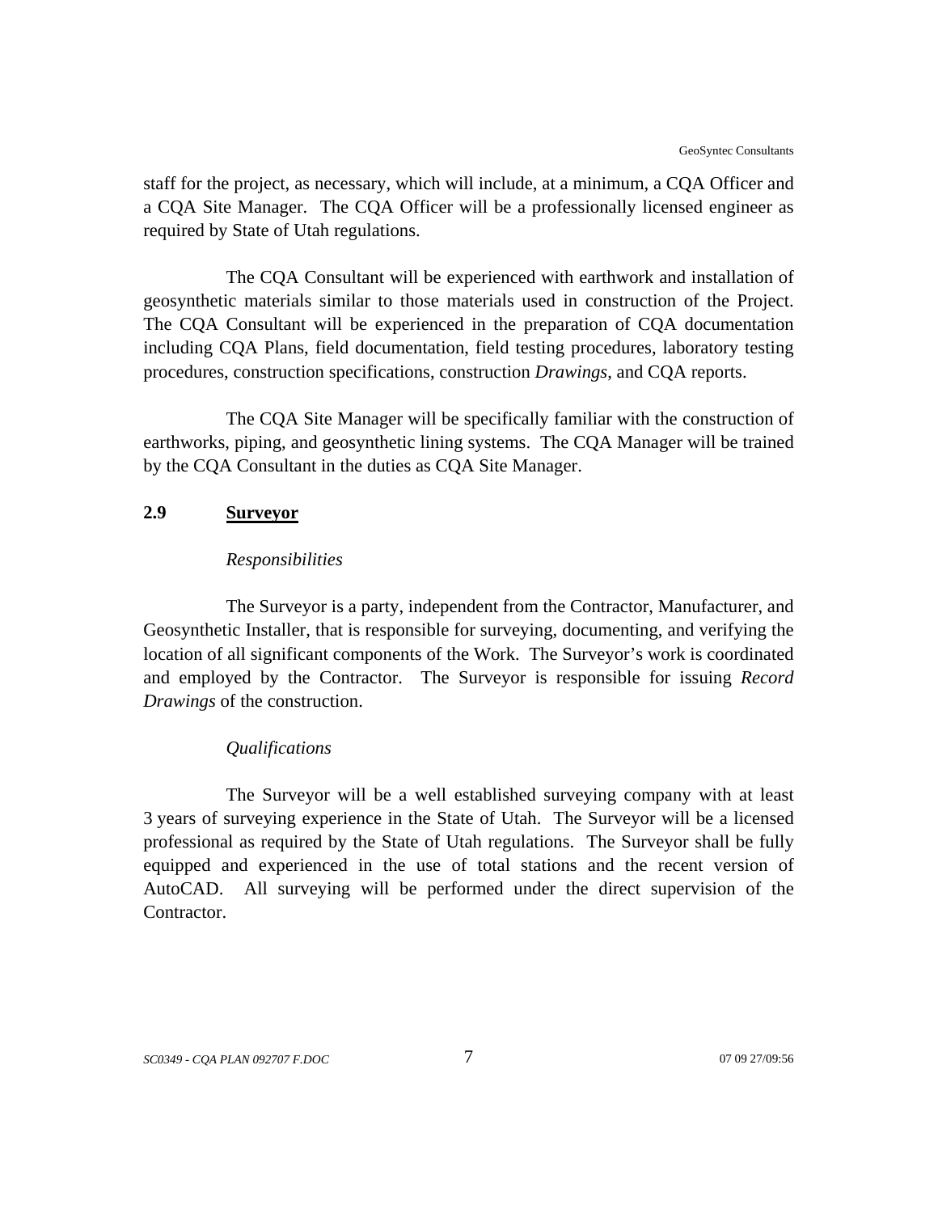staff for the project, as necessary, which will include, at a minimum, a CQA Officer and a CQA Site Manager. The CQA Officer will be a professionally licensed engineer as required by State of Utah regulations.

The CQA Consultant will be experienced with earthwork and installation of geosynthetic materials similar to those materials used in construction of the Project. The CQA Consultant will be experienced in the preparation of CQA documentation including CQA Plans, field documentation, field testing procedures, laboratory testing procedures, construction specifications, construction *Drawings*, and CQA reports.

The CQA Site Manager will be specifically familiar with the construction of earthworks, piping, and geosynthetic lining systems. The CQA Manager will be trained by the CQA Consultant in the duties as CQA Site Manager.

## 2.9 Surveyor

*Responsibilities*

The Surveyor is a party, independent from the Contractor, Manufacturer, and Geosynthetic Installer, that is responsible for surveying, documenting, and verifying the location of all significant components of the Work. The Surveyor's work is coordinated and employed by the Contractor. The Surveyor is responsible for issuing *Record Drawings* of the construction.

*Qualifications*

The Surveyor will be a well established surveying company with at least 3 years of surveying experience in the State of Utah. The Surveyor will be a licensed professional as required by the State of Utah regulations. The Surveyor shall be fully equipped and experienced in the use of total stations and the recent version of AutoCAD. All surveying will be performed under the direct supervision of the Contractor.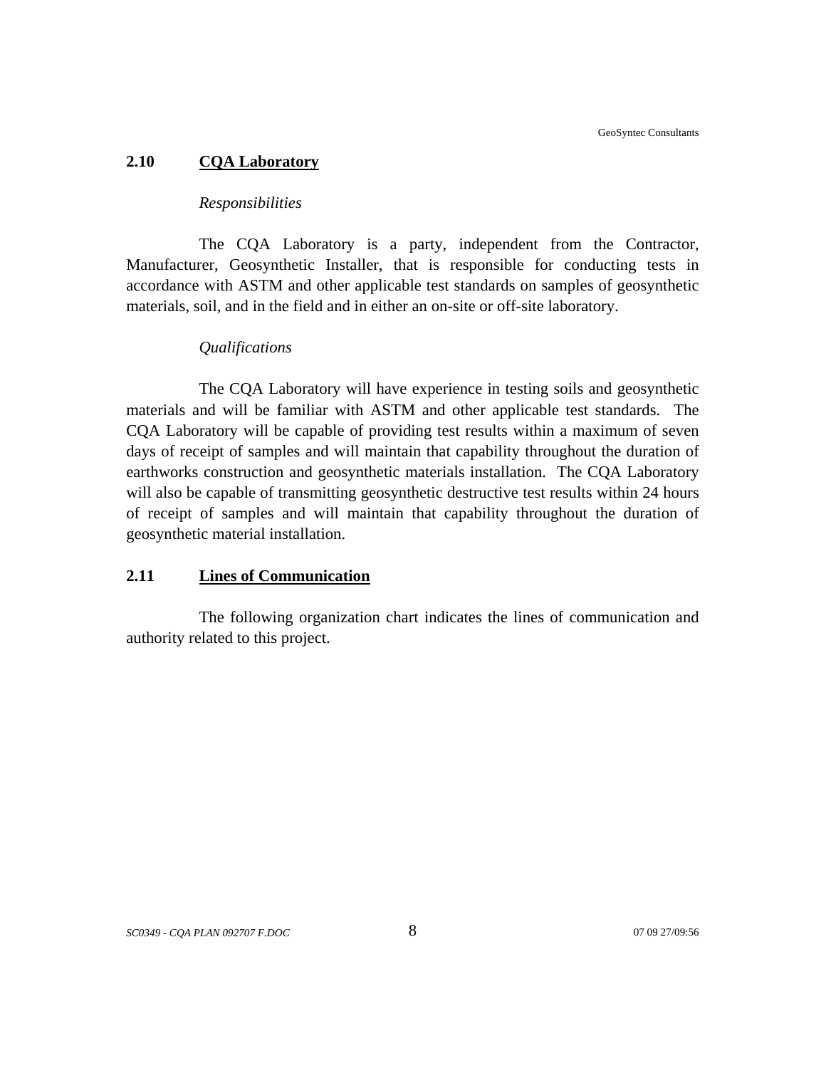## 2.10 CQA Laboratory

*Responsibilities*

The CQA Laboratory is a party, independent from the Contractor, Manufacturer, Geosynthetic Installer, that is responsible for conducting tests in accordance with ASTM and other applicable test standards on samples of geosynthetic materials, soil, and in the field and in either an on-site or off-site laboratory.

*Qualifications*

The CQA Laboratory will have experience in testing soils and geosynthetic materials and will be familiar with ASTM and other applicable test standards. The CQA Laboratory will be capable of providing test results within a maximum of seven days of receipt of samples and will maintain that capability throughout the duration of earthworks construction and geosynthetic materials installation. The CQA Laboratory will also be capable of transmitting geosynthetic destructive test results within 24 hours of receipt of samples and will maintain that capability throughout the duration of geosynthetic material installation.

## 2.11 Lines of Communication

The following organization chart indicates the lines of communication and authority related to this project.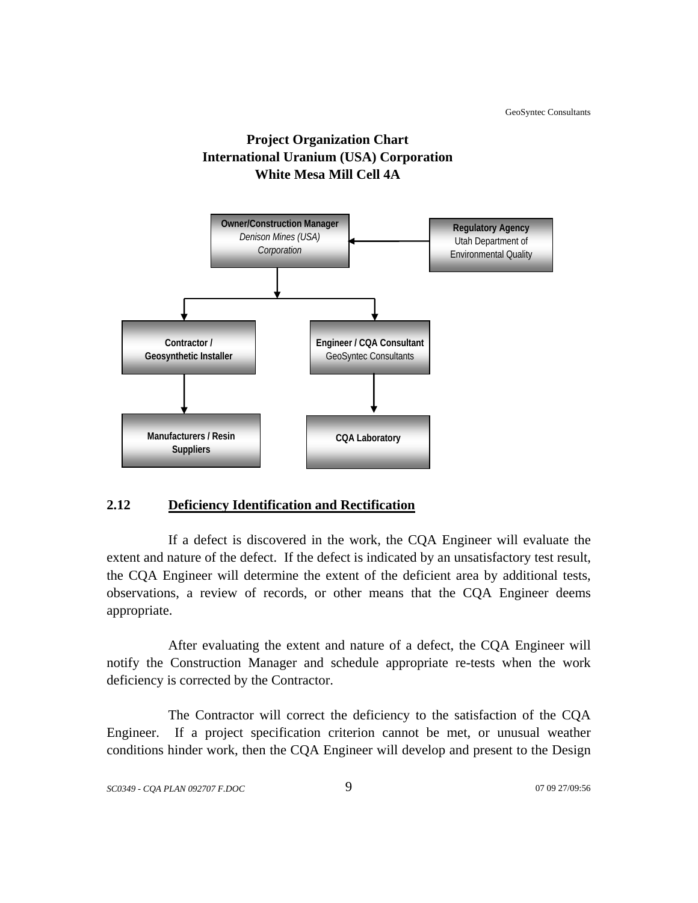**Project Organization Chart**
**International Uranium (USA) Corporation**
**White Mesa Mill Cell 4A**

**Owner/Construction Manager**
*Denison Mines (USA) Corporation*

**Regulatory Agency**
Utah Department of Environmental Quality

**Contractor / Geosynthetic Installer**

**Engineer / CQA Consultant**
GeoSyntec Consultants

**Manufacturers / Resin Suppliers**

**CQA Laboratory**

## 2.12 Deficiency Identification and Rectification

If a defect is discovered in the work, the CQA Engineer will evaluate the extent and nature of the defect. If the defect is indicated by an unsatisfactory test result, the CQA Engineer will determine the extent of the deficient area by additional tests, observations, a review of records, or other means that the CQA Engineer deems appropriate.

After evaluating the extent and nature of a defect, the CQA Engineer will notify the Construction Manager and schedule appropriate re-tests when the work deficiency is corrected by the Contractor.

The Contractor will correct the deficiency to the satisfaction of the CQA Engineer. If a project specification criterion cannot be met, or unusual weather conditions hinder work, then the CQA Engineer will develop and present to the Design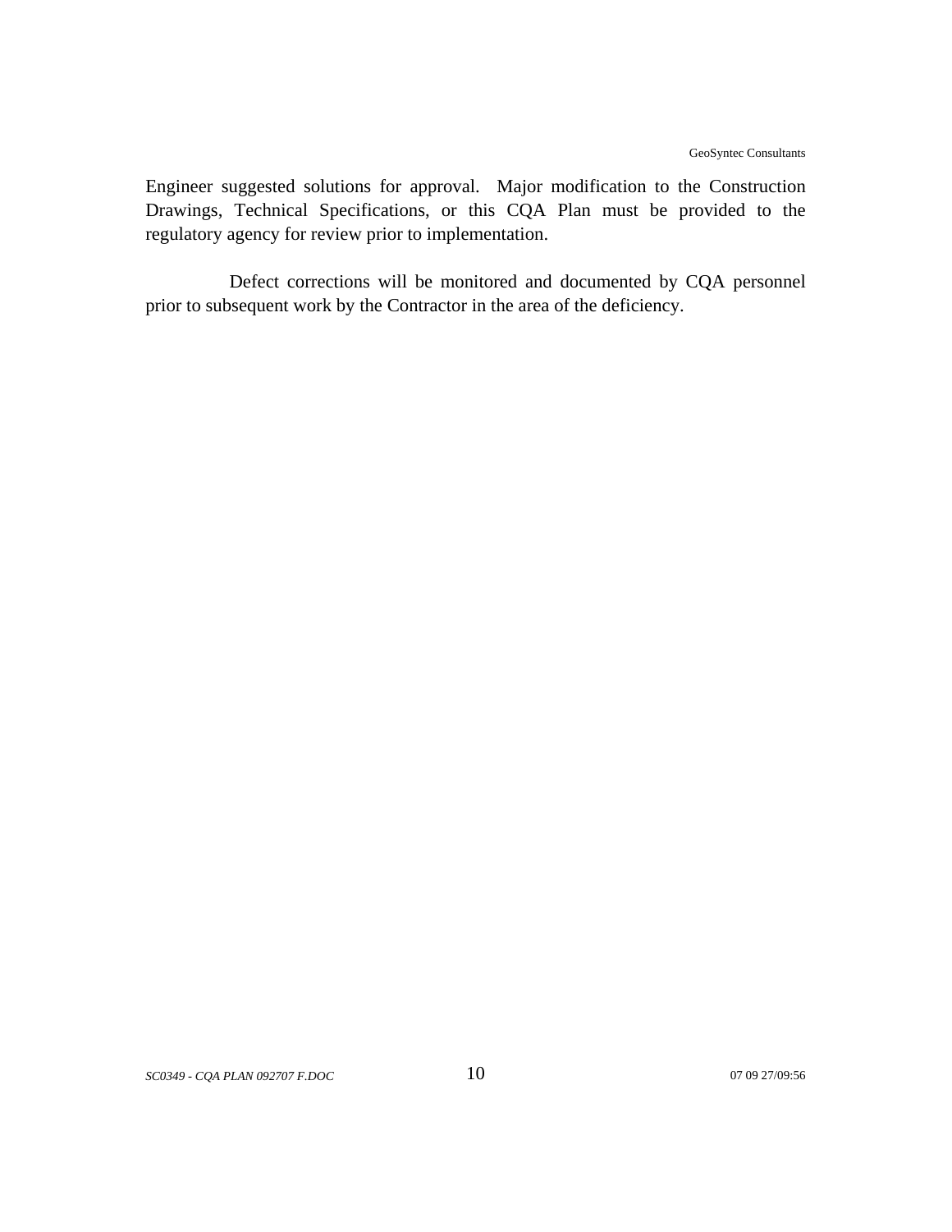Engineer suggested solutions for approval. Major modification to the Construction Drawings, Technical Specifications, or this CQA Plan must be provided to the regulatory agency for review prior to implementation.

Defect corrections will be monitored and documented by CQA personnel prior to subsequent work by the Contractor in the area of the deficiency.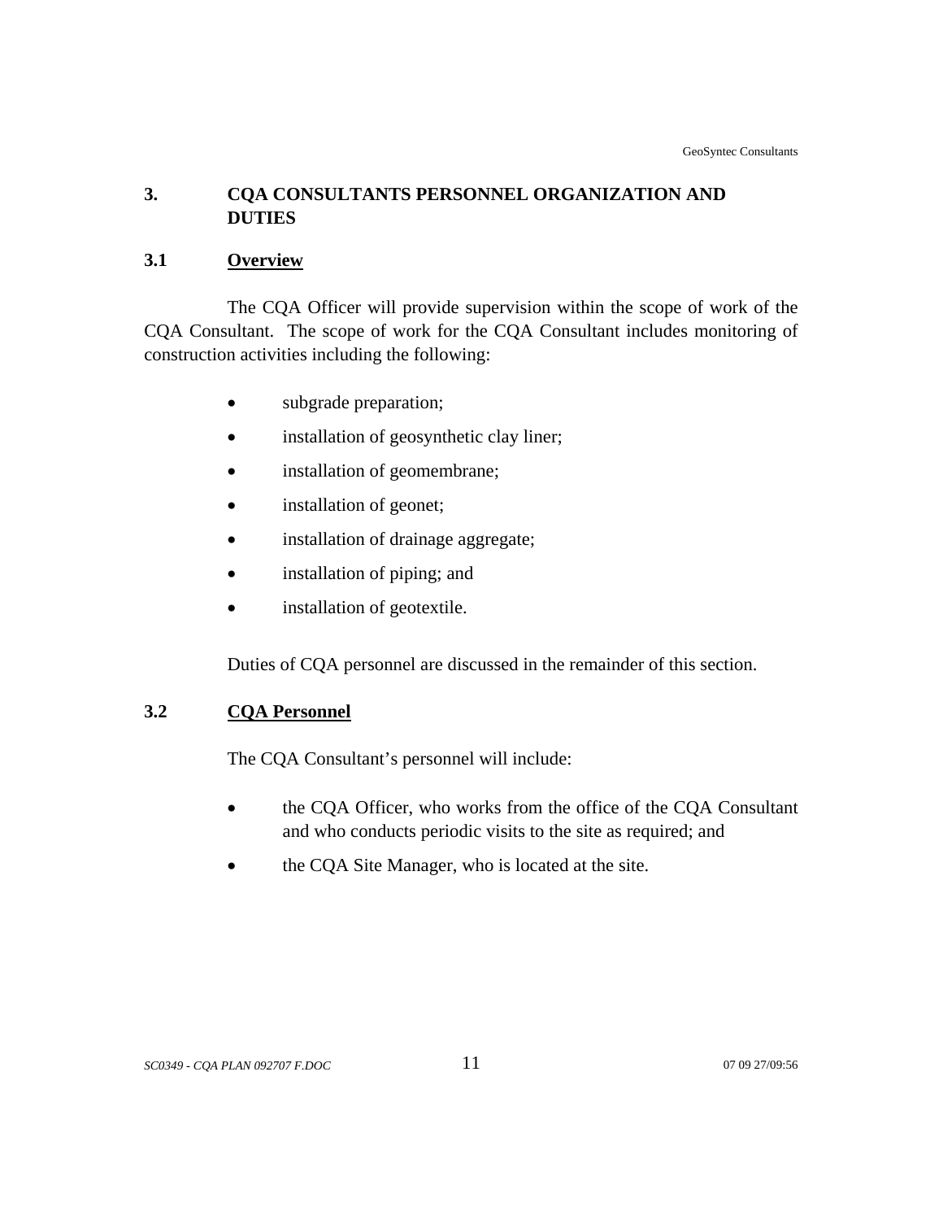# 3. CQA CONSULTANTS PERSONNEL ORGANIZATION AND DUTIES

## 3.1 Overview

The CQA Officer will provide supervision within the scope of work of the CQA Consultant. The scope of work for the CQA Consultant includes monitoring of construction activities including the following:

- subgrade preparation;
- installation of geosynthetic clay liner;
- installation of geomembrane;
- installation of geonet;
- installation of drainage aggregate;
- installation of piping; and
- installation of geotextile.

Duties of CQA personnel are discussed in the remainder of this section.

## 3.2 CQA Personnel

The CQA Consultant's personnel will include:

- the CQA Officer, who works from the office of the CQA Consultant and who conducts periodic visits to the site as required; and
- the CQA Site Manager, who is located at the site.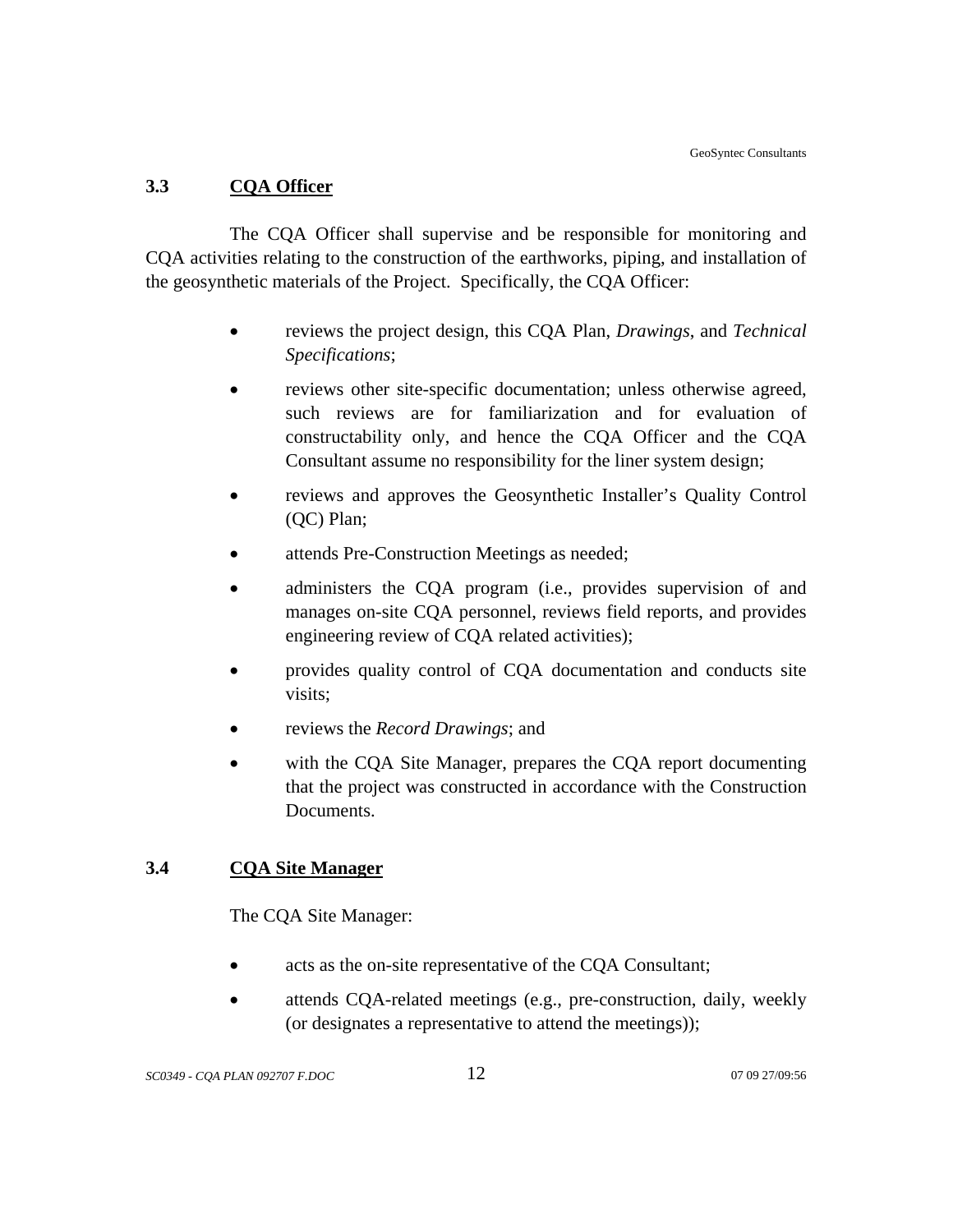## 3.3 CQA Officer

The CQA Officer shall supervise and be responsible for monitoring and CQA activities relating to the construction of the earthworks, piping, and installation of the geosynthetic materials of the Project. Specifically, the CQA Officer:

- reviews the project design, this CQA Plan, *Drawings*, and *Technical Specifications*;
- reviews other site-specific documentation; unless otherwise agreed, such reviews are for familiarization and for evaluation of constructability only, and hence the CQA Officer and the CQA Consultant assume no responsibility for the liner system design;
- reviews and approves the Geosynthetic Installer's Quality Control (QC) Plan;
- attends Pre-Construction Meetings as needed;
- administers the CQA program (i.e., provides supervision of and manages on-site CQA personnel, reviews field reports, and provides engineering review of CQA related activities);
- provides quality control of CQA documentation and conducts site visits;
- reviews the *Record Drawings*; and
- with the CQA Site Manager, prepares the CQA report documenting that the project was constructed in accordance with the Construction Documents.

## 3.4 CQA Site Manager

The CQA Site Manager:

- acts as the on-site representative of the CQA Consultant;
- attends CQA-related meetings (e.g., pre-construction, daily, weekly (or designates a representative to attend the meetings));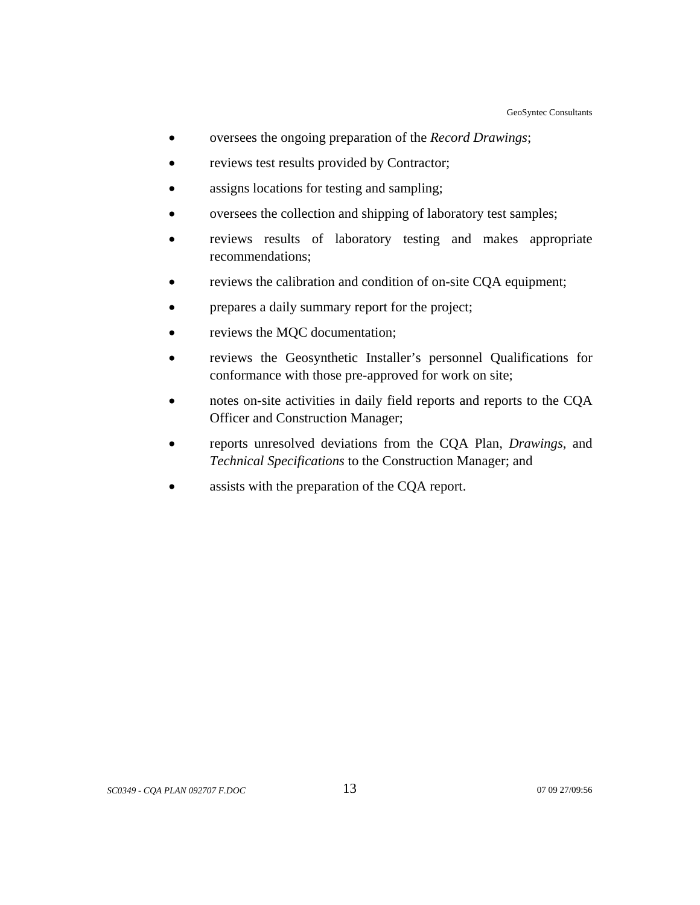- oversees the ongoing preparation of the *Record Drawings*;
- reviews test results provided by Contractor;
- assigns locations for testing and sampling;
- oversees the collection and shipping of laboratory test samples;
- reviews results of laboratory testing and makes appropriate recommendations;
- reviews the calibration and condition of on-site CQA equipment;
- prepares a daily summary report for the project;
- reviews the MQC documentation;
- reviews the Geosynthetic Installer's personnel Qualifications for conformance with those pre-approved for work on site;
- notes on-site activities in daily field reports and reports to the CQA Officer and Construction Manager;
- reports unresolved deviations from the CQA Plan, *Drawings*, and *Technical Specifications* to the Construction Manager; and
- assists with the preparation of the CQA report.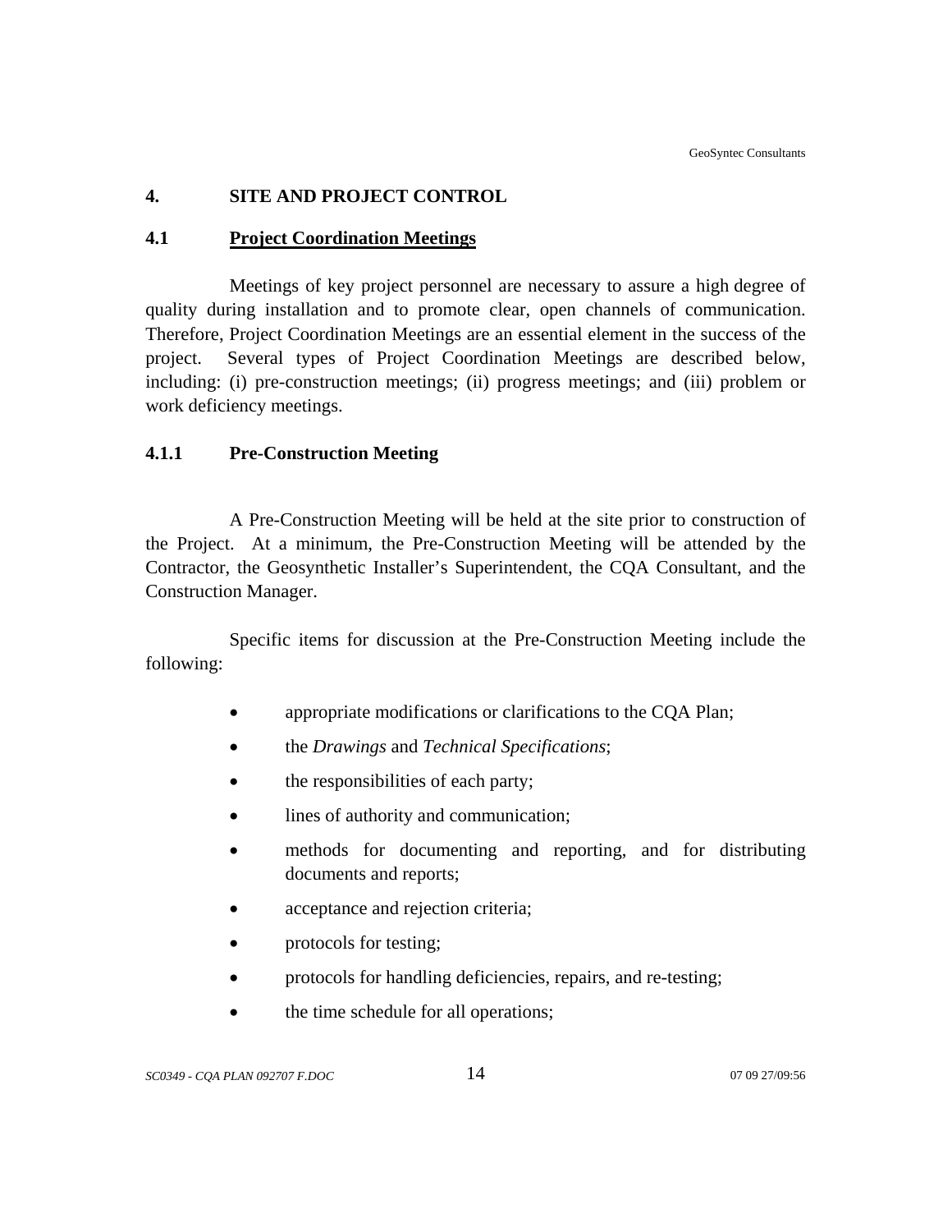# 4. SITE AND PROJECT CONTROL

## 4.1 Project Coordination Meetings

Meetings of key project personnel are necessary to assure a high degree of quality during installation and to promote clear, open channels of communication. Therefore, Project Coordination Meetings are an essential element in the success of the project. Several types of Project Coordination Meetings are described below, including: (i) pre-construction meetings; (ii) progress meetings; and (iii) problem or work deficiency meetings.

### 4.1.1 Pre-Construction Meeting

A Pre-Construction Meeting will be held at the site prior to construction of the Project. At a minimum, the Pre-Construction Meeting will be attended by the Contractor, the Geosynthetic Installer's Superintendent, the CQA Consultant, and the Construction Manager.

Specific items for discussion at the Pre-Construction Meeting include the following:

- appropriate modifications or clarifications to the CQA Plan;
- the *Drawings* and *Technical Specifications*;
- the responsibilities of each party;
- lines of authority and communication;
- methods for documenting and reporting, and for distributing documents and reports;
- acceptance and rejection criteria;
- protocols for testing;
- protocols for handling deficiencies, repairs, and re-testing;
- the time schedule for all operations;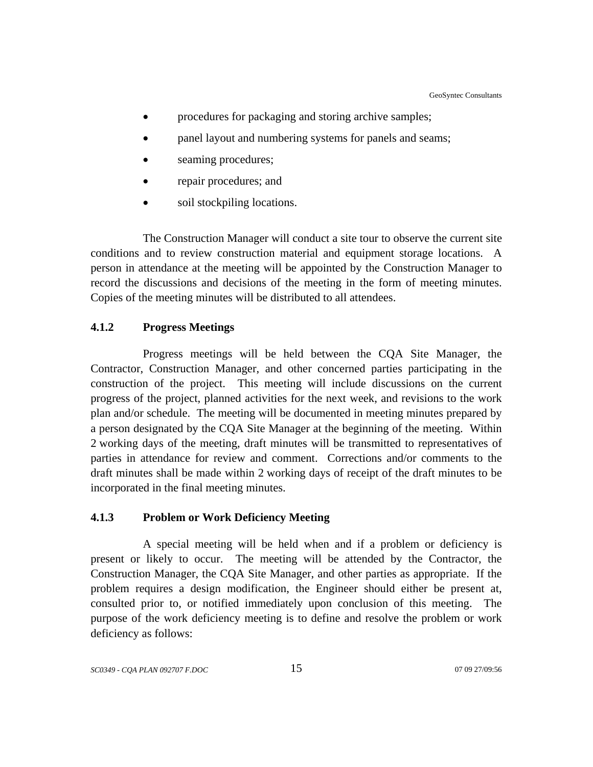- procedures for packaging and storing archive samples;
- panel layout and numbering systems for panels and seams;
- seaming procedures;
- repair procedures; and
- soil stockpiling locations.

The Construction Manager will conduct a site tour to observe the current site conditions and to review construction material and equipment storage locations. A person in attendance at the meeting will be appointed by the Construction Manager to record the discussions and decisions of the meeting in the form of meeting minutes. Copies of the meeting minutes will be distributed to all attendees.

### 4.1.2 Progress Meetings

Progress meetings will be held between the CQA Site Manager, the Contractor, Construction Manager, and other concerned parties participating in the construction of the project. This meeting will include discussions on the current progress of the project, planned activities for the next week, and revisions to the work plan and/or schedule. The meeting will be documented in meeting minutes prepared by a person designated by the CQA Site Manager at the beginning of the meeting. Within 2 working days of the meeting, draft minutes will be transmitted to representatives of parties in attendance for review and comment. Corrections and/or comments to the draft minutes shall be made within 2 working days of receipt of the draft minutes to be incorporated in the final meeting minutes.

### 4.1.3 Problem or Work Deficiency Meeting

A special meeting will be held when and if a problem or deficiency is present or likely to occur. The meeting will be attended by the Contractor, the Construction Manager, the CQA Site Manager, and other parties as appropriate. If the problem requires a design modification, the Engineer should either be present at, consulted prior to, or notified immediately upon conclusion of this meeting. The purpose of the work deficiency meeting is to define and resolve the problem or work deficiency as follows: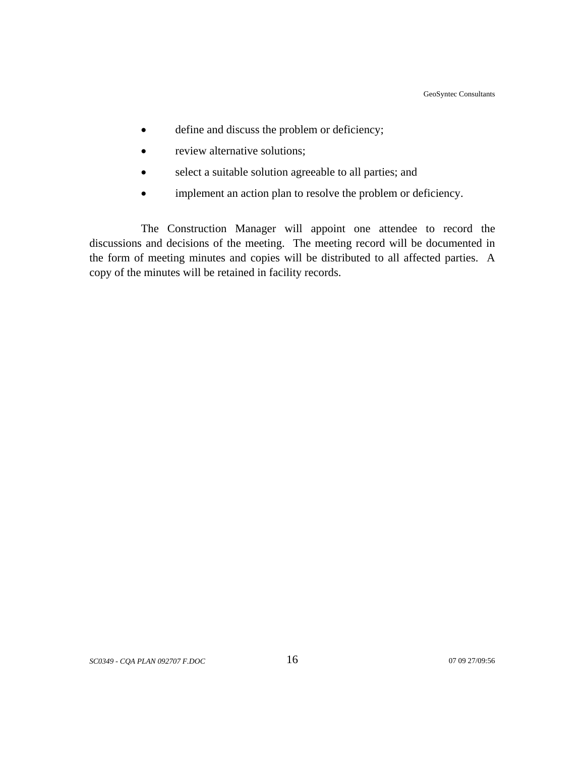- define and discuss the problem or deficiency;
- review alternative solutions;
- select a suitable solution agreeable to all parties; and
- implement an action plan to resolve the problem or deficiency.

The Construction Manager will appoint one attendee to record the discussions and decisions of the meeting. The meeting record will be documented in the form of meeting minutes and copies will be distributed to all affected parties. A copy of the minutes will be retained in facility records.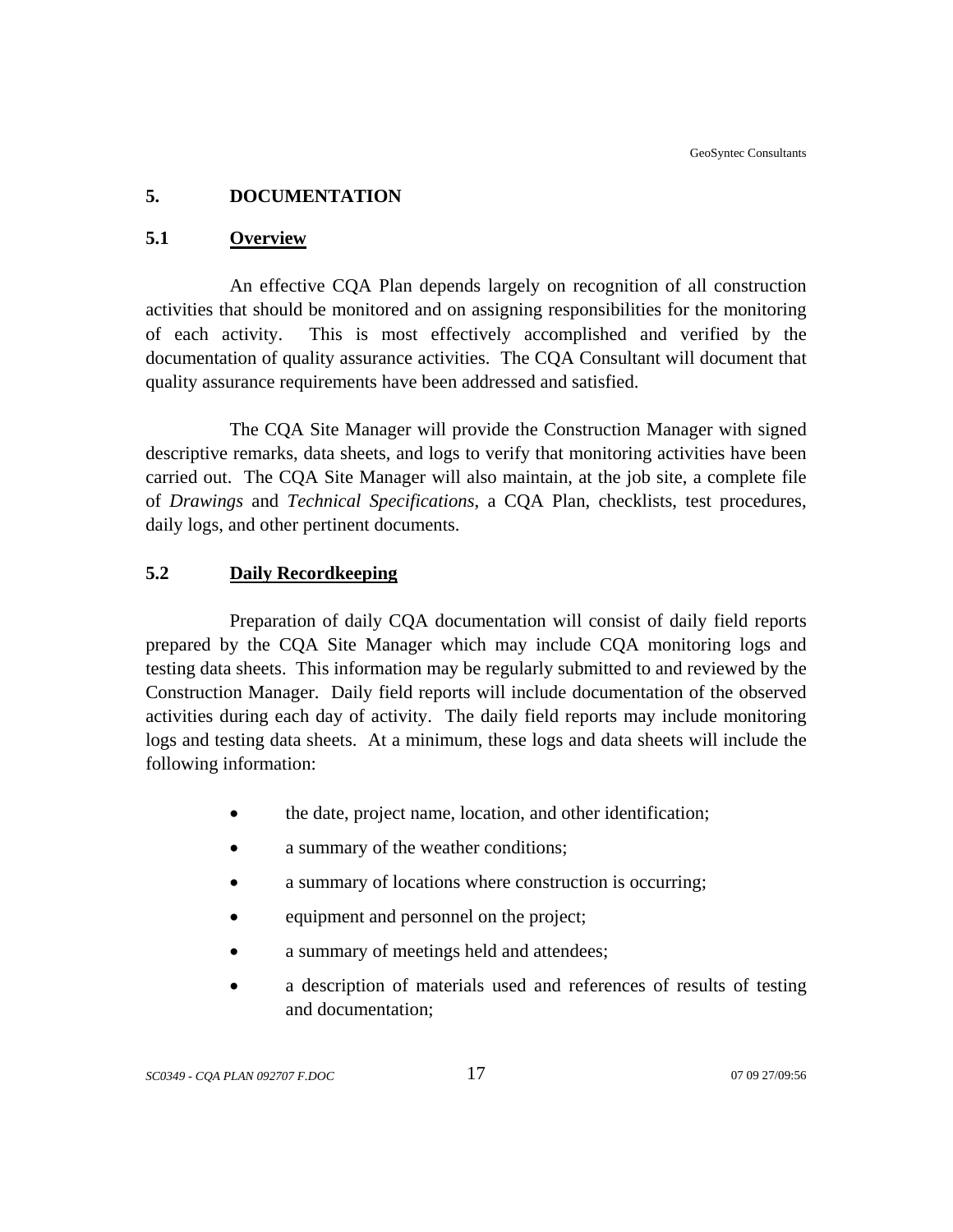# 5. DOCUMENTATION

## 5.1 Overview

An effective CQA Plan depends largely on recognition of all construction activities that should be monitored and on assigning responsibilities for the monitoring of each activity. This is most effectively accomplished and verified by the documentation of quality assurance activities. The CQA Consultant will document that quality assurance requirements have been addressed and satisfied.

The CQA Site Manager will provide the Construction Manager with signed descriptive remarks, data sheets, and logs to verify that monitoring activities have been carried out. The CQA Site Manager will also maintain, at the job site, a complete file of *Drawings* and *Technical Specifications*, a CQA Plan, checklists, test procedures, daily logs, and other pertinent documents.

## 5.2 Daily Recordkeeping

Preparation of daily CQA documentation will consist of daily field reports prepared by the CQA Site Manager which may include CQA monitoring logs and testing data sheets. This information may be regularly submitted to and reviewed by the Construction Manager. Daily field reports will include documentation of the observed activities during each day of activity. The daily field reports may include monitoring logs and testing data sheets. At a minimum, these logs and data sheets will include the following information:

- the date, project name, location, and other identification;
- a summary of the weather conditions;
- a summary of locations where construction is occurring;
- equipment and personnel on the project;
- a summary of meetings held and attendees;
- a description of materials used and references of results of testing and documentation;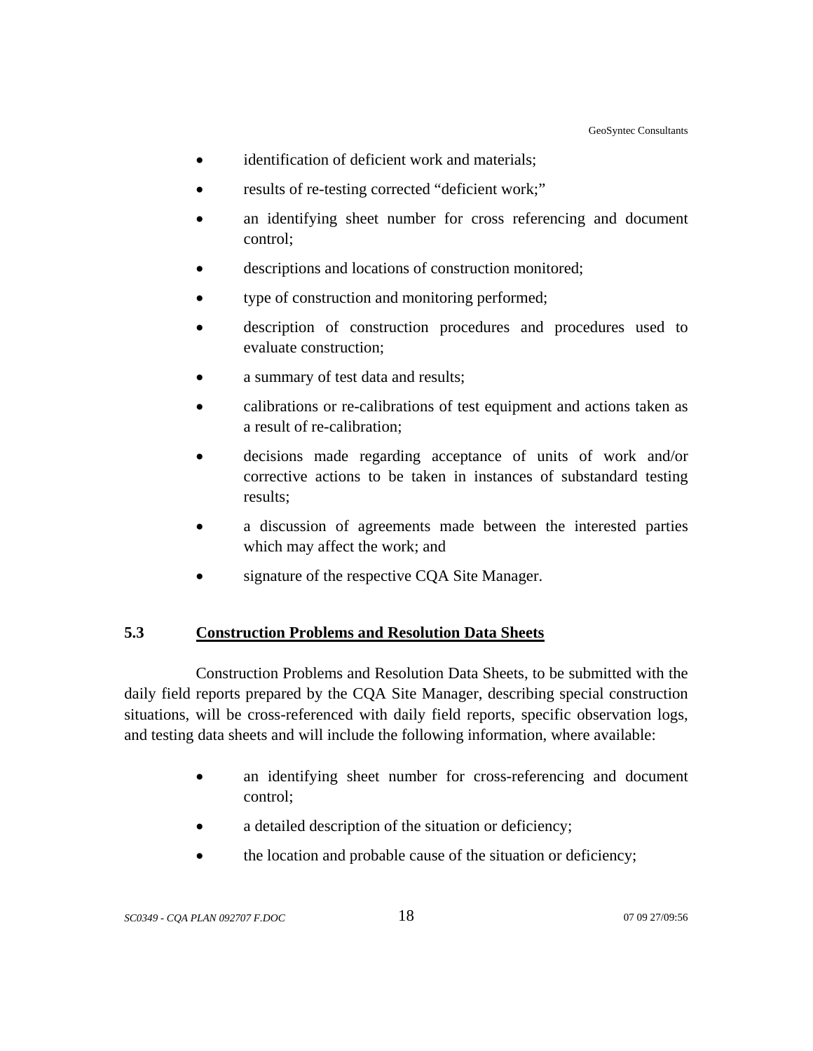- identification of deficient work and materials;
- results of re-testing corrected "deficient work;"
- an identifying sheet number for cross referencing and document control;
- descriptions and locations of construction monitored;
- type of construction and monitoring performed;
- description of construction procedures and procedures used to evaluate construction;
- a summary of test data and results;
- calibrations or re-calibrations of test equipment and actions taken as a result of re-calibration;
- decisions made regarding acceptance of units of work and/or corrective actions to be taken in instances of substandard testing results;
- a discussion of agreements made between the interested parties which may affect the work; and
- signature of the respective CQA Site Manager.

## 5.3 Construction Problems and Resolution Data Sheets

Construction Problems and Resolution Data Sheets, to be submitted with the daily field reports prepared by the CQA Site Manager, describing special construction situations, will be cross-referenced with daily field reports, specific observation logs, and testing data sheets and will include the following information, where available:

- an identifying sheet number for cross-referencing and document control;
- a detailed description of the situation or deficiency;
- the location and probable cause of the situation or deficiency;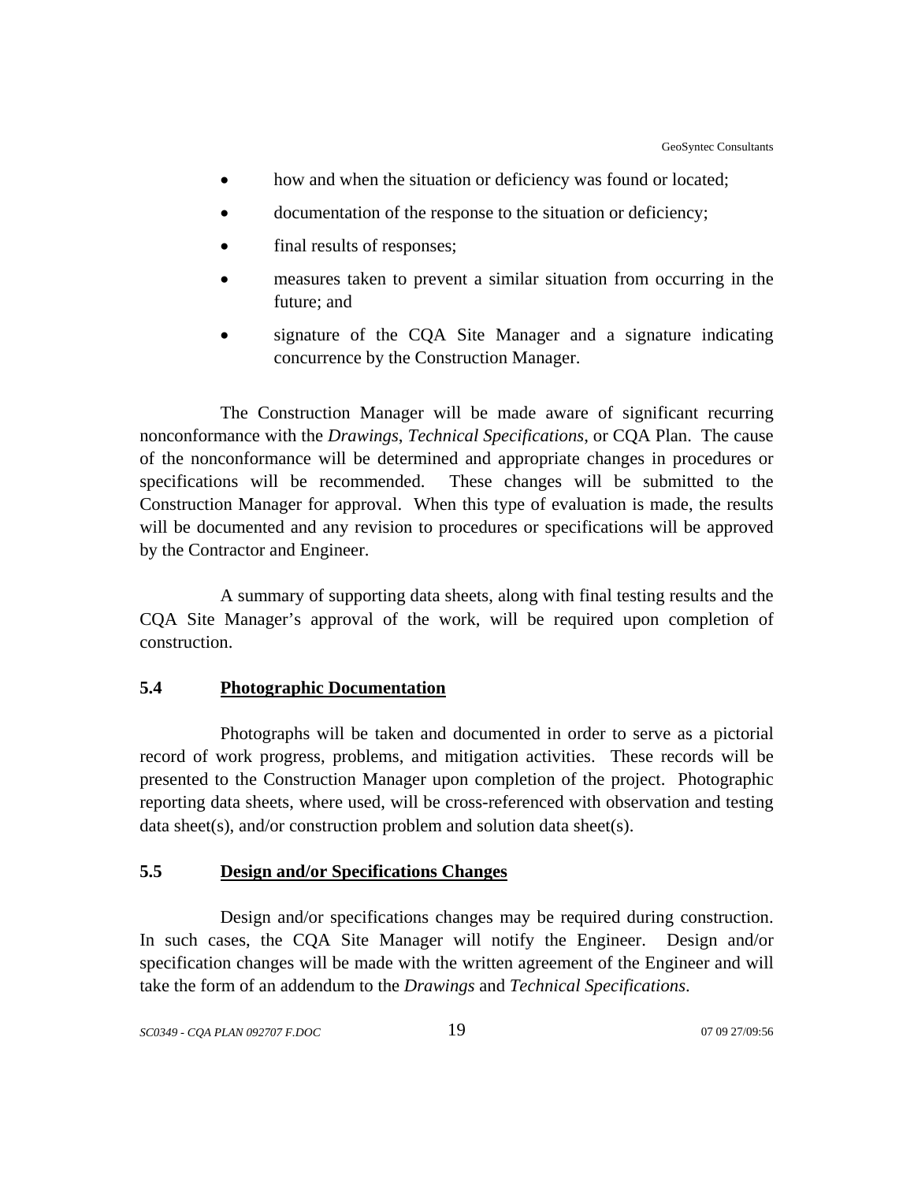- how and when the situation or deficiency was found or located;
- documentation of the response to the situation or deficiency;
- final results of responses;
- measures taken to prevent a similar situation from occurring in the future; and
- signature of the CQA Site Manager and a signature indicating concurrence by the Construction Manager.

The Construction Manager will be made aware of significant recurring nonconformance with the *Drawings*, *Technical Specifications*, or CQA Plan. The cause of the nonconformance will be determined and appropriate changes in procedures or specifications will be recommended. These changes will be submitted to the Construction Manager for approval. When this type of evaluation is made, the results will be documented and any revision to procedures or specifications will be approved by the Contractor and Engineer.

A summary of supporting data sheets, along with final testing results and the CQA Site Manager's approval of the work, will be required upon completion of construction.

## 5.4 Photographic Documentation

Photographs will be taken and documented in order to serve as a pictorial record of work progress, problems, and mitigation activities. These records will be presented to the Construction Manager upon completion of the project. Photographic reporting data sheets, where used, will be cross-referenced with observation and testing data sheet(s), and/or construction problem and solution data sheet(s).

## 5.5 Design and/or Specifications Changes

Design and/or specifications changes may be required during construction. In such cases, the CQA Site Manager will notify the Engineer. Design and/or specification changes will be made with the written agreement of the Engineer and will take the form of an addendum to the *Drawings* and *Technical Specifications*.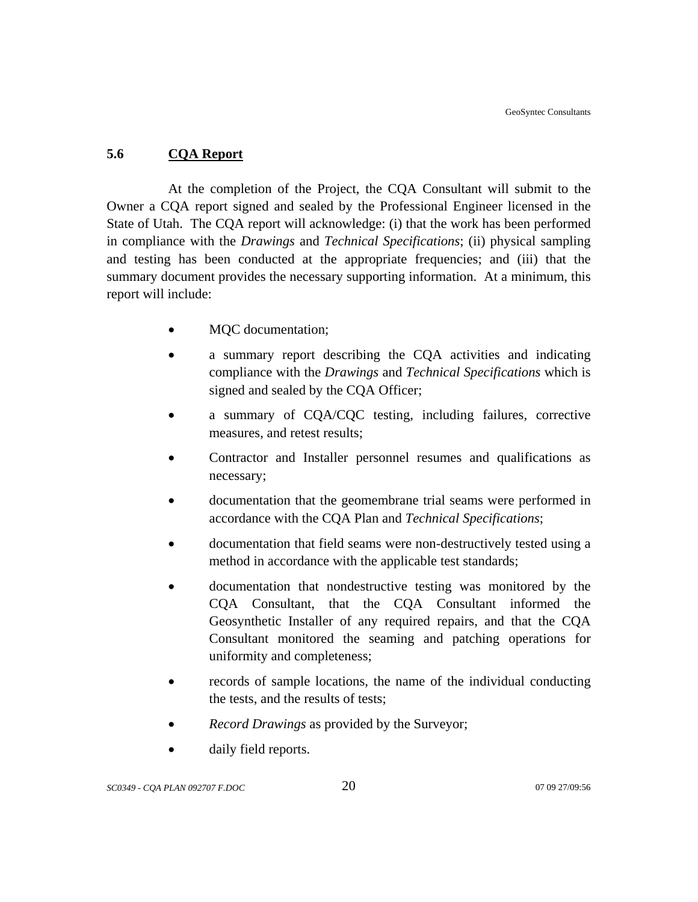## 5.6 CQA Report

At the completion of the Project, the CQA Consultant will submit to the Owner a CQA report signed and sealed by the Professional Engineer licensed in the State of Utah. The CQA report will acknowledge: (i) that the work has been performed in compliance with the *Drawings* and *Technical Specifications*; (ii) physical sampling and testing has been conducted at the appropriate frequencies; and (iii) that the summary document provides the necessary supporting information. At a minimum, this report will include:

- MQC documentation;
- a summary report describing the CQA activities and indicating compliance with the *Drawings* and *Technical Specifications* which is signed and sealed by the CQA Officer;
- a summary of CQA/CQC testing, including failures, corrective measures, and retest results;
- Contractor and Installer personnel resumes and qualifications as necessary;
- documentation that the geomembrane trial seams were performed in accordance with the CQA Plan and *Technical Specifications*;
- documentation that field seams were non-destructively tested using a method in accordance with the applicable test standards;
- documentation that nondestructive testing was monitored by the CQA Consultant, that the CQA Consultant informed the Geosynthetic Installer of any required repairs, and that the CQA Consultant monitored the seaming and patching operations for uniformity and completeness;
- records of sample locations, the name of the individual conducting the tests, and the results of tests;
- *Record Drawings* as provided by the Surveyor;
- daily field reports.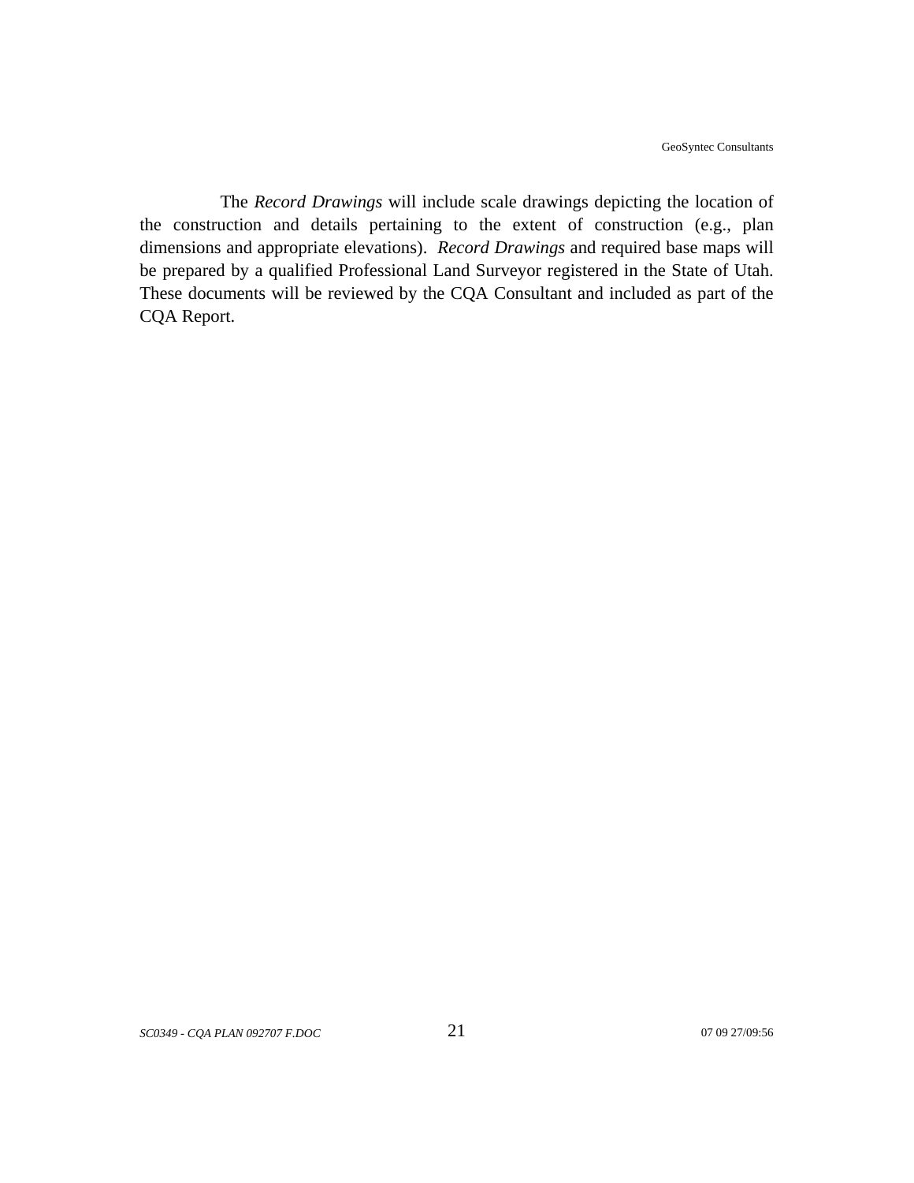The *Record Drawings* will include scale drawings depicting the location of the construction and details pertaining to the extent of construction (e.g., plan dimensions and appropriate elevations). *Record Drawings* and required base maps will be prepared by a qualified Professional Land Surveyor registered in the State of Utah. These documents will be reviewed by the CQA Consultant and included as part of the CQA Report.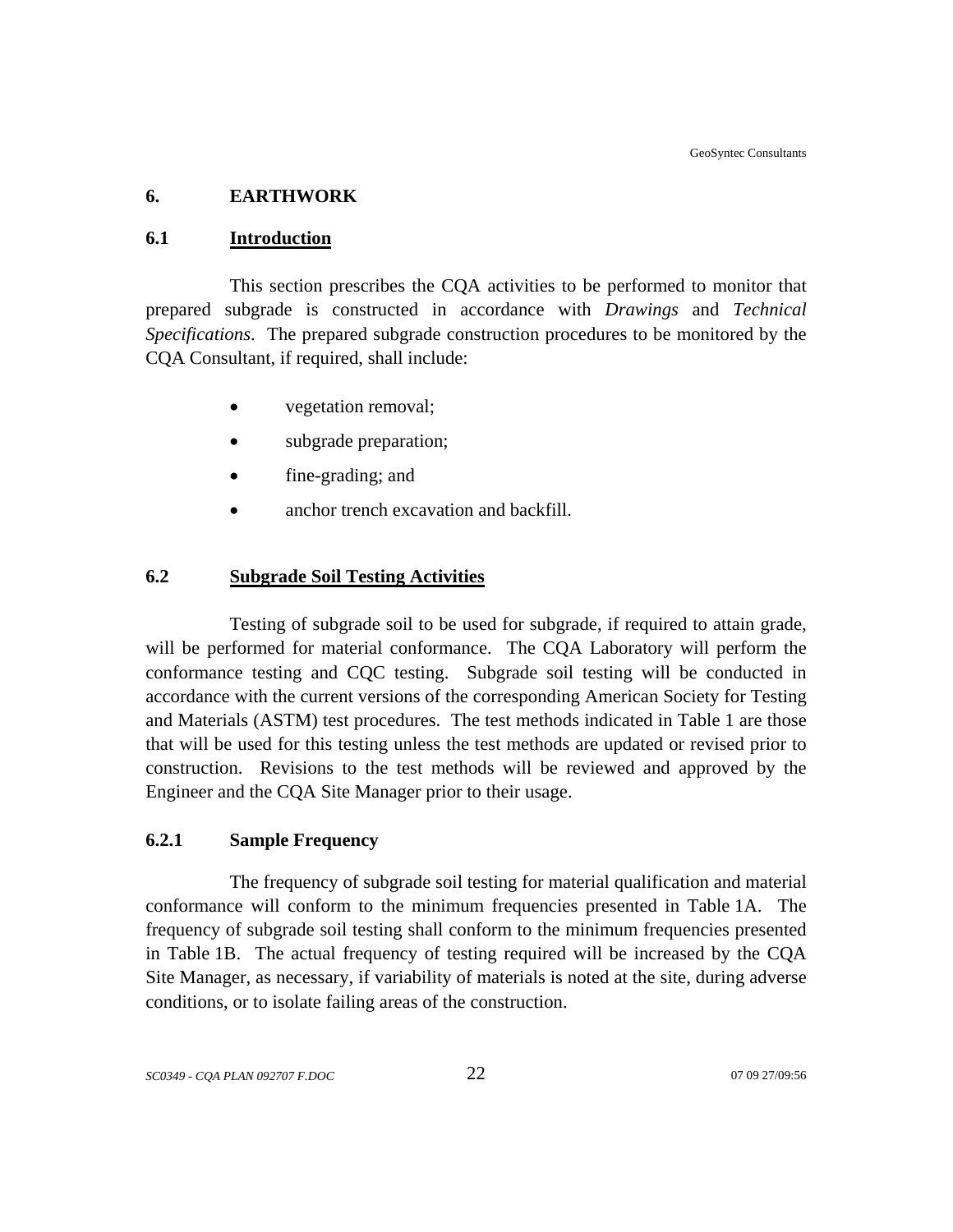# 6. EARTHWORK

## 6.1 Introduction

This section prescribes the CQA activities to be performed to monitor that prepared subgrade is constructed in accordance with *Drawings* and *Technical Specifications*. The prepared subgrade construction procedures to be monitored by the CQA Consultant, if required, shall include:

- vegetation removal;
- subgrade preparation;
- fine-grading; and
- anchor trench excavation and backfill.

## 6.2 Subgrade Soil Testing Activities

Testing of subgrade soil to be used for subgrade, if required to attain grade, will be performed for material conformance. The CQA Laboratory will perform the conformance testing and CQC testing. Subgrade soil testing will be conducted in accordance with the current versions of the corresponding American Society for Testing and Materials (ASTM) test procedures. The test methods indicated in Table 1 are those that will be used for this testing unless the test methods are updated or revised prior to construction. Revisions to the test methods will be reviewed and approved by the Engineer and the CQA Site Manager prior to their usage.

### 6.2.1 Sample Frequency

The frequency of subgrade soil testing for material qualification and material conformance will conform to the minimum frequencies presented in Table 1A. The frequency of subgrade soil testing shall conform to the minimum frequencies presented in Table 1B. The actual frequency of testing required will be increased by the CQA Site Manager, as necessary, if variability of materials is noted at the site, during adverse conditions, or to isolate failing areas of the construction.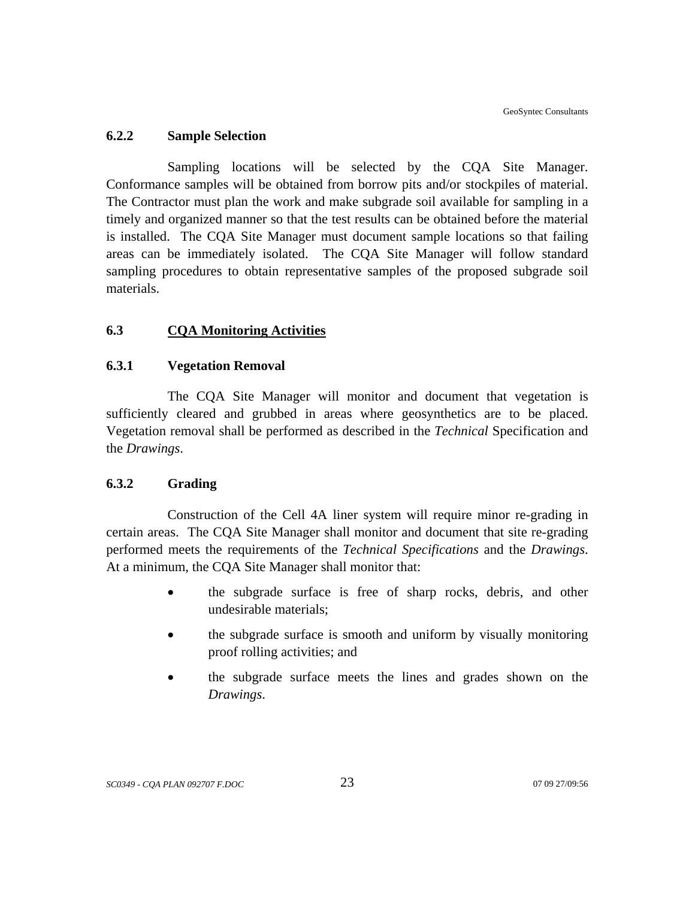### 6.2.2 Sample Selection

Sampling locations will be selected by the CQA Site Manager. Conformance samples will be obtained from borrow pits and/or stockpiles of material. The Contractor must plan the work and make subgrade soil available for sampling in a timely and organized manner so that the test results can be obtained before the material is installed. The CQA Site Manager must document sample locations so that failing areas can be immediately isolated. The CQA Site Manager will follow standard sampling procedures to obtain representative samples of the proposed subgrade soil materials.

## 6.3 CQA Monitoring Activities

### 6.3.1 Vegetation Removal

The CQA Site Manager will monitor and document that vegetation is sufficiently cleared and grubbed in areas where geosynthetics are to be placed. Vegetation removal shall be performed as described in the *Technical* Specification and the *Drawings*.

### 6.3.2 Grading

Construction of the Cell 4A liner system will require minor re-grading in certain areas. The CQA Site Manager shall monitor and document that site re-grading performed meets the requirements of the *Technical Specifications* and the *Drawings*. At a minimum, the CQA Site Manager shall monitor that:

- the subgrade surface is free of sharp rocks, debris, and other undesirable materials;
- the subgrade surface is smooth and uniform by visually monitoring proof rolling activities; and
- the subgrade surface meets the lines and grades shown on the *Drawings*.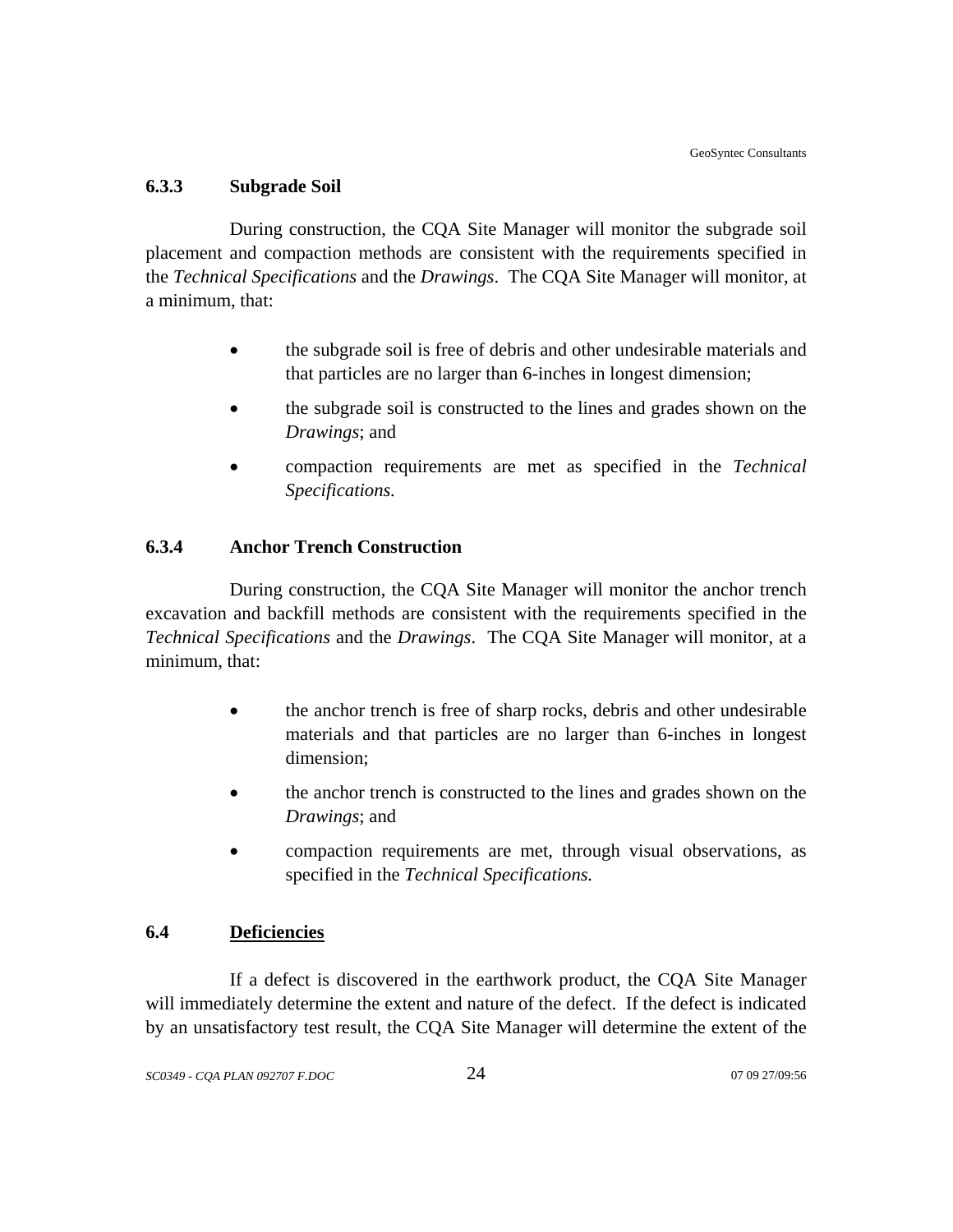#### 6.3.3 Subgrade Soil

During construction, the CQA Site Manager will monitor the subgrade soil placement and compaction methods are consistent with the requirements specified in the *Technical Specifications* and the *Drawings*. The CQA Site Manager will monitor, at a minimum, that:

- the subgrade soil is free of debris and other undesirable materials and that particles are no larger than 6-inches in longest dimension;
- the subgrade soil is constructed to the lines and grades shown on the *Drawings*; and
- compaction requirements are met as specified in the *Technical Specifications.*

#### 6.3.4 Anchor Trench Construction

During construction, the CQA Site Manager will monitor the anchor trench excavation and backfill methods are consistent with the requirements specified in the *Technical Specifications* and the *Drawings*. The CQA Site Manager will monitor, at a minimum, that:

- the anchor trench is free of sharp rocks, debris and other undesirable materials and that particles are no larger than 6-inches in longest dimension;
- the anchor trench is constructed to the lines and grades shown on the *Drawings*; and
- compaction requirements are met, through visual observations, as specified in the *Technical Specifications.*

### 6.4 <u>Deficiencies</u>

If a defect is discovered in the earthwork product, the CQA Site Manager will immediately determine the extent and nature of the defect. If the defect is indicated by an unsatisfactory test result, the CQA Site Manager will determine the extent of the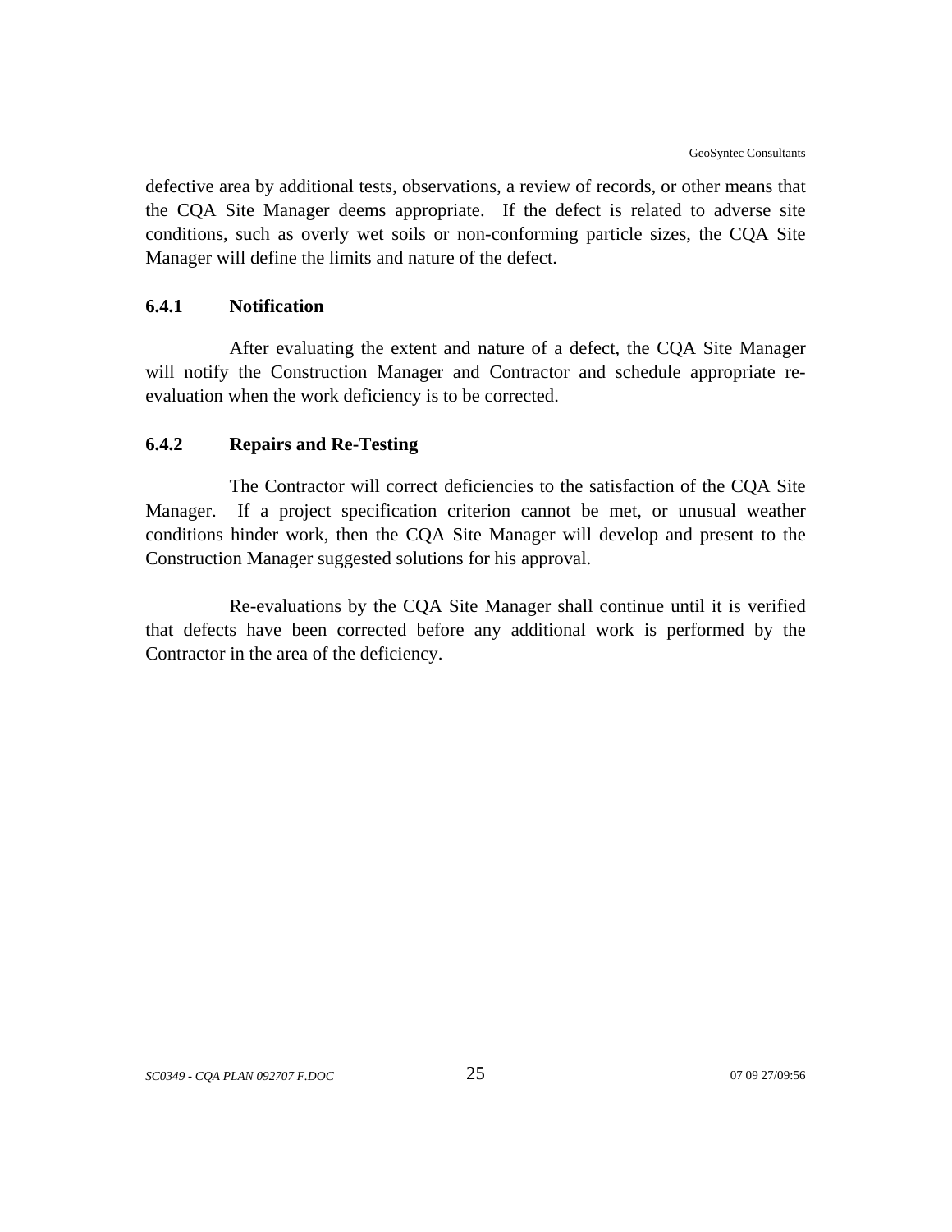defective area by additional tests, observations, a review of records, or other means that the CQA Site Manager deems appropriate. If the defect is related to adverse site conditions, such as overly wet soils or non-conforming particle sizes, the CQA Site Manager will define the limits and nature of the defect.

### 6.4.1 Notification

After evaluating the extent and nature of a defect, the CQA Site Manager will notify the Construction Manager and Contractor and schedule appropriate re-evaluation when the work deficiency is to be corrected.

### 6.4.2 Repairs and Re-Testing

The Contractor will correct deficiencies to the satisfaction of the CQA Site Manager. If a project specification criterion cannot be met, or unusual weather conditions hinder work, then the CQA Site Manager will develop and present to the Construction Manager suggested solutions for his approval.

Re-evaluations by the CQA Site Manager shall continue until it is verified that defects have been corrected before any additional work is performed by the Contractor in the area of the deficiency.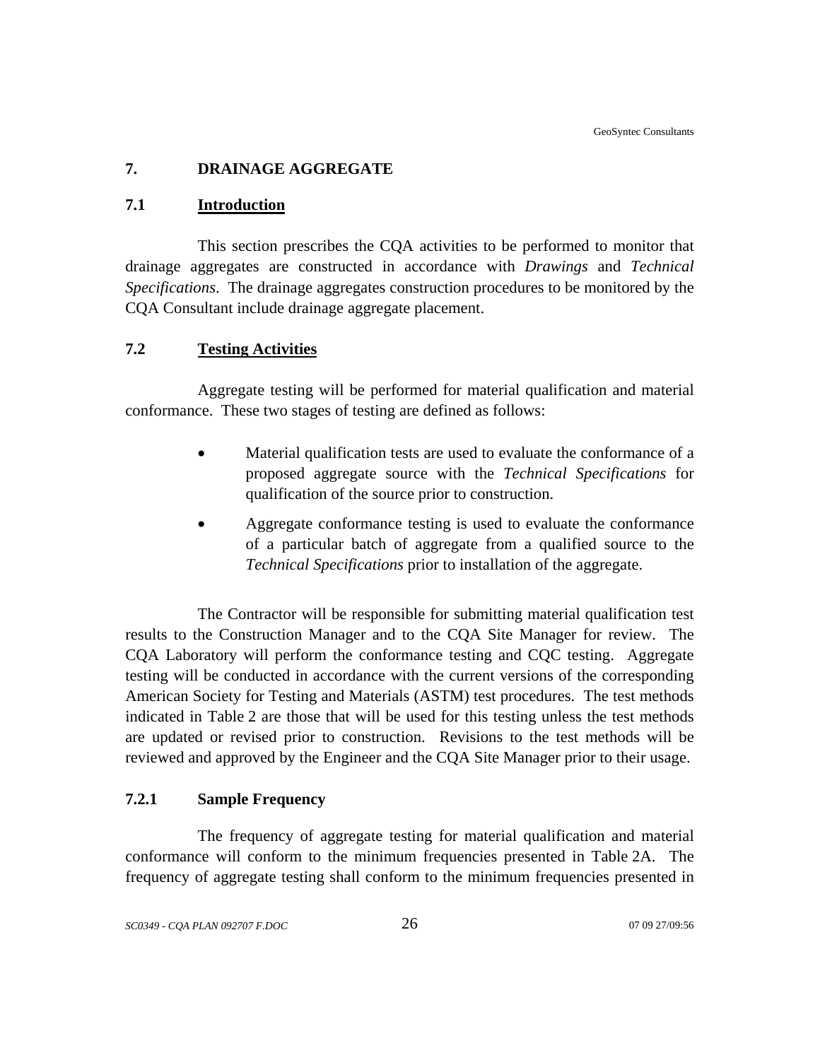## 7. DRAINAGE AGGREGATE

### 7.1 Introduction

This section prescribes the CQA activities to be performed to monitor that drainage aggregates are constructed in accordance with *Drawings* and *Technical Specifications*. The drainage aggregates construction procedures to be monitored by the CQA Consultant include drainage aggregate placement.

### 7.2 Testing Activities

Aggregate testing will be performed for material qualification and material conformance. These two stages of testing are defined as follows:

- Material qualification tests are used to evaluate the conformance of a proposed aggregate source with the *Technical Specifications* for qualification of the source prior to construction.
- Aggregate conformance testing is used to evaluate the conformance of a particular batch of aggregate from a qualified source to the *Technical Specifications* prior to installation of the aggregate.

The Contractor will be responsible for submitting material qualification test results to the Construction Manager and to the CQA Site Manager for review. The CQA Laboratory will perform the conformance testing and CQC testing. Aggregate testing will be conducted in accordance with the current versions of the corresponding American Society for Testing and Materials (ASTM) test procedures. The test methods indicated in Table 2 are those that will be used for this testing unless the test methods are updated or revised prior to construction. Revisions to the test methods will be reviewed and approved by the Engineer and the CQA Site Manager prior to their usage.

#### 7.2.1 Sample Frequency

The frequency of aggregate testing for material qualification and material conformance will conform to the minimum frequencies presented in Table 2A. The frequency of aggregate testing shall conform to the minimum frequencies presented in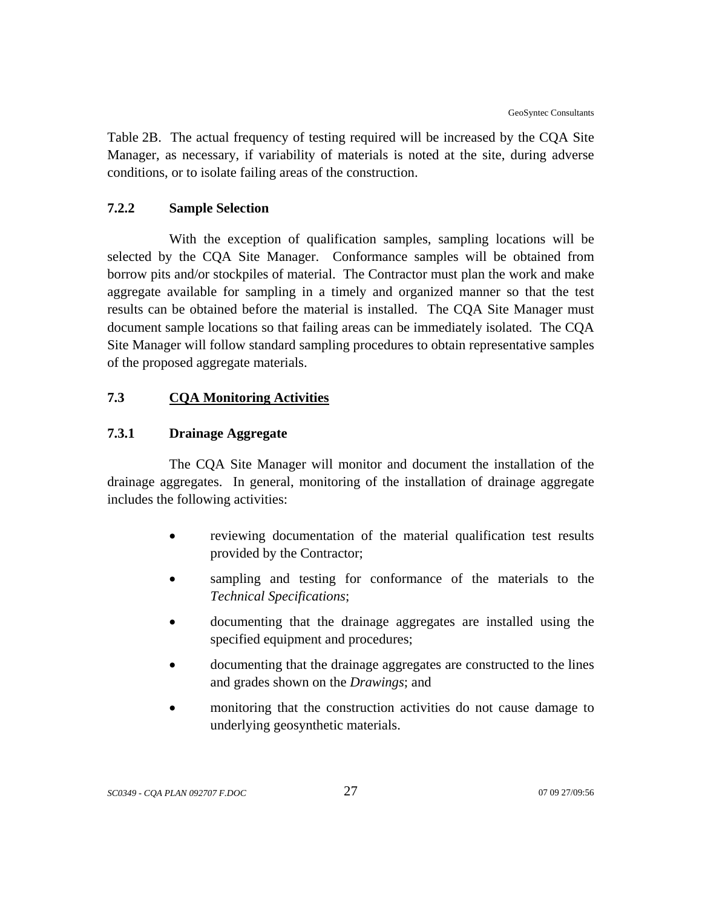Table 2B. The actual frequency of testing required will be increased by the CQA Site Manager, as necessary, if variability of materials is noted at the site, during adverse conditions, or to isolate failing areas of the construction.

### 7.2.2 Sample Selection

With the exception of qualification samples, sampling locations will be selected by the CQA Site Manager. Conformance samples will be obtained from borrow pits and/or stockpiles of material. The Contractor must plan the work and make aggregate available for sampling in a timely and organized manner so that the test results can be obtained before the material is installed. The CQA Site Manager must document sample locations so that failing areas can be immediately isolated. The CQA Site Manager will follow standard sampling procedures to obtain representative samples of the proposed aggregate materials.

## 7.3 CQA Monitoring Activities

### 7.3.1 Drainage Aggregate

The CQA Site Manager will monitor and document the installation of the drainage aggregates. In general, monitoring of the installation of drainage aggregate includes the following activities:

- reviewing documentation of the material qualification test results provided by the Contractor;
- sampling and testing for conformance of the materials to the *Technical Specifications*;
- documenting that the drainage aggregates are installed using the specified equipment and procedures;
- documenting that the drainage aggregates are constructed to the lines and grades shown on the *Drawings*; and
- monitoring that the construction activities do not cause damage to underlying geosynthetic materials.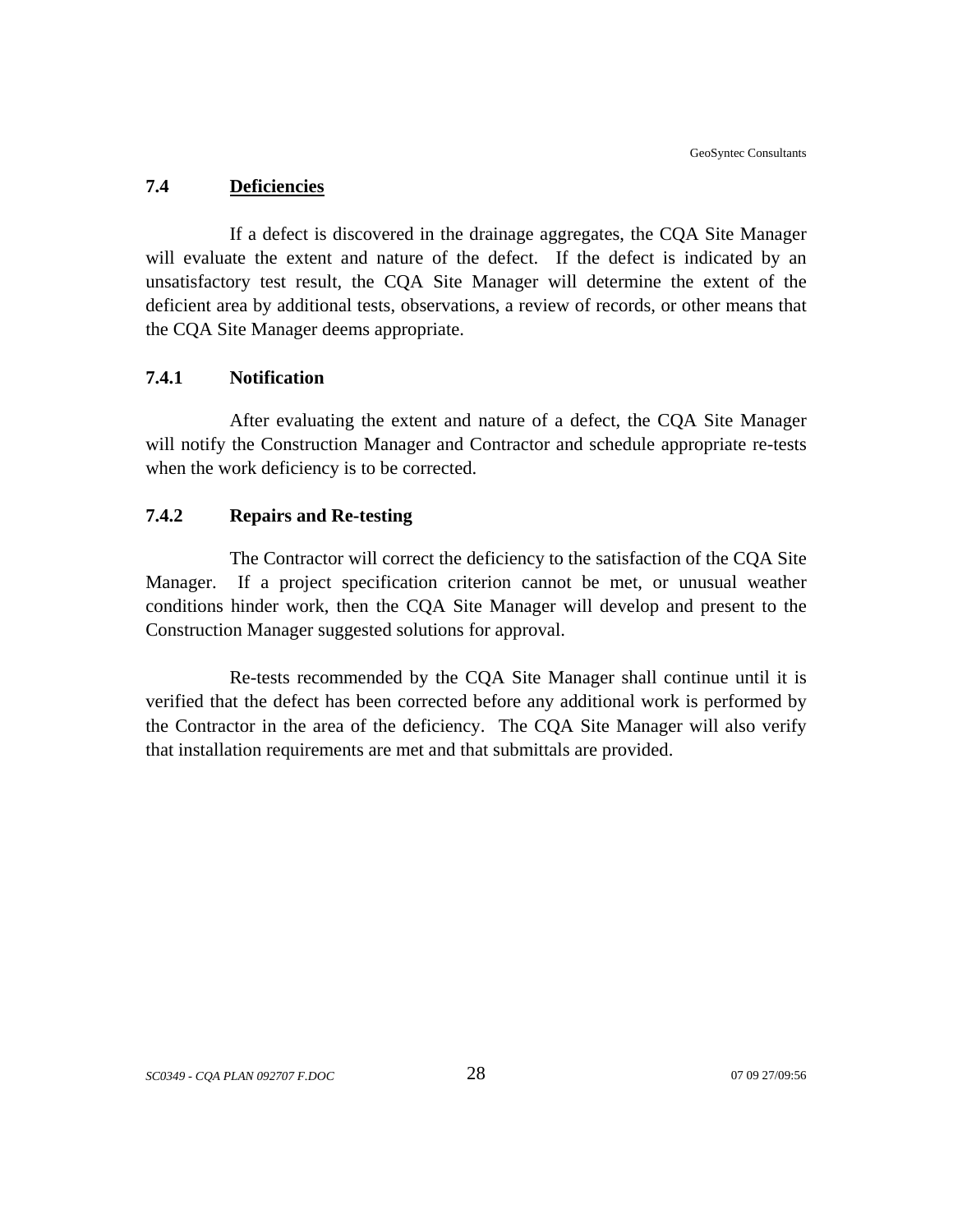## 7.4 Deficiencies

If a defect is discovered in the drainage aggregates, the CQA Site Manager will evaluate the extent and nature of the defect. If the defect is indicated by an unsatisfactory test result, the CQA Site Manager will determine the extent of the deficient area by additional tests, observations, a review of records, or other means that the CQA Site Manager deems appropriate.

### 7.4.1 Notification

After evaluating the extent and nature of a defect, the CQA Site Manager will notify the Construction Manager and Contractor and schedule appropriate re-tests when the work deficiency is to be corrected.

### 7.4.2 Repairs and Re-testing

The Contractor will correct the deficiency to the satisfaction of the CQA Site Manager. If a project specification criterion cannot be met, or unusual weather conditions hinder work, then the CQA Site Manager will develop and present to the Construction Manager suggested solutions for approval.

Re-tests recommended by the CQA Site Manager shall continue until it is verified that the defect has been corrected before any additional work is performed by the Contractor in the area of the deficiency. The CQA Site Manager will also verify that installation requirements are met and that submittals are provided.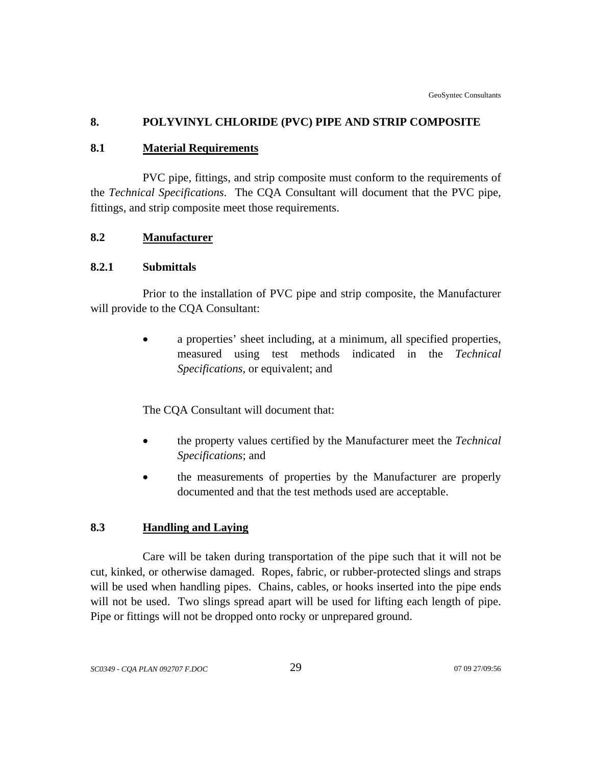# 8. POLYVINYL CHLORIDE (PVC) PIPE AND STRIP COMPOSITE

## 8.1 Material Requirements

PVC pipe, fittings, and strip composite must conform to the requirements of the *Technical Specifications*. The CQA Consultant will document that the PVC pipe, fittings, and strip composite meet those requirements.

## 8.2 Manufacturer

### 8.2.1 Submittals

Prior to the installation of PVC pipe and strip composite, the Manufacturer will provide to the CQA Consultant:

- a properties' sheet including, at a minimum, all specified properties, measured using test methods indicated in the *Technical Specifications*, or equivalent; and

The CQA Consultant will document that:

- the property values certified by the Manufacturer meet the *Technical Specifications*; and
- the measurements of properties by the Manufacturer are properly documented and that the test methods used are acceptable.

## 8.3 Handling and Laying

Care will be taken during transportation of the pipe such that it will not be cut, kinked, or otherwise damaged. Ropes, fabric, or rubber-protected slings and straps will be used when handling pipes. Chains, cables, or hooks inserted into the pipe ends will not be used. Two slings spread apart will be used for lifting each length of pipe. Pipe or fittings will not be dropped onto rocky or unprepared ground.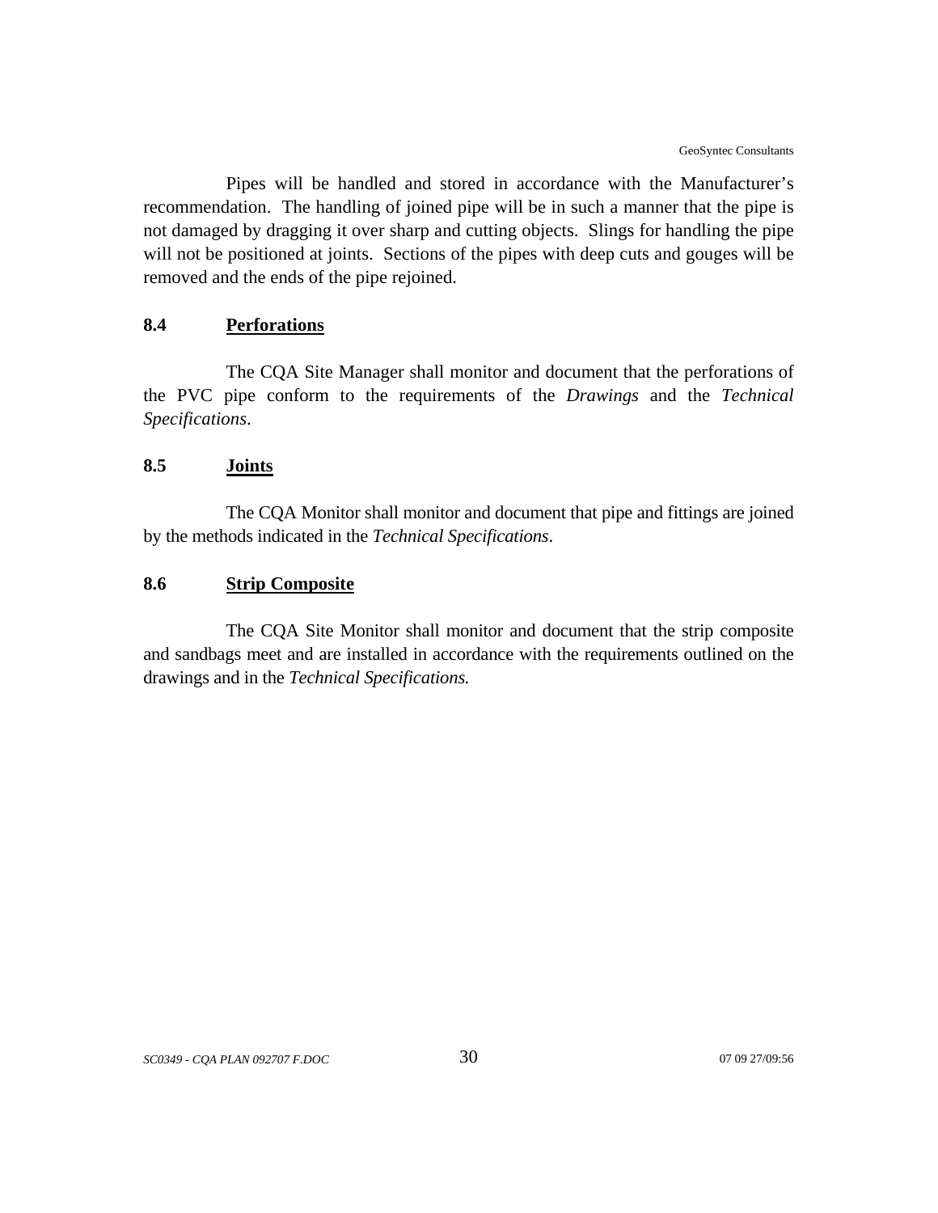Pipes will be handled and stored in accordance with the Manufacturer's recommendation. The handling of joined pipe will be in such a manner that the pipe is not damaged by dragging it over sharp and cutting objects. Slings for handling the pipe will not be positioned at joints. Sections of the pipes with deep cuts and gouges will be removed and the ends of the pipe rejoined.

### 8.4 Perforations

The CQA Site Manager shall monitor and document that the perforations of the PVC pipe conform to the requirements of the *Drawings* and the *Technical Specifications*.

### 8.5 Joints

The CQA Monitor shall monitor and document that pipe and fittings are joined by the methods indicated in the *Technical Specifications*.

### 8.6 Strip Composite

The CQA Site Monitor shall monitor and document that the strip composite and sandbags meet and are installed in accordance with the requirements outlined on the drawings and in the *Technical Specifications.*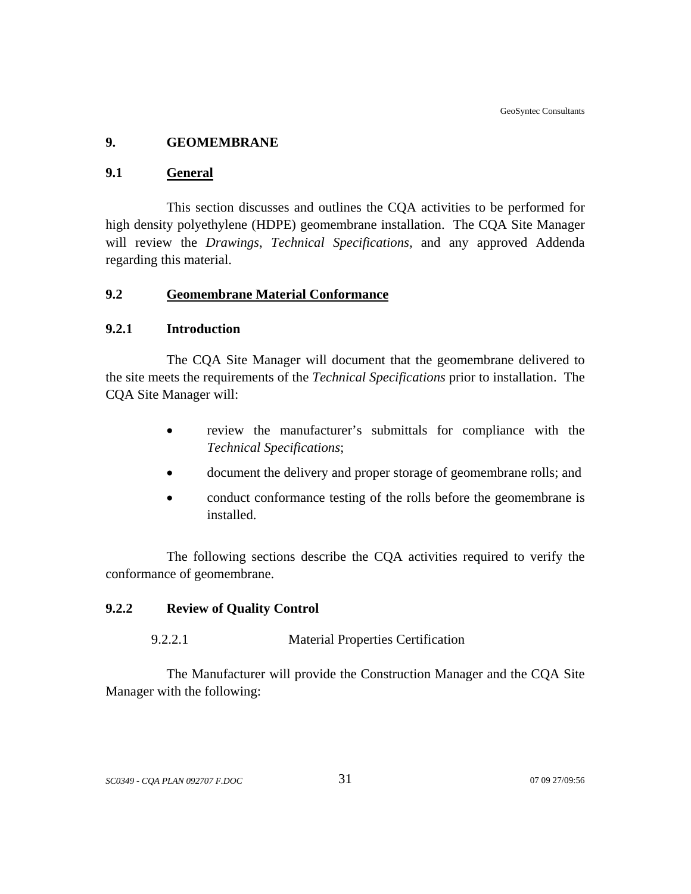# 9. GEOMEMBRANE

## 9.1 General

This section discusses and outlines the CQA activities to be performed for high density polyethylene (HDPE) geomembrane installation. The CQA Site Manager will review the *Drawings*, *Technical Specifications*, and any approved Addenda regarding this material.

## 9.2 Geomembrane Material Conformance

### 9.2.1 Introduction

The CQA Site Manager will document that the geomembrane delivered to the site meets the requirements of the *Technical Specifications* prior to installation. The CQA Site Manager will:

- review the manufacturer's submittals for compliance with the *Technical Specifications*;
- document the delivery and proper storage of geomembrane rolls; and
- conduct conformance testing of the rolls before the geomembrane is installed.

The following sections describe the CQA activities required to verify the conformance of geomembrane.

### 9.2.2 Review of Quality Control

#### 9.2.2.1 Material Properties Certification

The Manufacturer will provide the Construction Manager and the CQA Site Manager with the following: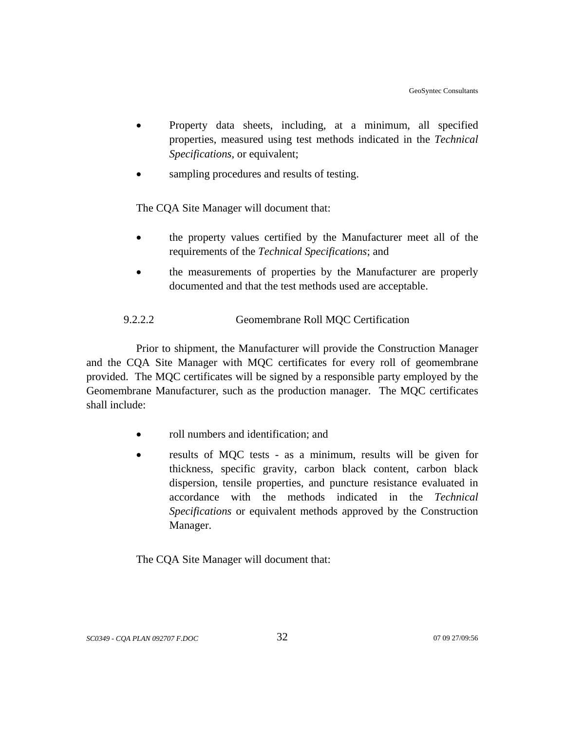- Property data sheets, including, at a minimum, all specified properties, measured using test methods indicated in the *Technical Specifications*, or equivalent;
- sampling procedures and results of testing.

The CQA Site Manager will document that:

- the property values certified by the Manufacturer meet all of the requirements of the *Technical Specifications*; and
- the measurements of properties by the Manufacturer are properly documented and that the test methods used are acceptable.

#### 9.2.2.2 Geomembrane Roll MQC Certification

Prior to shipment, the Manufacturer will provide the Construction Manager and the CQA Site Manager with MQC certificates for every roll of geomembrane provided. The MQC certificates will be signed by a responsible party employed by the Geomembrane Manufacturer, such as the production manager. The MQC certificates shall include:

- roll numbers and identification; and
- results of MQC tests - as a minimum, results will be given for thickness, specific gravity, carbon black content, carbon black dispersion, tensile properties, and puncture resistance evaluated in accordance with the methods indicated in the *Technical Specifications* or equivalent methods approved by the Construction Manager.

The CQA Site Manager will document that: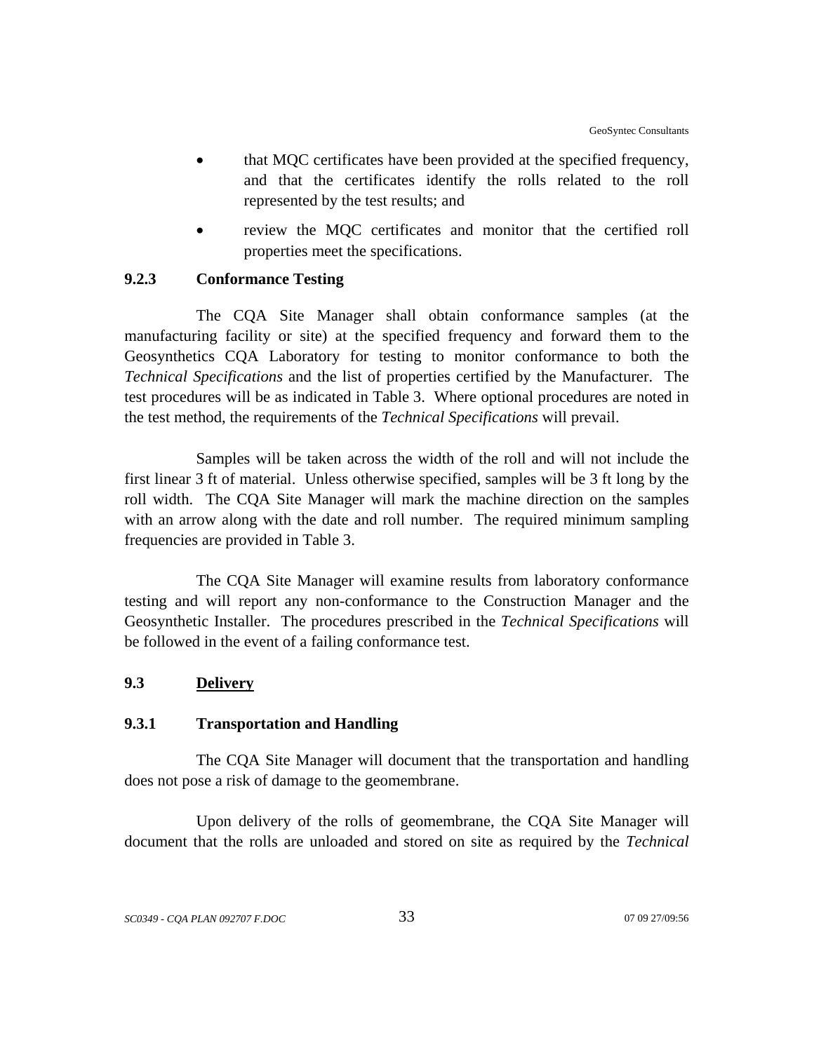- that MQC certificates have been provided at the specified frequency, and that the certificates identify the rolls related to the roll represented by the test results; and
- review the MQC certificates and monitor that the certified roll properties meet the specifications.

#### 9.2.3 Conformance Testing

The CQA Site Manager shall obtain conformance samples (at the manufacturing facility or site) at the specified frequency and forward them to the Geosynthetics CQA Laboratory for testing to monitor conformance to both the *Technical Specifications* and the list of properties certified by the Manufacturer. The test procedures will be as indicated in Table 3. Where optional procedures are noted in the test method, the requirements of the *Technical Specifications* will prevail.

Samples will be taken across the width of the roll and will not include the first linear 3 ft of material. Unless otherwise specified, samples will be 3 ft long by the roll width. The CQA Site Manager will mark the machine direction on the samples with an arrow along with the date and roll number. The required minimum sampling frequencies are provided in Table 3.

The CQA Site Manager will examine results from laboratory conformance testing and will report any non-conformance to the Construction Manager and the Geosynthetic Installer. The procedures prescribed in the *Technical Specifications* will be followed in the event of a failing conformance test.

### 9.3 Delivery

#### 9.3.1 Transportation and Handling

The CQA Site Manager will document that the transportation and handling does not pose a risk of damage to the geomembrane.

Upon delivery of the rolls of geomembrane, the CQA Site Manager will document that the rolls are unloaded and stored on site as required by the *Technical*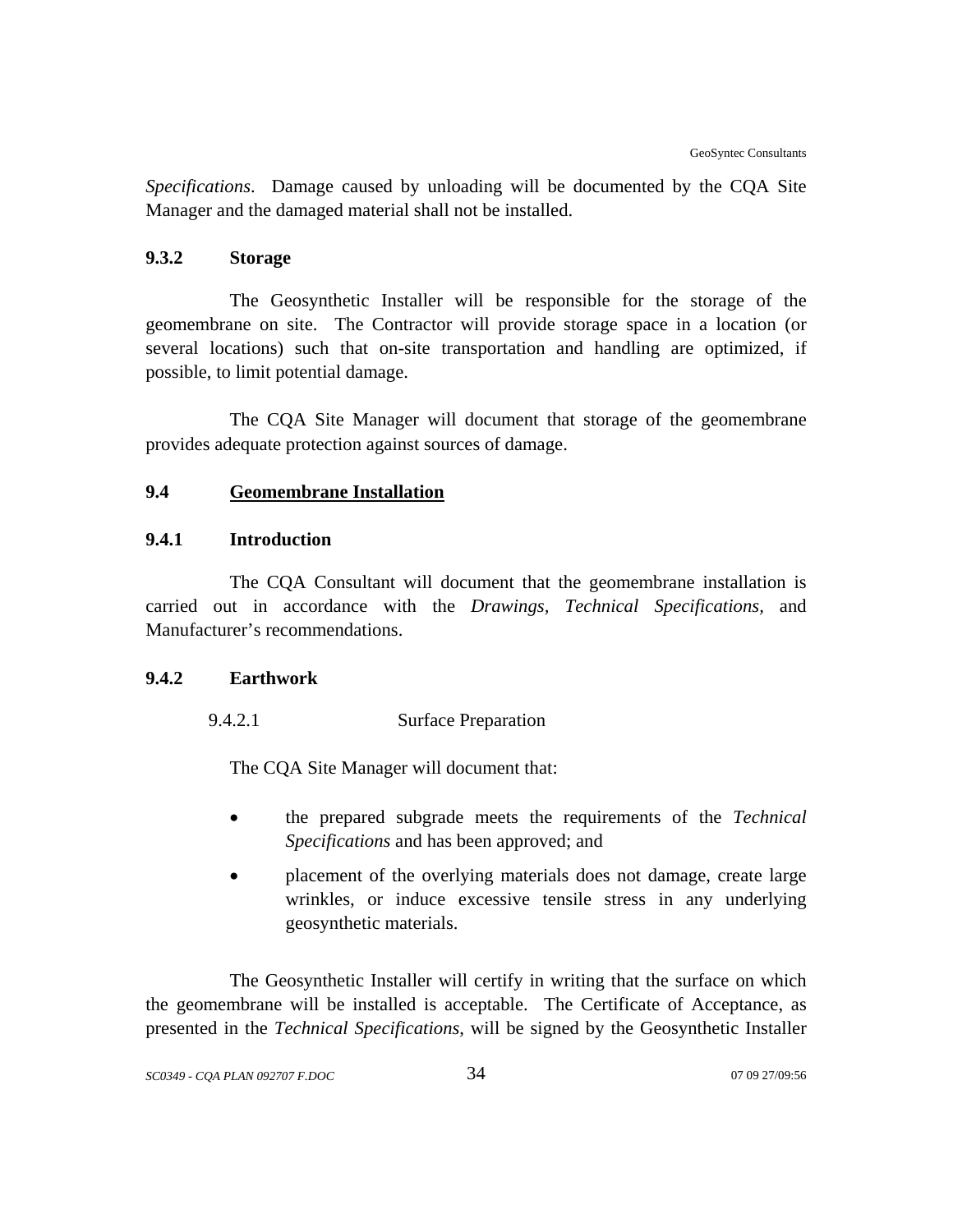*Specifications*. Damage caused by unloading will be documented by the CQA Site Manager and the damaged material shall not be installed.

### 9.3.2 Storage

The Geosynthetic Installer will be responsible for the storage of the geomembrane on site. The Contractor will provide storage space in a location (or several locations) such that on-site transportation and handling are optimized, if possible, to limit potential damage.

The CQA Site Manager will document that storage of the geomembrane provides adequate protection against sources of damage.

## 9.4 Geomembrane Installation

### 9.4.1 Introduction

The CQA Consultant will document that the geomembrane installation is carried out in accordance with the *Drawings, Technical Specifications,* and Manufacturer's recommendations.

### 9.4.2 Earthwork

#### 9.4.2.1 Surface Preparation

The CQA Site Manager will document that:

- the prepared subgrade meets the requirements of the *Technical Specifications* and has been approved; and
- placement of the overlying materials does not damage, create large wrinkles, or induce excessive tensile stress in any underlying geosynthetic materials.

The Geosynthetic Installer will certify in writing that the surface on which the geomembrane will be installed is acceptable. The Certificate of Acceptance, as presented in the *Technical Specifications*, will be signed by the Geosynthetic Installer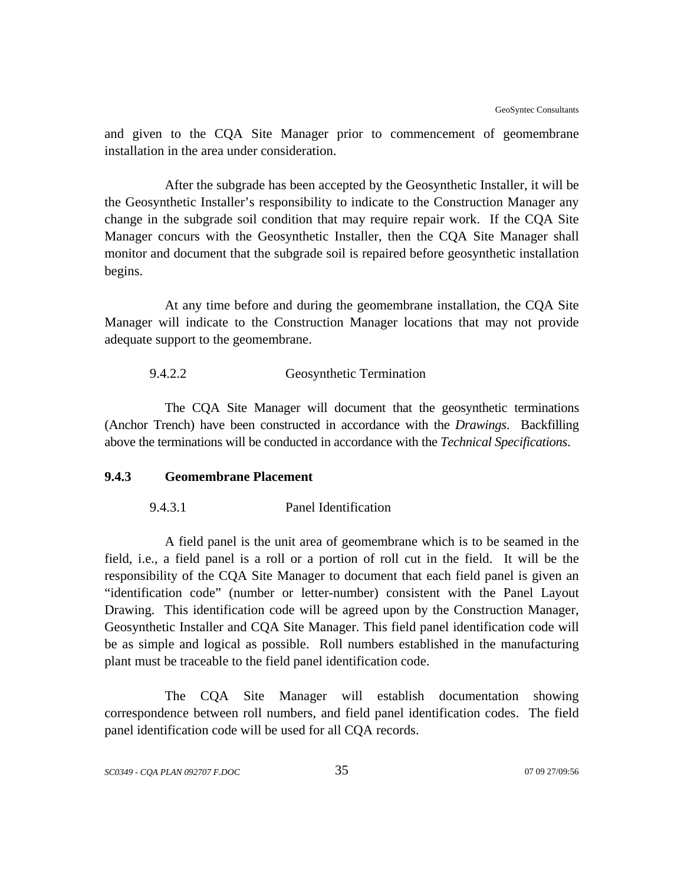and given to the CQA Site Manager prior to commencement of geomembrane installation in the area under consideration.

After the subgrade has been accepted by the Geosynthetic Installer, it will be the Geosynthetic Installer's responsibility to indicate to the Construction Manager any change in the subgrade soil condition that may require repair work. If the CQA Site Manager concurs with the Geosynthetic Installer, then the CQA Site Manager shall monitor and document that the subgrade soil is repaired before geosynthetic installation begins.

At any time before and during the geomembrane installation, the CQA Site Manager will indicate to the Construction Manager locations that may not provide adequate support to the geomembrane.

#### 9.4.2.2 Geosynthetic Termination

The CQA Site Manager will document that the geosynthetic terminations (Anchor Trench) have been constructed in accordance with the *Drawings*. Backfilling above the terminations will be conducted in accordance with the *Technical Specifications*.

### 9.4.3 Geomembrane Placement

#### 9.4.3.1 Panel Identification

A field panel is the unit area of geomembrane which is to be seamed in the field, i.e., a field panel is a roll or a portion of roll cut in the field. It will be the responsibility of the CQA Site Manager to document that each field panel is given an "identification code" (number or letter-number) consistent with the Panel Layout Drawing. This identification code will be agreed upon by the Construction Manager, Geosynthetic Installer and CQA Site Manager. This field panel identification code will be as simple and logical as possible. Roll numbers established in the manufacturing plant must be traceable to the field panel identification code.

The CQA Site Manager will establish documentation showing correspondence between roll numbers, and field panel identification codes. The field panel identification code will be used for all CQA records.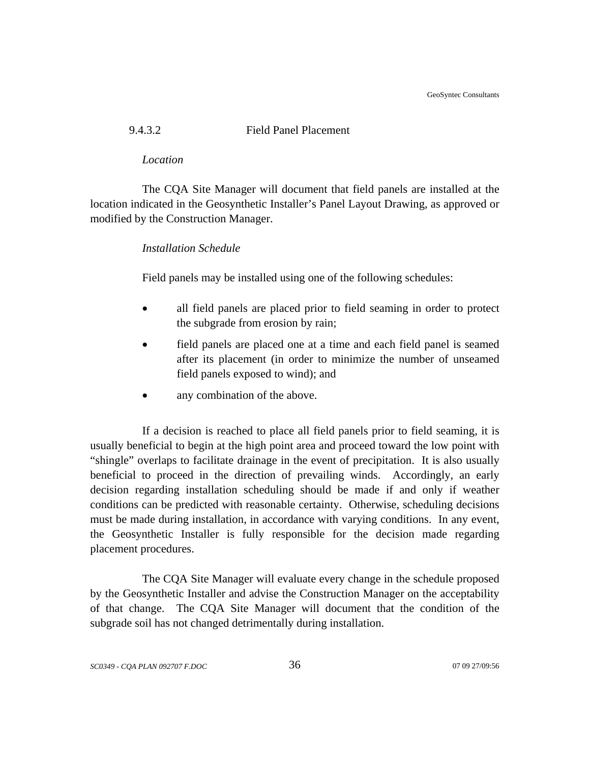#### 9.4.3.2 Field Panel Placement

*Location*

The CQA Site Manager will document that field panels are installed at the location indicated in the Geosynthetic Installer's Panel Layout Drawing, as approved or modified by the Construction Manager.

*Installation Schedule*

Field panels may be installed using one of the following schedules:

- all field panels are placed prior to field seaming in order to protect the subgrade from erosion by rain;
- field panels are placed one at a time and each field panel is seamed after its placement (in order to minimize the number of unseamed field panels exposed to wind); and
- any combination of the above.

If a decision is reached to place all field panels prior to field seaming, it is usually beneficial to begin at the high point area and proceed toward the low point with "shingle" overlaps to facilitate drainage in the event of precipitation. It is also usually beneficial to proceed in the direction of prevailing winds. Accordingly, an early decision regarding installation scheduling should be made if and only if weather conditions can be predicted with reasonable certainty. Otherwise, scheduling decisions must be made during installation, in accordance with varying conditions. In any event, the Geosynthetic Installer is fully responsible for the decision made regarding placement procedures.

The CQA Site Manager will evaluate every change in the schedule proposed by the Geosynthetic Installer and advise the Construction Manager on the acceptability of that change. The CQA Site Manager will document that the condition of the subgrade soil has not changed detrimentally during installation.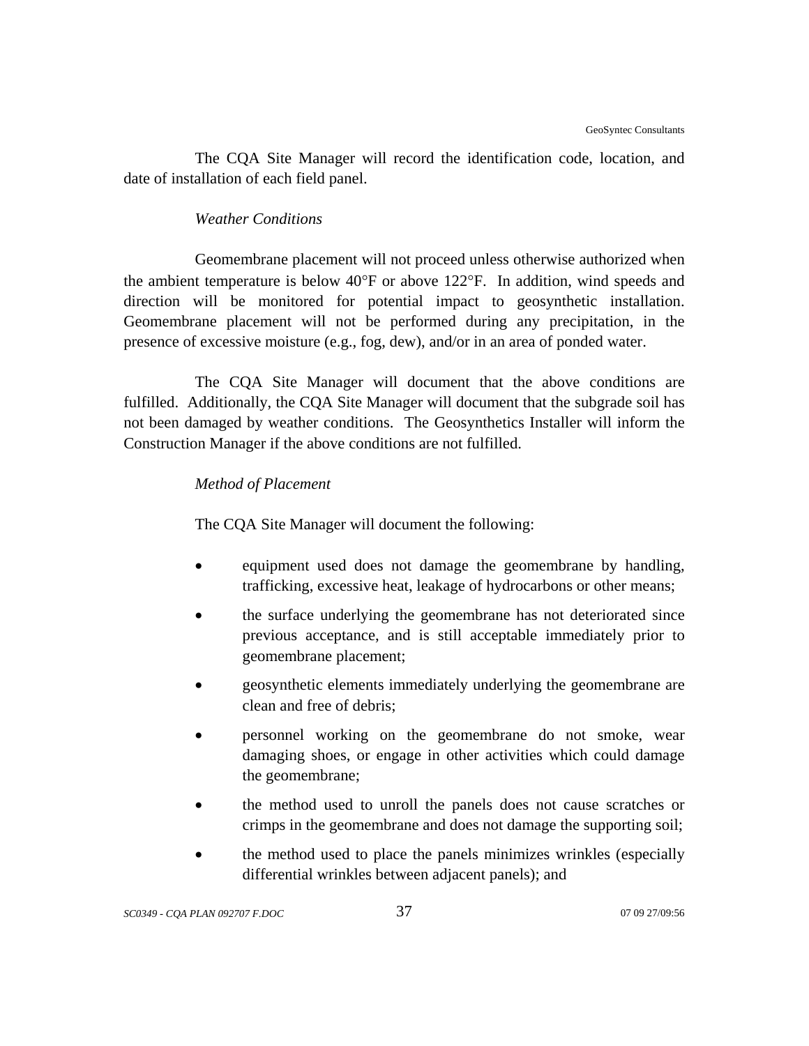The CQA Site Manager will record the identification code, location, and date of installation of each field panel.

*Weather Conditions*

Geomembrane placement will not proceed unless otherwise authorized when the ambient temperature is below 40°F or above 122°F. In addition, wind speeds and direction will be monitored for potential impact to geosynthetic installation. Geomembrane placement will not be performed during any precipitation, in the presence of excessive moisture (e.g., fog, dew), and/or in an area of ponded water.

The CQA Site Manager will document that the above conditions are fulfilled. Additionally, the CQA Site Manager will document that the subgrade soil has not been damaged by weather conditions. The Geosynthetics Installer will inform the Construction Manager if the above conditions are not fulfilled.

*Method of Placement*

The CQA Site Manager will document the following:

- equipment used does not damage the geomembrane by handling, trafficking, excessive heat, leakage of hydrocarbons or other means;
- the surface underlying the geomembrane has not deteriorated since previous acceptance, and is still acceptable immediately prior to geomembrane placement;
- geosynthetic elements immediately underlying the geomembrane are clean and free of debris;
- personnel working on the geomembrane do not smoke, wear damaging shoes, or engage in other activities which could damage the geomembrane;
- the method used to unroll the panels does not cause scratches or crimps in the geomembrane and does not damage the supporting soil;
- the method used to place the panels minimizes wrinkles (especially differential wrinkles between adjacent panels); and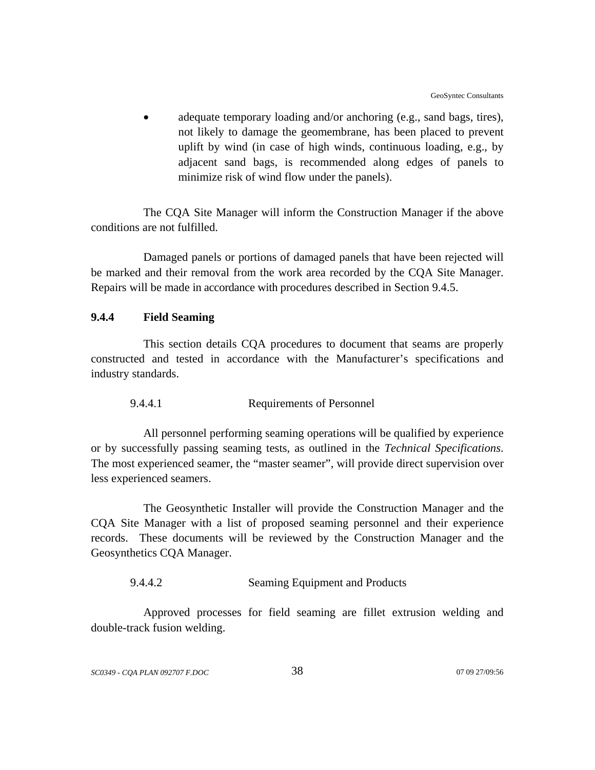- adequate temporary loading and/or anchoring (e.g., sand bags, tires), not likely to damage the geomembrane, has been placed to prevent uplift by wind (in case of high winds, continuous loading, e.g., by adjacent sand bags, is recommended along edges of panels to minimize risk of wind flow under the panels).

The CQA Site Manager will inform the Construction Manager if the above conditions are not fulfilled.

Damaged panels or portions of damaged panels that have been rejected will be marked and their removal from the work area recorded by the CQA Site Manager. Repairs will be made in accordance with procedures described in Section 9.4.5.

### 9.4.4 Field Seaming

This section details CQA procedures to document that seams are properly constructed and tested in accordance with the Manufacturer's specifications and industry standards.

#### 9.4.4.1 Requirements of Personnel

All personnel performing seaming operations will be qualified by experience or by successfully passing seaming tests, as outlined in the *Technical Specifications*. The most experienced seamer, the "master seamer", will provide direct supervision over less experienced seamers.

The Geosynthetic Installer will provide the Construction Manager and the CQA Site Manager with a list of proposed seaming personnel and their experience records. These documents will be reviewed by the Construction Manager and the Geosynthetics CQA Manager.

#### 9.4.4.2 Seaming Equipment and Products

Approved processes for field seaming are fillet extrusion welding and double-track fusion welding.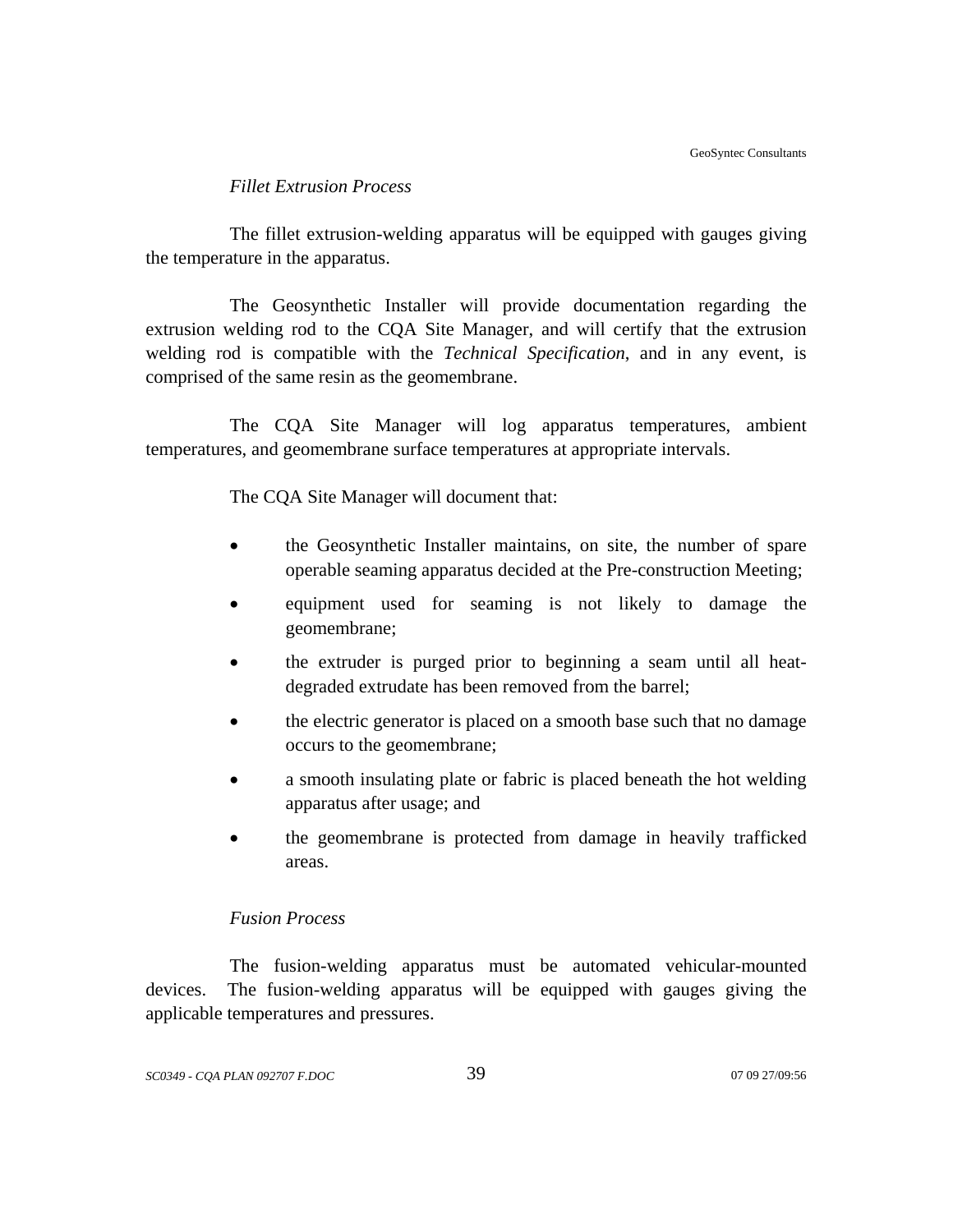*Fillet Extrusion Process*

The fillet extrusion-welding apparatus will be equipped with gauges giving the temperature in the apparatus.

The Geosynthetic Installer will provide documentation regarding the extrusion welding rod to the CQA Site Manager, and will certify that the extrusion welding rod is compatible with the *Technical Specification*, and in any event, is comprised of the same resin as the geomembrane.

The CQA Site Manager will log apparatus temperatures, ambient temperatures, and geomembrane surface temperatures at appropriate intervals.

The CQA Site Manager will document that:

- the Geosynthetic Installer maintains, on site, the number of spare operable seaming apparatus decided at the Pre-construction Meeting;
- equipment used for seaming is not likely to damage the geomembrane;
- the extruder is purged prior to beginning a seam until all heat-degraded extrudate has been removed from the barrel;
- the electric generator is placed on a smooth base such that no damage occurs to the geomembrane;
- a smooth insulating plate or fabric is placed beneath the hot welding apparatus after usage; and
- the geomembrane is protected from damage in heavily trafficked areas.

*Fusion Process*

The fusion-welding apparatus must be automated vehicular-mounted devices. The fusion-welding apparatus will be equipped with gauges giving the applicable temperatures and pressures.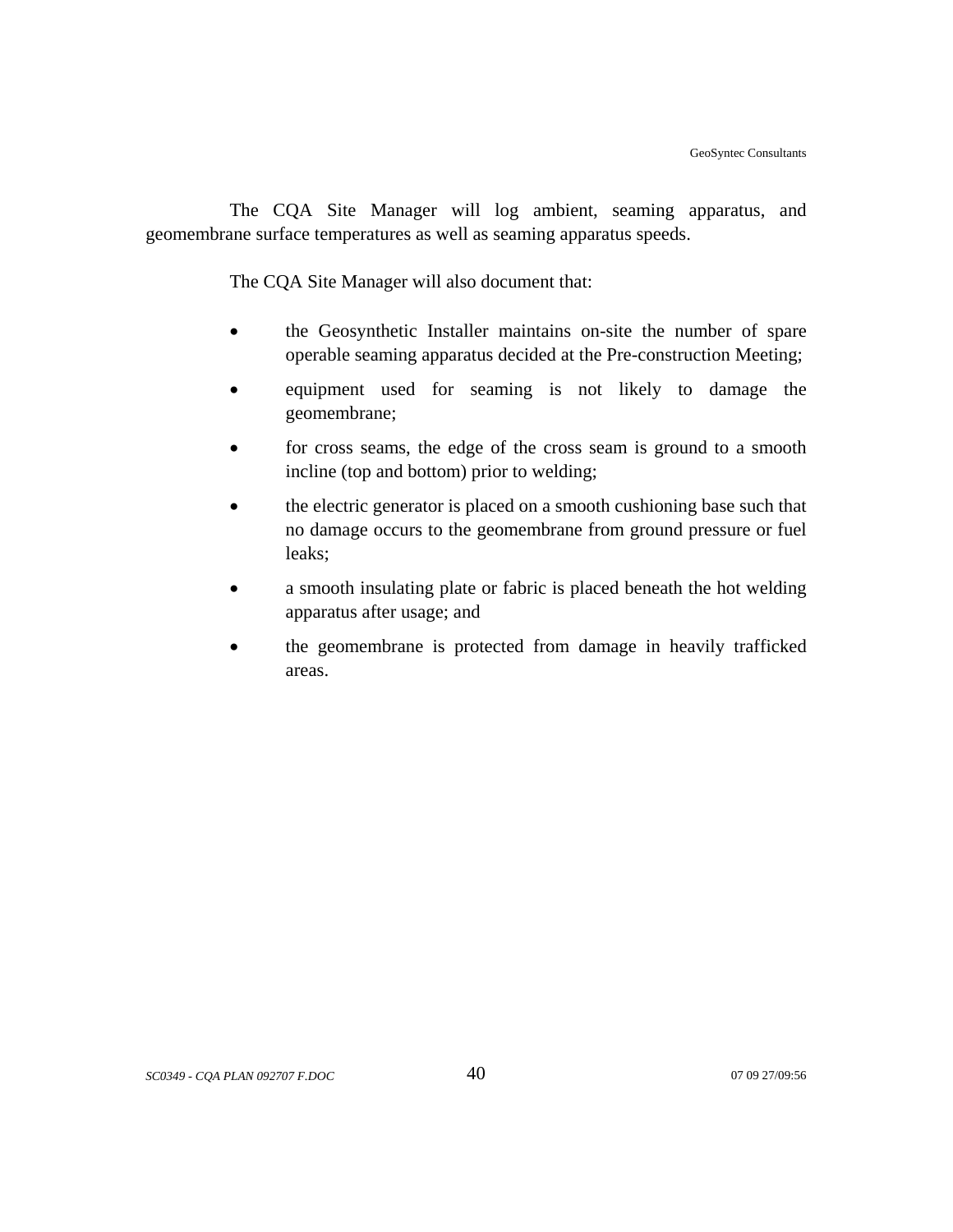The CQA Site Manager will log ambient, seaming apparatus, and geomembrane surface temperatures as well as seaming apparatus speeds.

The CQA Site Manager will also document that:

- the Geosynthetic Installer maintains on-site the number of spare operable seaming apparatus decided at the Pre-construction Meeting;
- equipment used for seaming is not likely to damage the geomembrane;
- for cross seams, the edge of the cross seam is ground to a smooth incline (top and bottom) prior to welding;
- the electric generator is placed on a smooth cushioning base such that no damage occurs to the geomembrane from ground pressure or fuel leaks;
- a smooth insulating plate or fabric is placed beneath the hot welding apparatus after usage; and
- the geomembrane is protected from damage in heavily trafficked areas.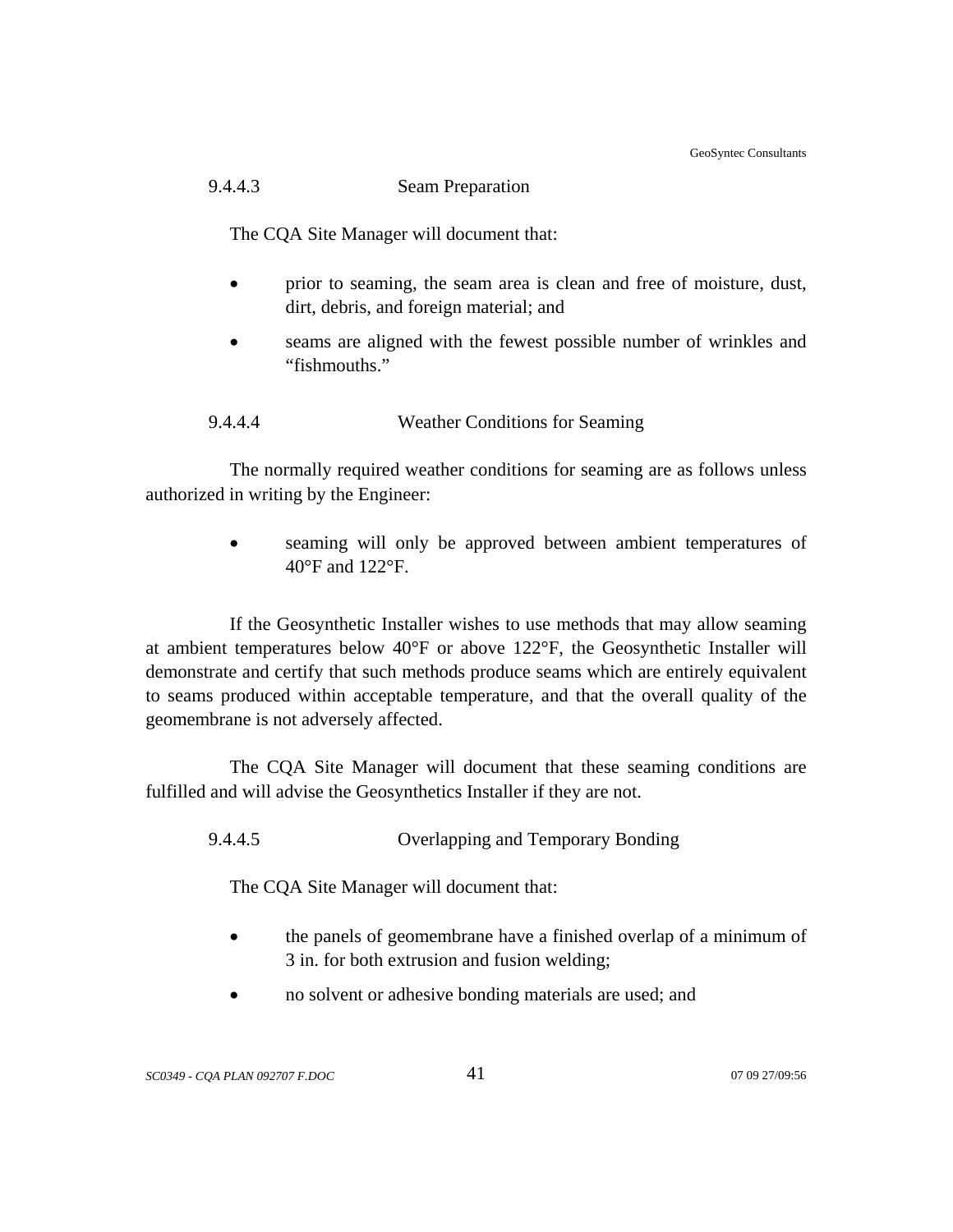#### 9.4.4.3 Seam Preparation

The CQA Site Manager will document that:

- prior to seaming, the seam area is clean and free of moisture, dust, dirt, debris, and foreign material; and
- seams are aligned with the fewest possible number of wrinkles and "fishmouths."

#### 9.4.4.4 Weather Conditions for Seaming

The normally required weather conditions for seaming are as follows unless authorized in writing by the Engineer:

- seaming will only be approved between ambient temperatures of 40°F and 122°F.

If the Geosynthetic Installer wishes to use methods that may allow seaming at ambient temperatures below 40°F or above 122°F, the Geosynthetic Installer will demonstrate and certify that such methods produce seams which are entirely equivalent to seams produced within acceptable temperature, and that the overall quality of the geomembrane is not adversely affected.

The CQA Site Manager will document that these seaming conditions are fulfilled and will advise the Geosynthetics Installer if they are not.

#### 9.4.4.5 Overlapping and Temporary Bonding

The CQA Site Manager will document that:

- the panels of geomembrane have a finished overlap of a minimum of 3 in. for both extrusion and fusion welding;
- no solvent or adhesive bonding materials are used; and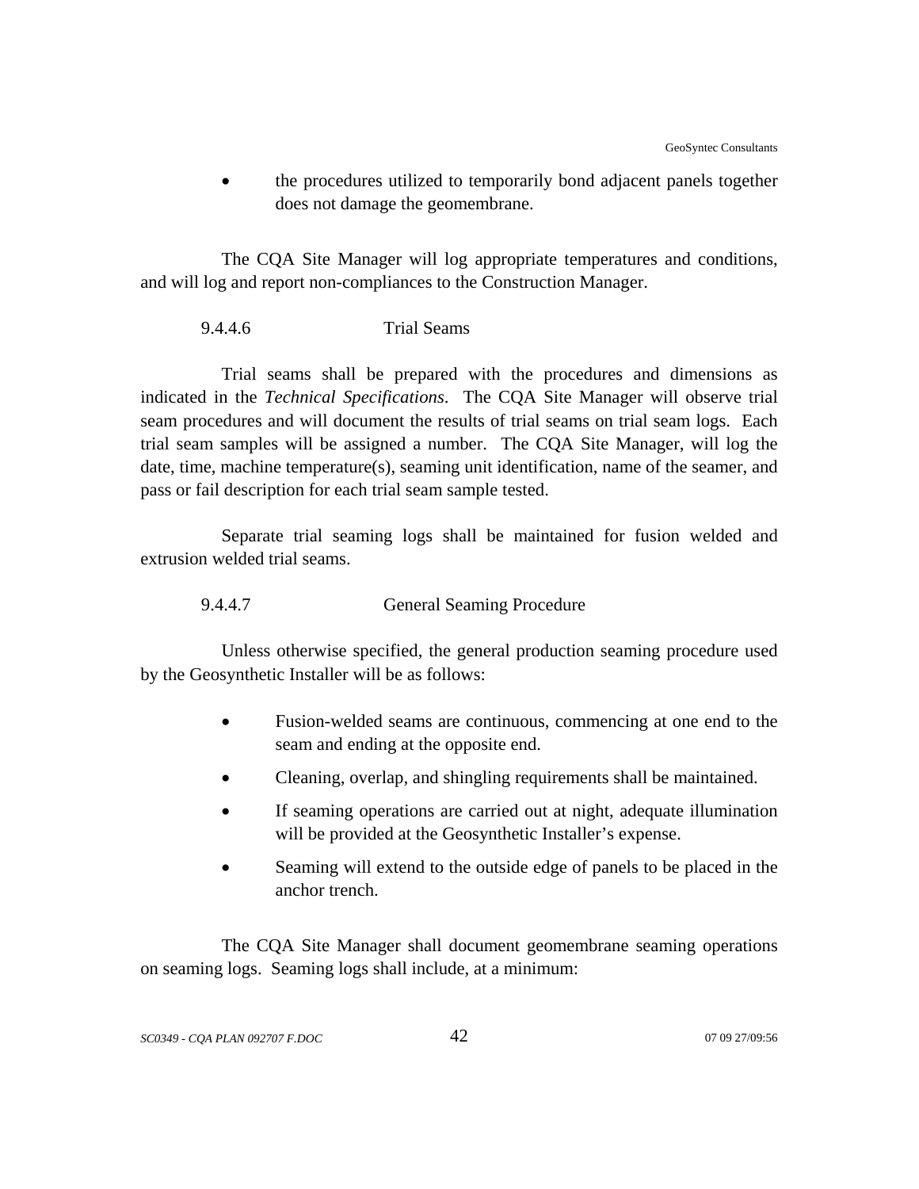- the procedures utilized to temporarily bond adjacent panels together does not damage the geomembrane.

The CQA Site Manager will log appropriate temperatures and conditions, and will log and report non-compliances to the Construction Manager.

#### 9.4.4.6 Trial Seams

Trial seams shall be prepared with the procedures and dimensions as indicated in the *Technical Specifications*. The CQA Site Manager will observe trial seam procedures and will document the results of trial seams on trial seam logs. Each trial seam samples will be assigned a number. The CQA Site Manager, will log the date, time, machine temperature(s), seaming unit identification, name of the seamer, and pass or fail description for each trial seam sample tested.

Separate trial seaming logs shall be maintained for fusion welded and extrusion welded trial seams.

#### 9.4.4.7 General Seaming Procedure

Unless otherwise specified, the general production seaming procedure used by the Geosynthetic Installer will be as follows:

- Fusion-welded seams are continuous, commencing at one end to the seam and ending at the opposite end.
- Cleaning, overlap, and shingling requirements shall be maintained.
- If seaming operations are carried out at night, adequate illumination will be provided at the Geosynthetic Installer's expense.
- Seaming will extend to the outside edge of panels to be placed in the anchor trench.

The CQA Site Manager shall document geomembrane seaming operations on seaming logs. Seaming logs shall include, at a minimum: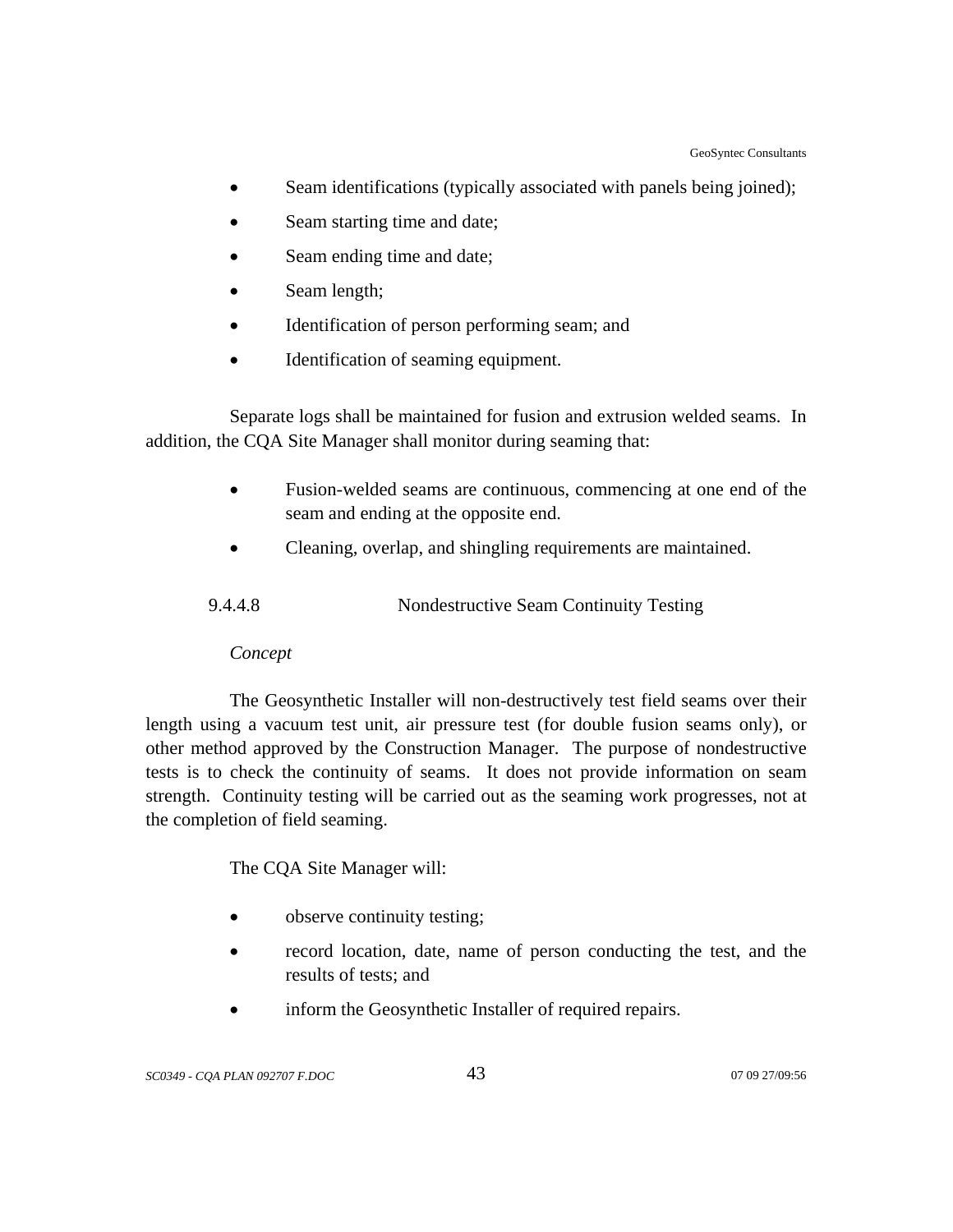- Seam identifications (typically associated with panels being joined);
- Seam starting time and date;
- Seam ending time and date;
- Seam length;
- Identification of person performing seam; and
- Identification of seaming equipment.

Separate logs shall be maintained for fusion and extrusion welded seams. In addition, the CQA Site Manager shall monitor during seaming that:

- Fusion-welded seams are continuous, commencing at one end of the seam and ending at the opposite end.
- Cleaning, overlap, and shingling requirements are maintained.

#### 9.4.4.8 Nondestructive Seam Continuity Testing

*Concept*

The Geosynthetic Installer will non-destructively test field seams over their length using a vacuum test unit, air pressure test (for double fusion seams only), or other method approved by the Construction Manager. The purpose of nondestructive tests is to check the continuity of seams. It does not provide information on seam strength. Continuity testing will be carried out as the seaming work progresses, not at the completion of field seaming.

The CQA Site Manager will:

- observe continuity testing;
- record location, date, name of person conducting the test, and the results of tests; and
- inform the Geosynthetic Installer of required repairs.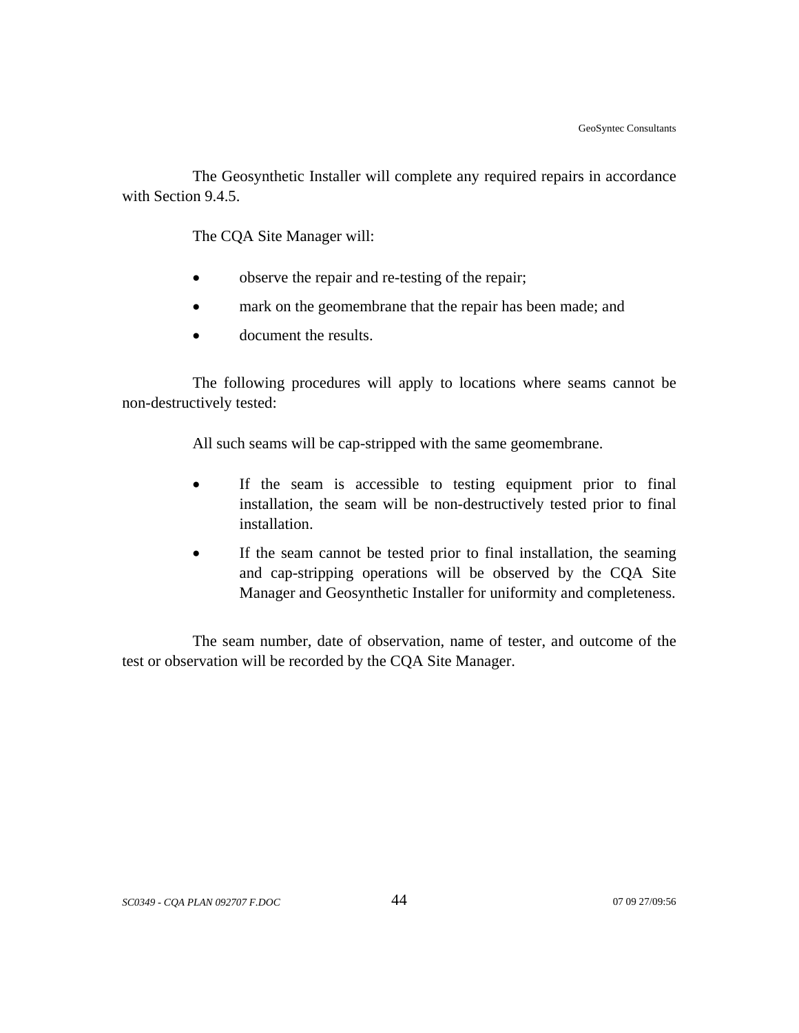The Geosynthetic Installer will complete any required repairs in accordance with Section 9.4.5.

The CQA Site Manager will:

- observe the repair and re-testing of the repair;
- mark on the geomembrane that the repair has been made; and
- document the results.

The following procedures will apply to locations where seams cannot be non-destructively tested:

All such seams will be cap-stripped with the same geomembrane.

- If the seam is accessible to testing equipment prior to final installation, the seam will be non-destructively tested prior to final installation.
- If the seam cannot be tested prior to final installation, the seaming and cap-stripping operations will be observed by the CQA Site Manager and Geosynthetic Installer for uniformity and completeness.

The seam number, date of observation, name of tester, and outcome of the test or observation will be recorded by the CQA Site Manager.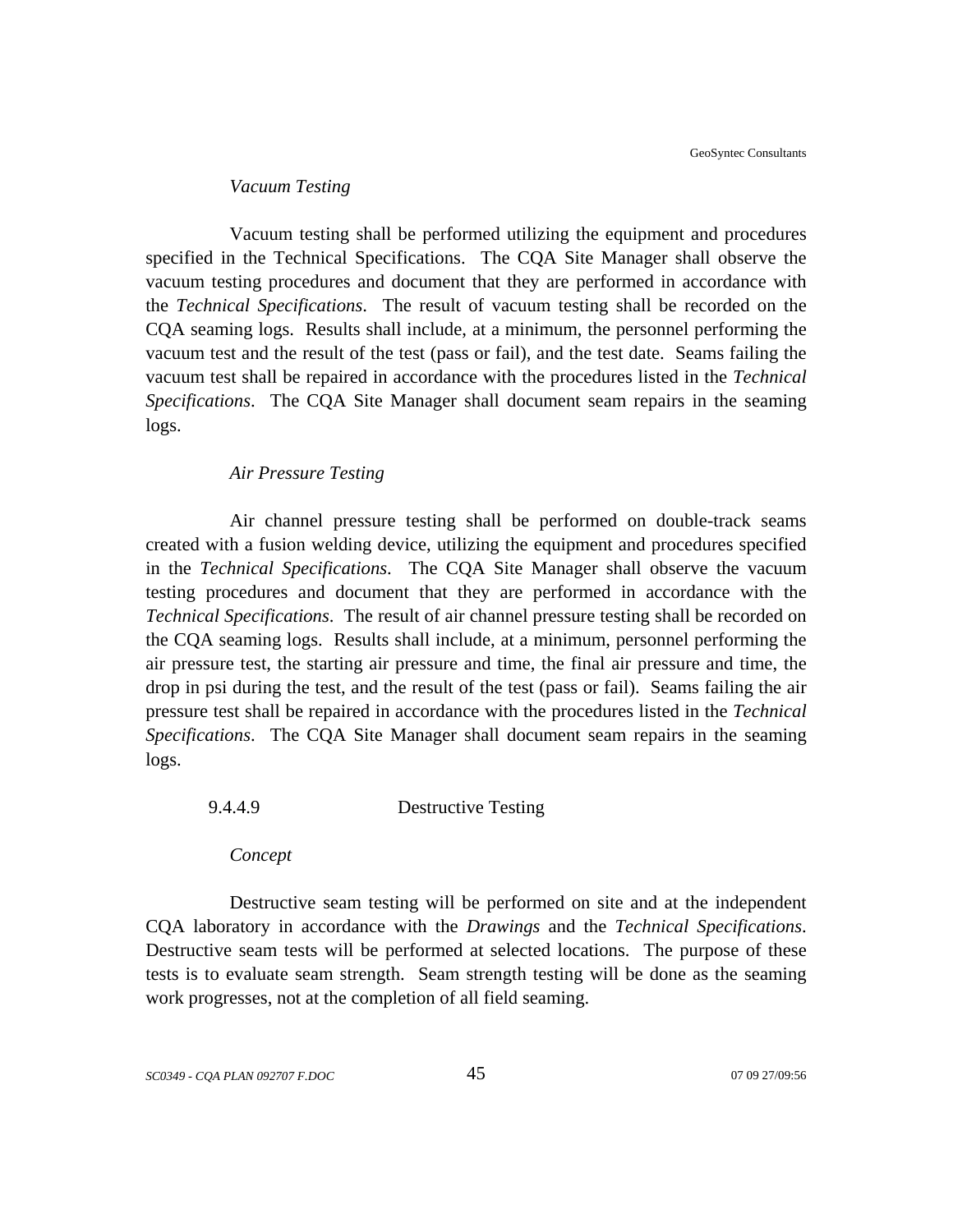*Vacuum Testing*

Vacuum testing shall be performed utilizing the equipment and procedures specified in the Technical Specifications. The CQA Site Manager shall observe the vacuum testing procedures and document that they are performed in accordance with the *Technical Specifications*. The result of vacuum testing shall be recorded on the CQA seaming logs. Results shall include, at a minimum, the personnel performing the vacuum test and the result of the test (pass or fail), and the test date. Seams failing the vacuum test shall be repaired in accordance with the procedures listed in the *Technical Specifications*. The CQA Site Manager shall document seam repairs in the seaming logs.

*Air Pressure Testing*

Air channel pressure testing shall be performed on double-track seams created with a fusion welding device, utilizing the equipment and procedures specified in the *Technical Specifications*. The CQA Site Manager shall observe the vacuum testing procedures and document that they are performed in accordance with the *Technical Specifications*. The result of air channel pressure testing shall be recorded on the CQA seaming logs. Results shall include, at a minimum, personnel performing the air pressure test, the starting air pressure and time, the final air pressure and time, the drop in psi during the test, and the result of the test (pass or fail). Seams failing the air pressure test shall be repaired in accordance with the procedures listed in the *Technical Specifications*. The CQA Site Manager shall document seam repairs in the seaming logs.

#### 9.4.4.9 Destructive Testing

*Concept*

Destructive seam testing will be performed on site and at the independent CQA laboratory in accordance with the *Drawings* and the *Technical Specifications*. Destructive seam tests will be performed at selected locations. The purpose of these tests is to evaluate seam strength. Seam strength testing will be done as the seaming work progresses, not at the completion of all field seaming.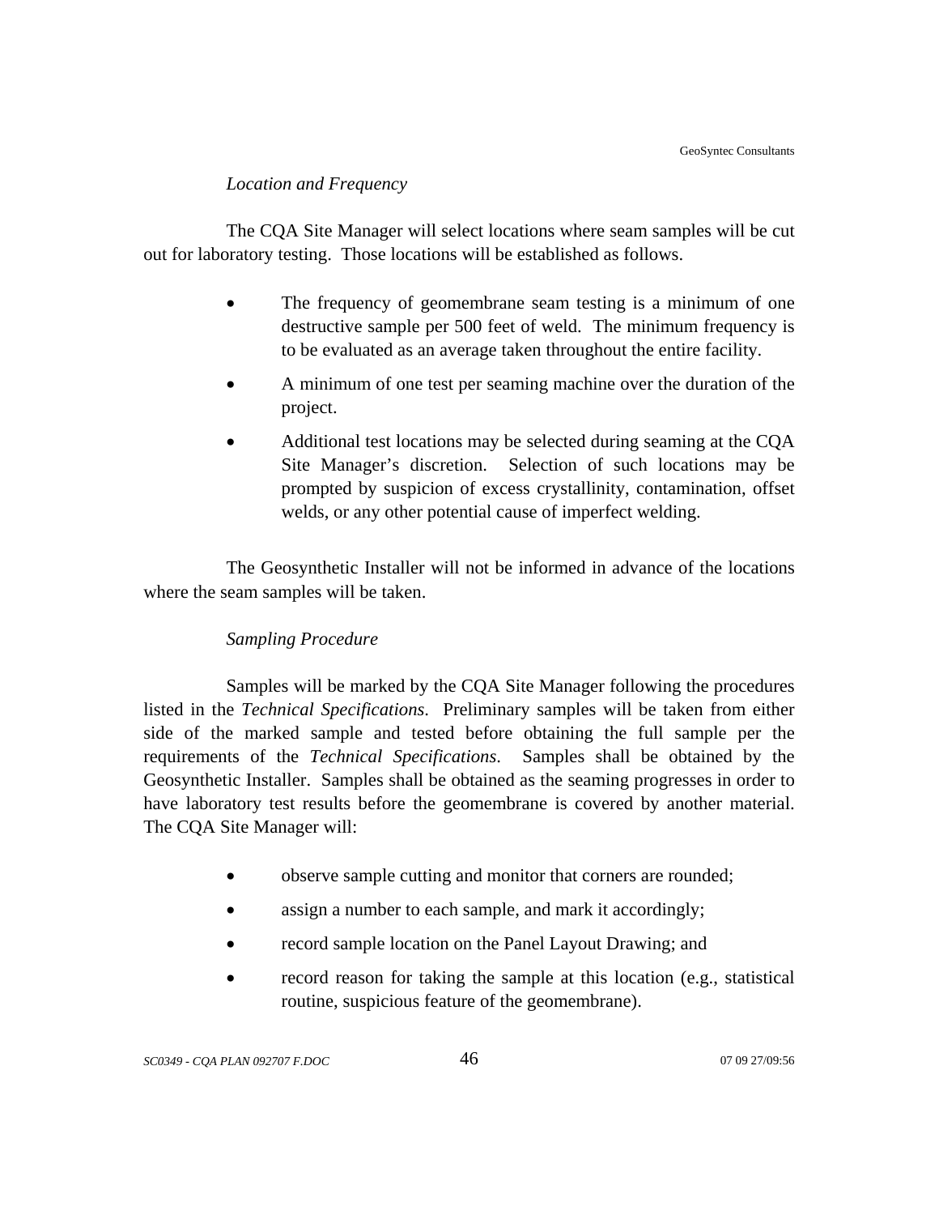*Location and Frequency*

The CQA Site Manager will select locations where seam samples will be cut out for laboratory testing. Those locations will be established as follows.

- The frequency of geomembrane seam testing is a minimum of one destructive sample per 500 feet of weld. The minimum frequency is to be evaluated as an average taken throughout the entire facility.
- A minimum of one test per seaming machine over the duration of the project.
- Additional test locations may be selected during seaming at the CQA Site Manager's discretion. Selection of such locations may be prompted by suspicion of excess crystallinity, contamination, offset welds, or any other potential cause of imperfect welding.

The Geosynthetic Installer will not be informed in advance of the locations where the seam samples will be taken.

*Sampling Procedure*

Samples will be marked by the CQA Site Manager following the procedures listed in the *Technical Specifications*. Preliminary samples will be taken from either side of the marked sample and tested before obtaining the full sample per the requirements of the *Technical Specifications*. Samples shall be obtained by the Geosynthetic Installer. Samples shall be obtained as the seaming progresses in order to have laboratory test results before the geomembrane is covered by another material. The CQA Site Manager will:

- observe sample cutting and monitor that corners are rounded;
- assign a number to each sample, and mark it accordingly;
- record sample location on the Panel Layout Drawing; and
- record reason for taking the sample at this location (e.g., statistical routine, suspicious feature of the geomembrane).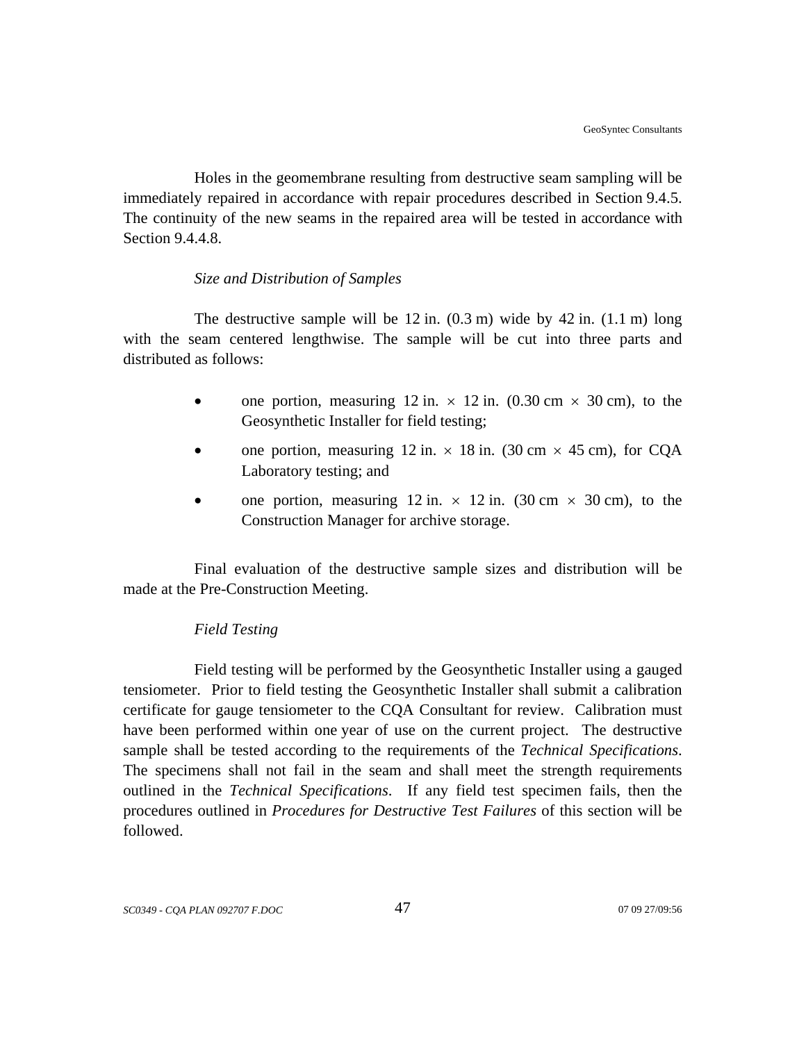Holes in the geomembrane resulting from destructive seam sampling will be immediately repaired in accordance with repair procedures described in Section 9.4.5. The continuity of the new seams in the repaired area will be tested in accordance with Section 9.4.4.8.

*Size and Distribution of Samples*

The destructive sample will be 12 in. (0.3 m) wide by 42 in. (1.1 m) long with the seam centered lengthwise. The sample will be cut into three parts and distributed as follows:

- one portion, measuring 12 in. × 12 in. (0.30 cm × 30 cm), to the Geosynthetic Installer for field testing;
- one portion, measuring 12 in. × 18 in. (30 cm × 45 cm), for CQA Laboratory testing; and
- one portion, measuring 12 in. × 12 in. (30 cm × 30 cm), to the Construction Manager for archive storage.

Final evaluation of the destructive sample sizes and distribution will be made at the Pre-Construction Meeting.

*Field Testing*

Field testing will be performed by the Geosynthetic Installer using a gauged tensiometer. Prior to field testing the Geosynthetic Installer shall submit a calibration certificate for gauge tensiometer to the CQA Consultant for review. Calibration must have been performed within one year of use on the current project. The destructive sample shall be tested according to the requirements of the *Technical Specifications*. The specimens shall not fail in the seam and shall meet the strength requirements outlined in the *Technical Specifications*. If any field test specimen fails, then the procedures outlined in *Procedures for Destructive Test Failures* of this section will be followed.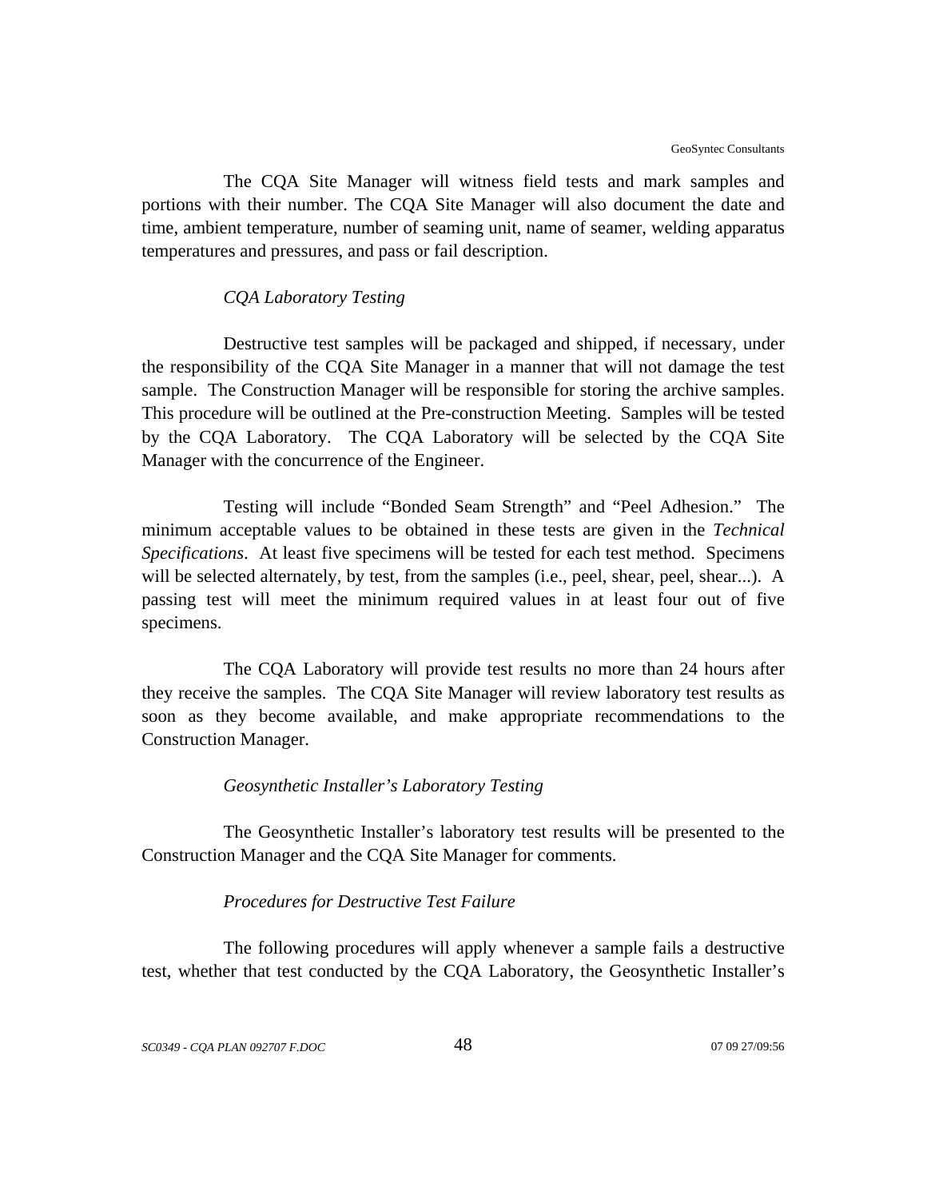The CQA Site Manager will witness field tests and mark samples and portions with their number. The CQA Site Manager will also document the date and time, ambient temperature, number of seaming unit, name of seamer, welding apparatus temperatures and pressures, and pass or fail description.

*CQA Laboratory Testing*

Destructive test samples will be packaged and shipped, if necessary, under the responsibility of the CQA Site Manager in a manner that will not damage the test sample. The Construction Manager will be responsible for storing the archive samples. This procedure will be outlined at the Pre-construction Meeting. Samples will be tested by the CQA Laboratory. The CQA Laboratory will be selected by the CQA Site Manager with the concurrence of the Engineer.

Testing will include "Bonded Seam Strength" and "Peel Adhesion." The minimum acceptable values to be obtained in these tests are given in the *Technical Specifications*. At least five specimens will be tested for each test method. Specimens will be selected alternately, by test, from the samples (i.e., peel, shear, peel, shear...). A passing test will meet the minimum required values in at least four out of five specimens.

The CQA Laboratory will provide test results no more than 24 hours after they receive the samples. The CQA Site Manager will review laboratory test results as soon as they become available, and make appropriate recommendations to the Construction Manager.

*Geosynthetic Installer's Laboratory Testing*

The Geosynthetic Installer's laboratory test results will be presented to the Construction Manager and the CQA Site Manager for comments.

*Procedures for Destructive Test Failure*

The following procedures will apply whenever a sample fails a destructive test, whether that test conducted by the CQA Laboratory, the Geosynthetic Installer's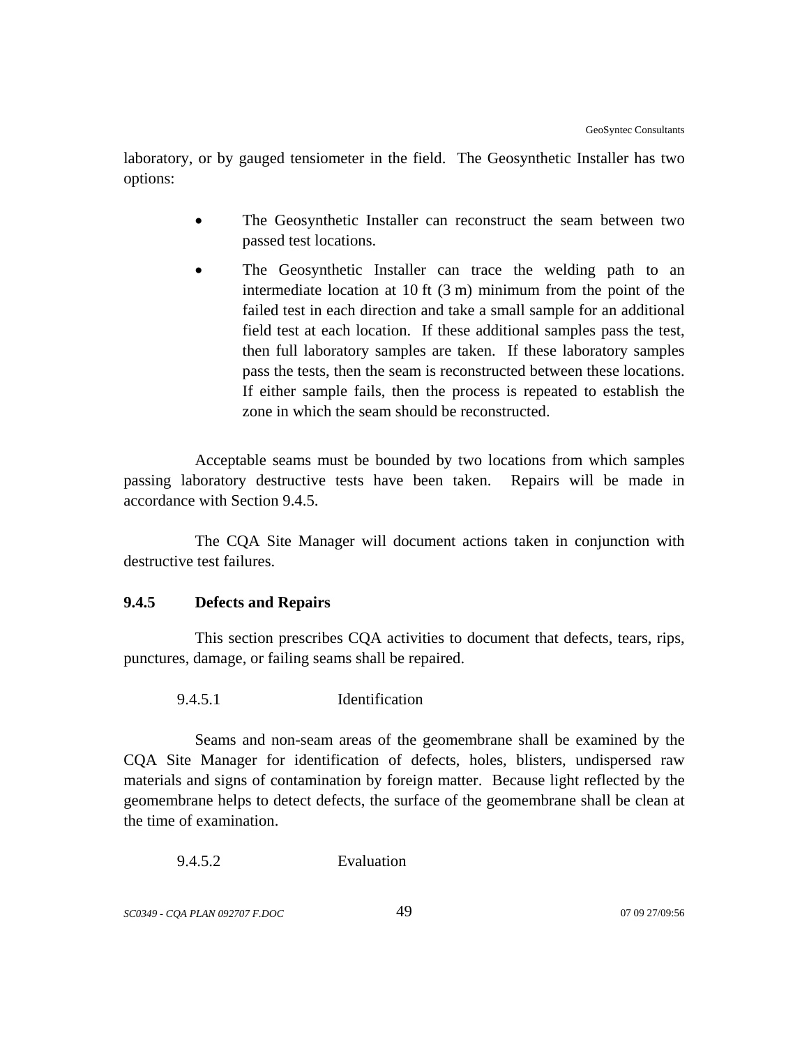laboratory, or by gauged tensiometer in the field. The Geosynthetic Installer has two options:

- The Geosynthetic Installer can reconstruct the seam between two passed test locations.
- The Geosynthetic Installer can trace the welding path to an intermediate location at 10 ft (3 m) minimum from the point of the failed test in each direction and take a small sample for an additional field test at each location. If these additional samples pass the test, then full laboratory samples are taken. If these laboratory samples pass the tests, then the seam is reconstructed between these locations. If either sample fails, then the process is repeated to establish the zone in which the seam should be reconstructed.

Acceptable seams must be bounded by two locations from which samples passing laboratory destructive tests have been taken. Repairs will be made in accordance with Section 9.4.5.

The CQA Site Manager will document actions taken in conjunction with destructive test failures.

### 9.4.5 Defects and Repairs

This section prescribes CQA activities to document that defects, tears, rips, punctures, damage, or failing seams shall be repaired.

#### 9.4.5.1 Identification

Seams and non-seam areas of the geomembrane shall be examined by the CQA Site Manager for identification of defects, holes, blisters, undispersed raw materials and signs of contamination by foreign matter. Because light reflected by the geomembrane helps to detect defects, the surface of the geomembrane shall be clean at the time of examination.

#### 9.4.5.2 Evaluation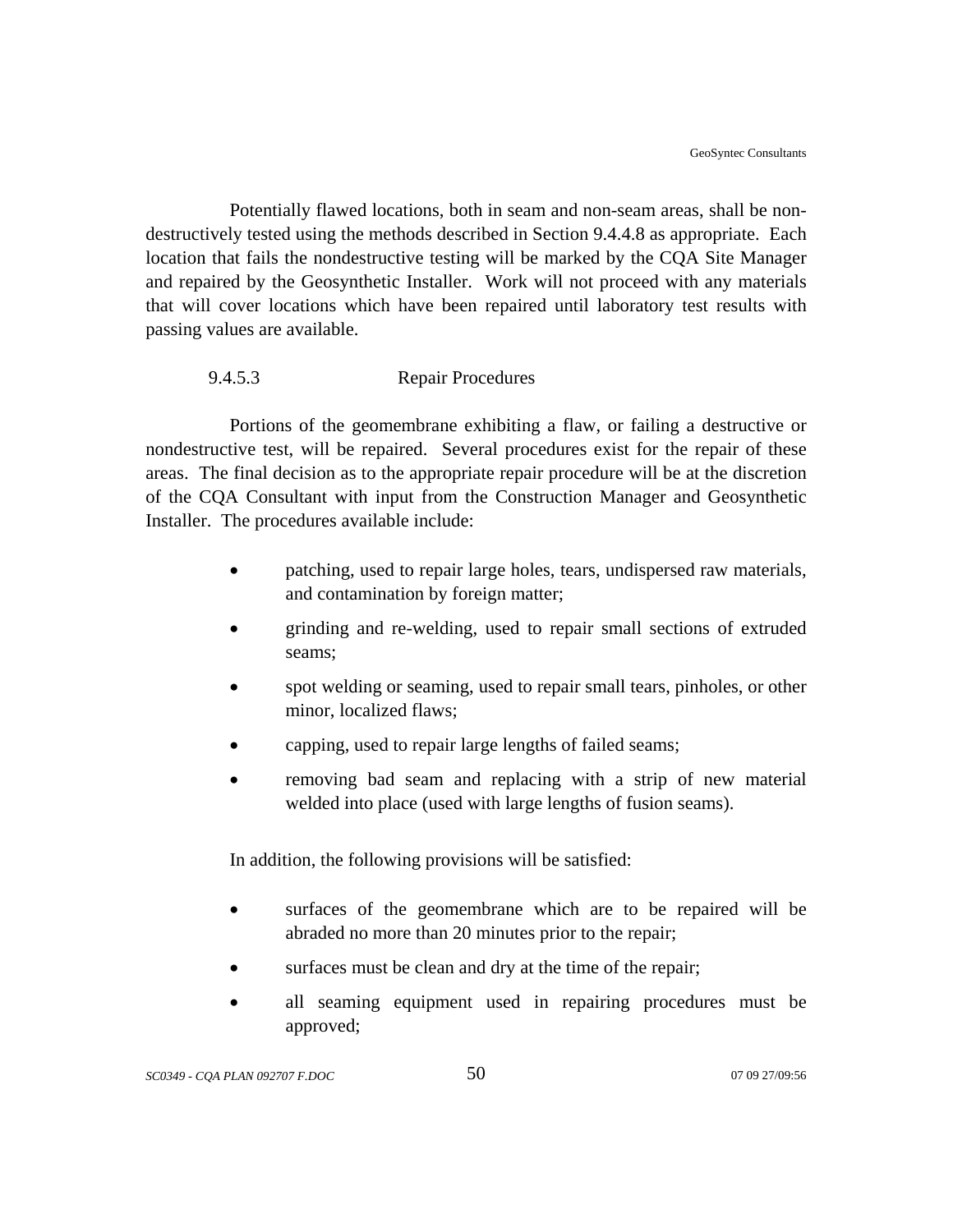Potentially flawed locations, both in seam and non-seam areas, shall be non-destructively tested using the methods described in Section 9.4.4.8 as appropriate. Each location that fails the nondestructive testing will be marked by the CQA Site Manager and repaired by the Geosynthetic Installer. Work will not proceed with any materials that will cover locations which have been repaired until laboratory test results with passing values are available.

#### 9.4.5.3 Repair Procedures

Portions of the geomembrane exhibiting a flaw, or failing a destructive or nondestructive test, will be repaired. Several procedures exist for the repair of these areas. The final decision as to the appropriate repair procedure will be at the discretion of the CQA Consultant with input from the Construction Manager and Geosynthetic Installer. The procedures available include:

- patching, used to repair large holes, tears, undispersed raw materials, and contamination by foreign matter;
- grinding and re-welding, used to repair small sections of extruded seams;
- spot welding or seaming, used to repair small tears, pinholes, or other minor, localized flaws;
- capping, used to repair large lengths of failed seams;
- removing bad seam and replacing with a strip of new material welded into place (used with large lengths of fusion seams).

In addition, the following provisions will be satisfied:

- surfaces of the geomembrane which are to be repaired will be abraded no more than 20 minutes prior to the repair;
- surfaces must be clean and dry at the time of the repair;
- all seaming equipment used in repairing procedures must be approved;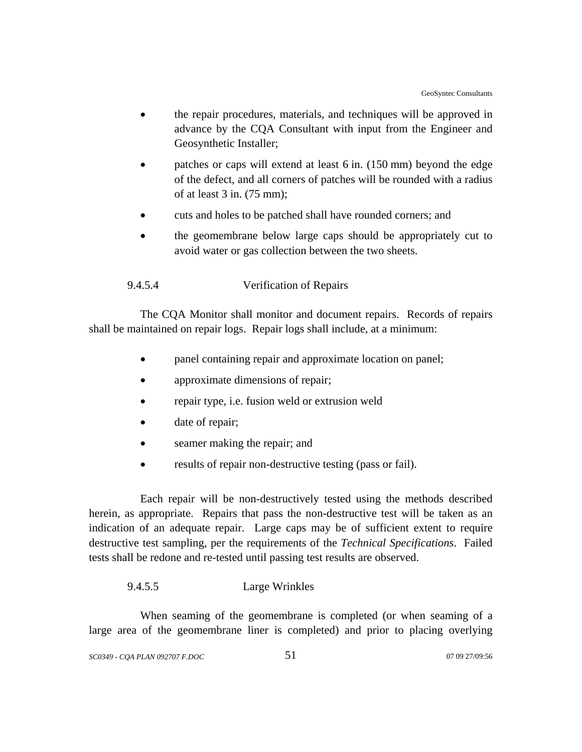- the repair procedures, materials, and techniques will be approved in advance by the CQA Consultant with input from the Engineer and Geosynthetic Installer;
- patches or caps will extend at least 6 in. (150 mm) beyond the edge of the defect, and all corners of patches will be rounded with a radius of at least 3 in. (75 mm);
- cuts and holes to be patched shall have rounded corners; and
- the geomembrane below large caps should be appropriately cut to avoid water or gas collection between the two sheets.

#### 9.4.5.4 Verification of Repairs

The CQA Monitor shall monitor and document repairs. Records of repairs shall be maintained on repair logs. Repair logs shall include, at a minimum:

- panel containing repair and approximate location on panel;
- approximate dimensions of repair;
- repair type, i.e. fusion weld or extrusion weld
- date of repair;
- seamer making the repair; and
- results of repair non-destructive testing (pass or fail).

Each repair will be non-destructively tested using the methods described herein, as appropriate. Repairs that pass the non-destructive test will be taken as an indication of an adequate repair. Large caps may be of sufficient extent to require destructive test sampling, per the requirements of the *Technical Specifications*. Failed tests shall be redone and re-tested until passing test results are observed.

#### 9.4.5.5 Large Wrinkles

When seaming of the geomembrane is completed (or when seaming of a large area of the geomembrane liner is completed) and prior to placing overlying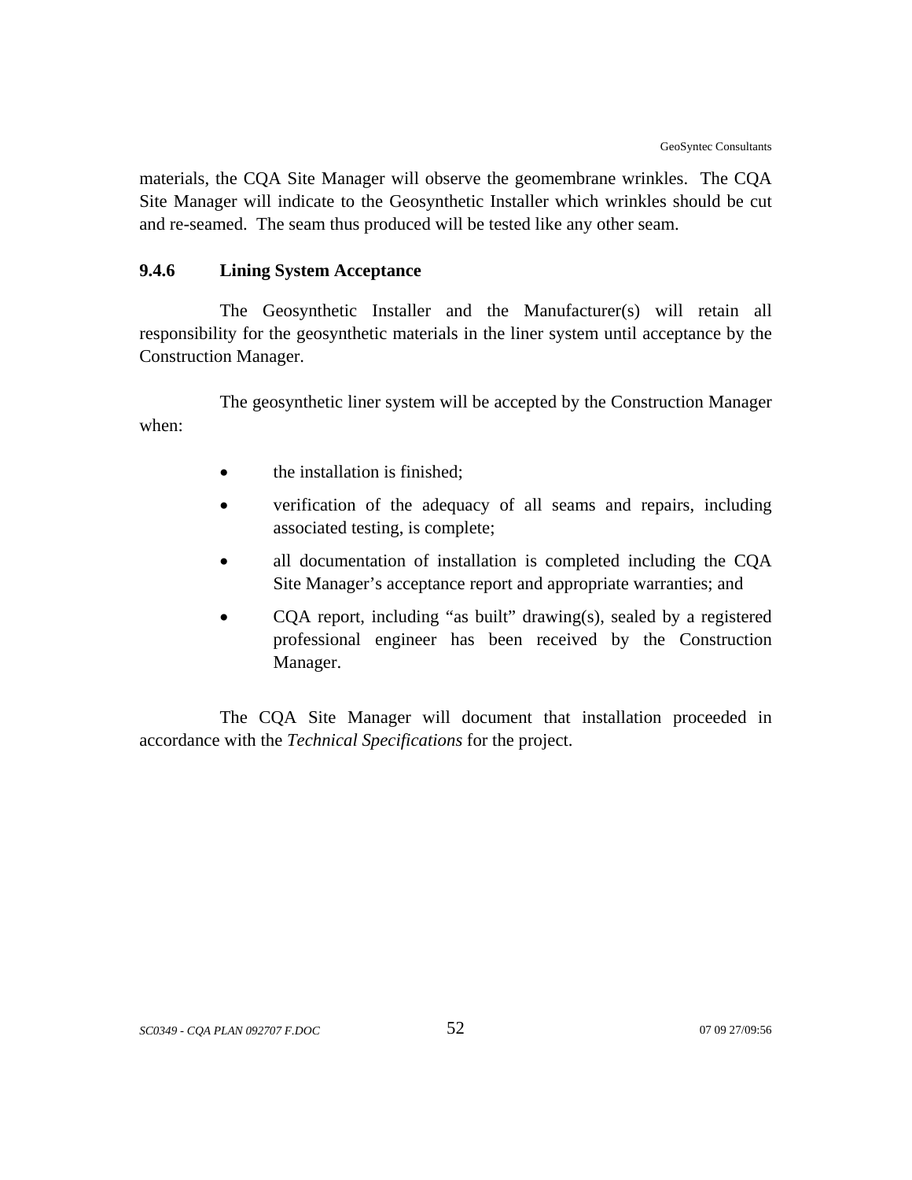materials, the CQA Site Manager will observe the geomembrane wrinkles. The CQA Site Manager will indicate to the Geosynthetic Installer which wrinkles should be cut and re-seamed. The seam thus produced will be tested like any other seam.

#### 9.4.6 Lining System Acceptance

The Geosynthetic Installer and the Manufacturer(s) will retain all responsibility for the geosynthetic materials in the liner system until acceptance by the Construction Manager.

The geosynthetic liner system will be accepted by the Construction Manager when:

- the installation is finished;
- verification of the adequacy of all seams and repairs, including associated testing, is complete;
- all documentation of installation is completed including the CQA Site Manager's acceptance report and appropriate warranties; and
- CQA report, including "as built" drawing(s), sealed by a registered professional engineer has been received by the Construction Manager.

The CQA Site Manager will document that installation proceeded in accordance with the *Technical Specifications* for the project.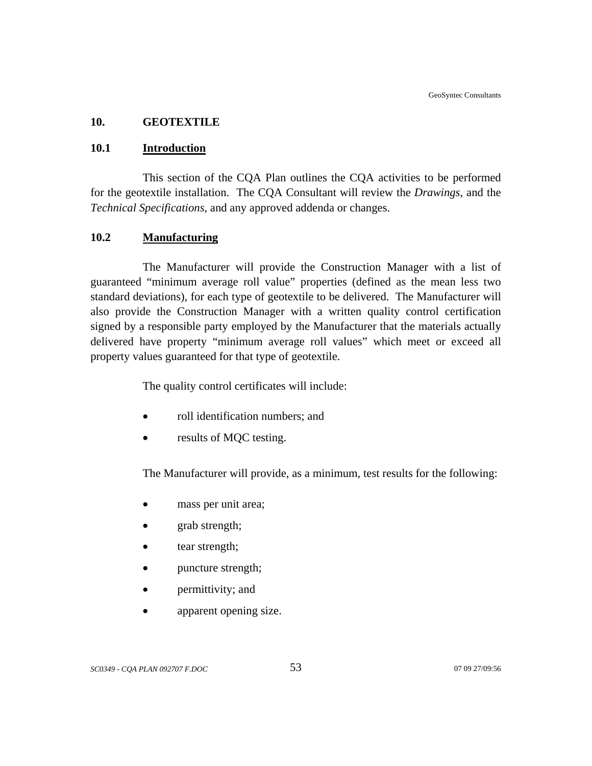# 10. GEOTEXTILE

## 10.1 Introduction

This section of the CQA Plan outlines the CQA activities to be performed for the geotextile installation. The CQA Consultant will review the *Drawings*, and the *Technical Specifications*, and any approved addenda or changes.

## 10.2 Manufacturing

The Manufacturer will provide the Construction Manager with a list of guaranteed "minimum average roll value" properties (defined as the mean less two standard deviations), for each type of geotextile to be delivered. The Manufacturer will also provide the Construction Manager with a written quality control certification signed by a responsible party employed by the Manufacturer that the materials actually delivered have property "minimum average roll values" which meet or exceed all property values guaranteed for that type of geotextile.

The quality control certificates will include:

- roll identification numbers; and
- results of MQC testing.

The Manufacturer will provide, as a minimum, test results for the following:

- mass per unit area;
- grab strength;
- tear strength;
- puncture strength;
- permittivity; and
- apparent opening size.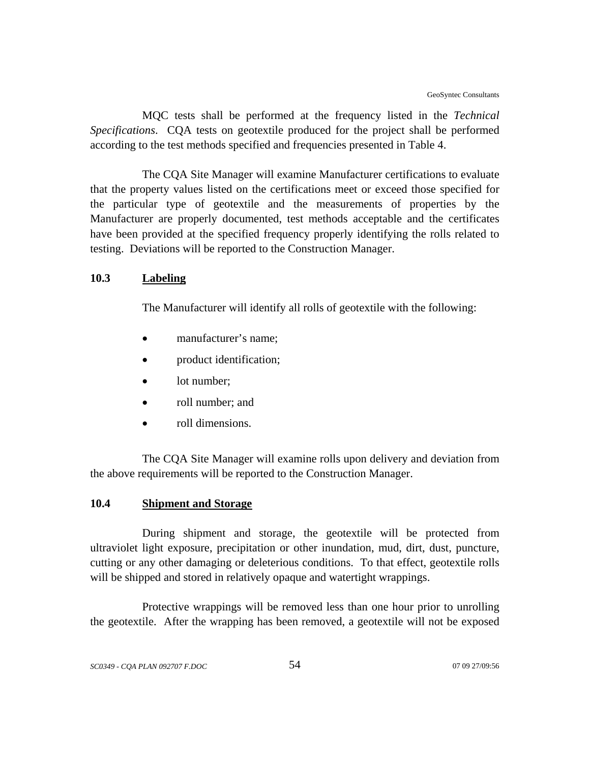MQC tests shall be performed at the frequency listed in the *Technical Specifications*. CQA tests on geotextile produced for the project shall be performed according to the test methods specified and frequencies presented in Table 4.

The CQA Site Manager will examine Manufacturer certifications to evaluate that the property values listed on the certifications meet or exceed those specified for the particular type of geotextile and the measurements of properties by the Manufacturer are properly documented, test methods acceptable and the certificates have been provided at the specified frequency properly identifying the rolls related to testing. Deviations will be reported to the Construction Manager.

### 10.3 Labeling

The Manufacturer will identify all rolls of geotextile with the following:

- manufacturer's name;
- product identification;
- lot number;
- roll number; and
- roll dimensions.

The CQA Site Manager will examine rolls upon delivery and deviation from the above requirements will be reported to the Construction Manager.

### 10.4 Shipment and Storage

During shipment and storage, the geotextile will be protected from ultraviolet light exposure, precipitation or other inundation, mud, dirt, dust, puncture, cutting or any other damaging or deleterious conditions. To that effect, geotextile rolls will be shipped and stored in relatively opaque and watertight wrappings.

Protective wrappings will be removed less than one hour prior to unrolling the geotextile. After the wrapping has been removed, a geotextile will not be exposed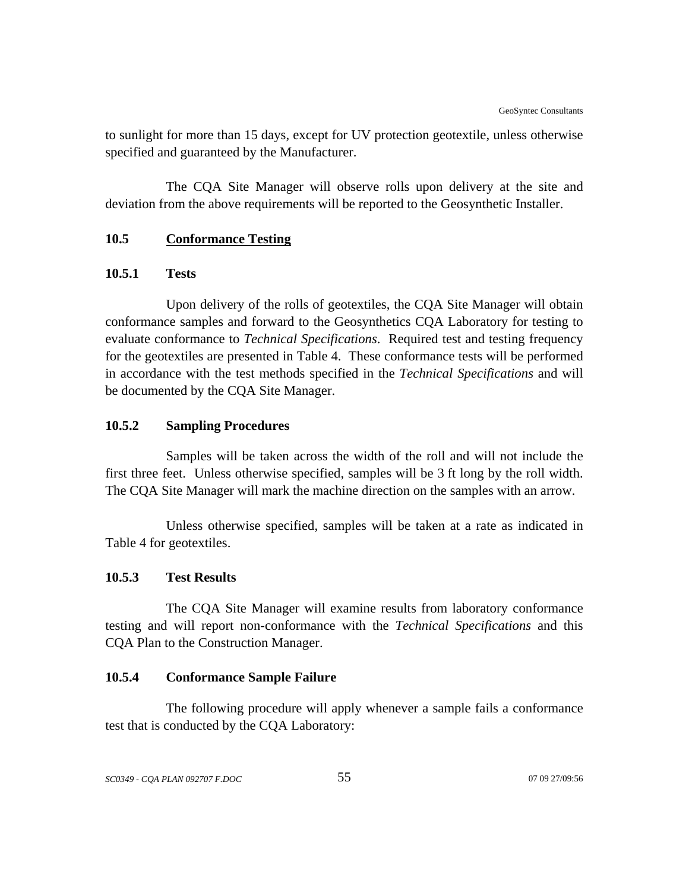to sunlight for more than 15 days, except for UV protection geotextile, unless otherwise specified and guaranteed by the Manufacturer.

The CQA Site Manager will observe rolls upon delivery at the site and deviation from the above requirements will be reported to the Geosynthetic Installer.

## 10.5 Conformance Testing

### 10.5.1 Tests

Upon delivery of the rolls of geotextiles, the CQA Site Manager will obtain conformance samples and forward to the Geosynthetics CQA Laboratory for testing to evaluate conformance to *Technical Specifications*. Required test and testing frequency for the geotextiles are presented in Table 4. These conformance tests will be performed in accordance with the test methods specified in the *Technical Specifications* and will be documented by the CQA Site Manager.

### 10.5.2 Sampling Procedures

Samples will be taken across the width of the roll and will not include the first three feet. Unless otherwise specified, samples will be 3 ft long by the roll width. The CQA Site Manager will mark the machine direction on the samples with an arrow.

Unless otherwise specified, samples will be taken at a rate as indicated in Table 4 for geotextiles.

### 10.5.3 Test Results

The CQA Site Manager will examine results from laboratory conformance testing and will report non-conformance with the *Technical Specifications* and this CQA Plan to the Construction Manager.

### 10.5.4 Conformance Sample Failure

The following procedure will apply whenever a sample fails a conformance test that is conducted by the CQA Laboratory: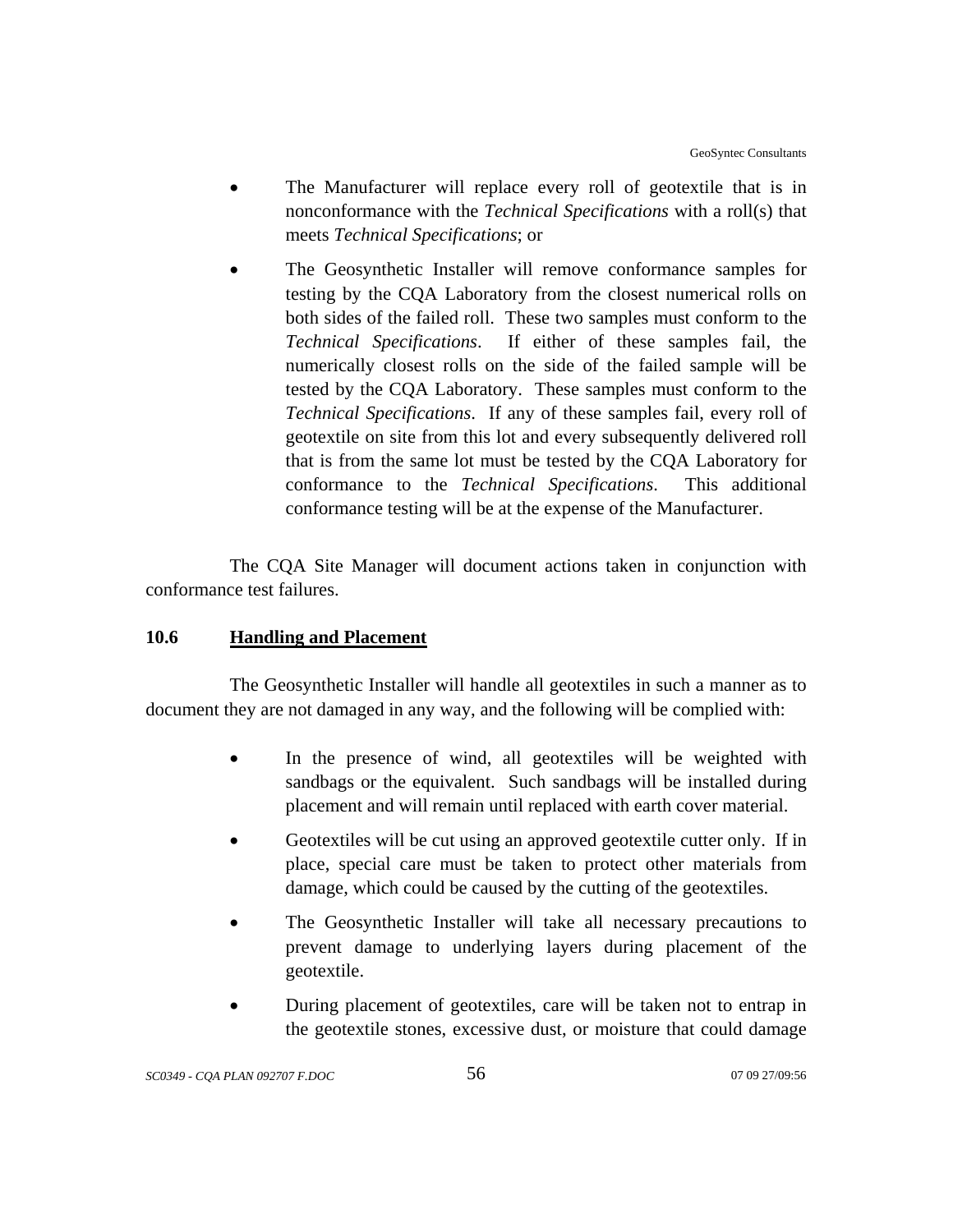- The Manufacturer will replace every roll of geotextile that is in nonconformance with the *Technical Specifications* with a roll(s) that meets *Technical Specifications*; or

- The Geosynthetic Installer will remove conformance samples for testing by the CQA Laboratory from the closest numerical rolls on both sides of the failed roll. These two samples must conform to the *Technical Specifications*. If either of these samples fail, the numerically closest rolls on the side of the failed sample will be tested by the CQA Laboratory. These samples must conform to the *Technical Specifications*. If any of these samples fail, every roll of geotextile on site from this lot and every subsequently delivered roll that is from the same lot must be tested by the CQA Laboratory for conformance to the *Technical Specifications*. This additional conformance testing will be at the expense of the Manufacturer.

The CQA Site Manager will document actions taken in conjunction with conformance test failures.

## 10.6 Handling and Placement

The Geosynthetic Installer will handle all geotextiles in such a manner as to document they are not damaged in any way, and the following will be complied with:

- In the presence of wind, all geotextiles will be weighted with sandbags or the equivalent. Such sandbags will be installed during placement and will remain until replaced with earth cover material.

- Geotextiles will be cut using an approved geotextile cutter only. If in place, special care must be taken to protect other materials from damage, which could be caused by the cutting of the geotextiles.

- The Geosynthetic Installer will take all necessary precautions to prevent damage to underlying layers during placement of the geotextile.

- During placement of geotextiles, care will be taken not to entrap in the geotextile stones, excessive dust, or moisture that could damage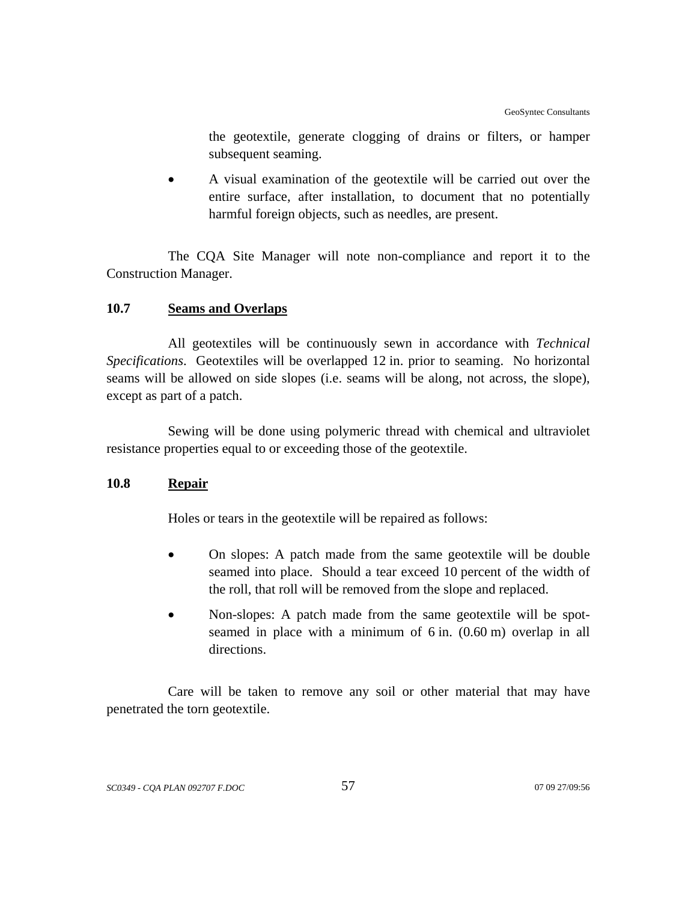the geotextile, generate clogging of drains or filters, or hamper subsequent seaming.

- A visual examination of the geotextile will be carried out over the entire surface, after installation, to document that no potentially harmful foreign objects, such as needles, are present.

The CQA Site Manager will note non-compliance and report it to the Construction Manager.

## 10.7 Seams and Overlaps

All geotextiles will be continuously sewn in accordance with *Technical Specifications*. Geotextiles will be overlapped 12 in. prior to seaming. No horizontal seams will be allowed on side slopes (i.e. seams will be along, not across, the slope), except as part of a patch.

Sewing will be done using polymeric thread with chemical and ultraviolet resistance properties equal to or exceeding those of the geotextile.

## 10.8 Repair

Holes or tears in the geotextile will be repaired as follows:

- On slopes: A patch made from the same geotextile will be double seamed into place. Should a tear exceed 10 percent of the width of the roll, that roll will be removed from the slope and replaced.
- Non-slopes: A patch made from the same geotextile will be spot-seamed in place with a minimum of 6 in. (0.60 m) overlap in all directions.

Care will be taken to remove any soil or other material that may have penetrated the torn geotextile.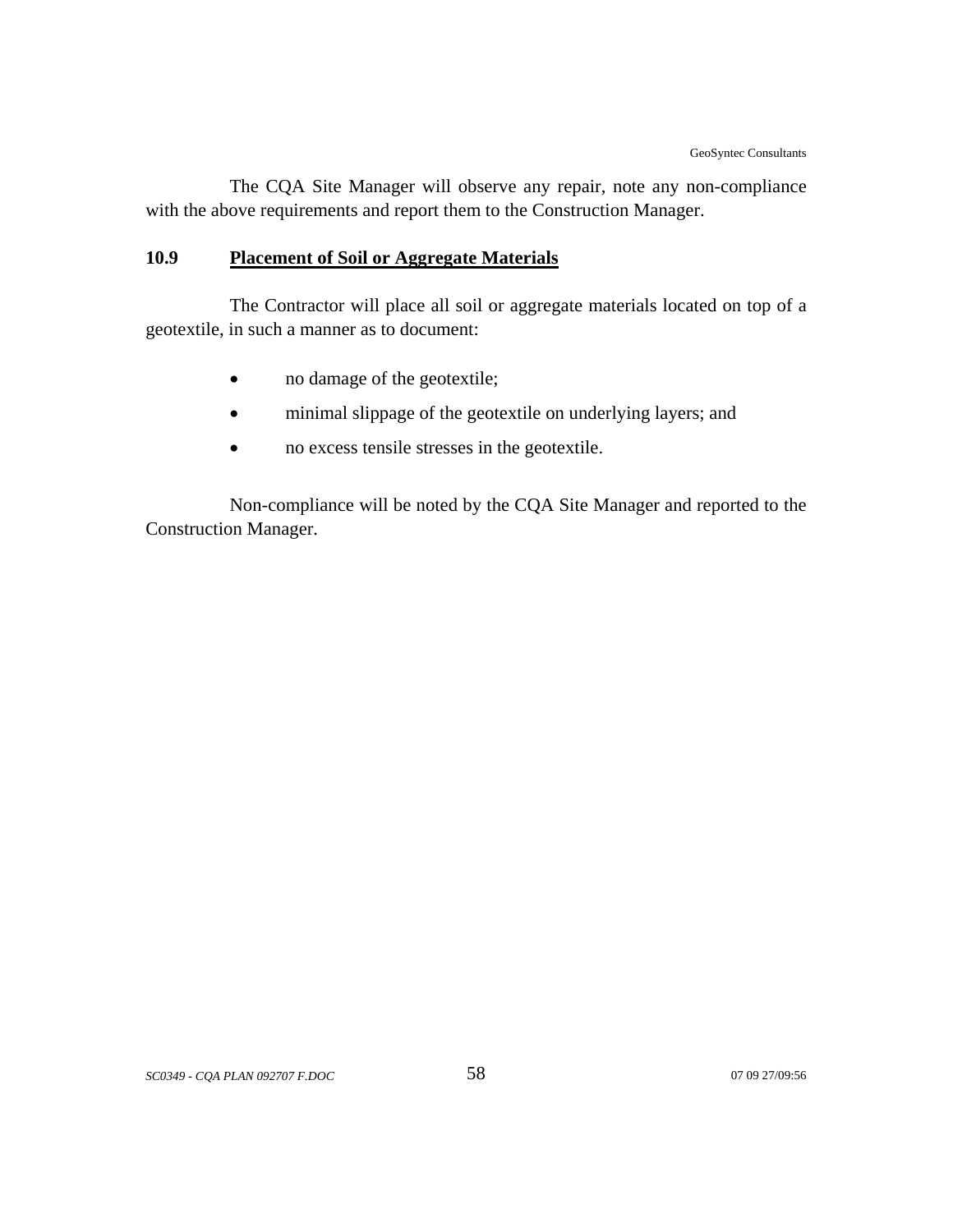The CQA Site Manager will observe any repair, note any non-compliance with the above requirements and report them to the Construction Manager.

## 10.9 Placement of Soil or Aggregate Materials

The Contractor will place all soil or aggregate materials located on top of a geotextile, in such a manner as to document:

- no damage of the geotextile;
- minimal slippage of the geotextile on underlying layers; and
- no excess tensile stresses in the geotextile.

Non-compliance will be noted by the CQA Site Manager and reported to the Construction Manager.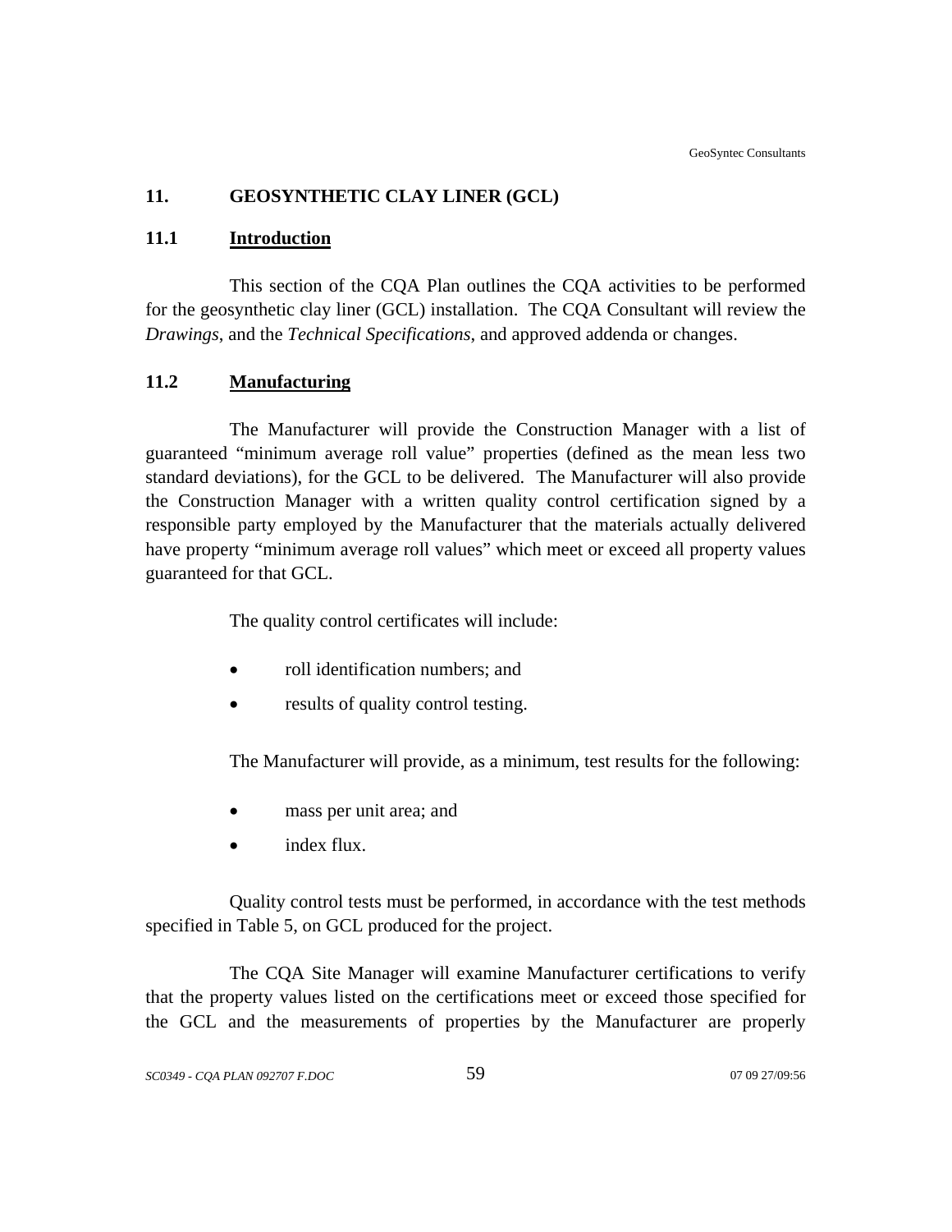## 11. GEOSYNTHETIC CLAY LINER (GCL)

### 11.1 Introduction

This section of the CQA Plan outlines the CQA activities to be performed for the geosynthetic clay liner (GCL) installation. The CQA Consultant will review the *Drawings*, and the *Technical Specifications*, and approved addenda or changes.

### 11.2 Manufacturing

The Manufacturer will provide the Construction Manager with a list of guaranteed "minimum average roll value" properties (defined as the mean less two standard deviations), for the GCL to be delivered. The Manufacturer will also provide the Construction Manager with a written quality control certification signed by a responsible party employed by the Manufacturer that the materials actually delivered have property "minimum average roll values" which meet or exceed all property values guaranteed for that GCL.

The quality control certificates will include:

- roll identification numbers; and
- results of quality control testing.

The Manufacturer will provide, as a minimum, test results for the following:

- mass per unit area; and
- index flux.

Quality control tests must be performed, in accordance with the test methods specified in Table 5, on GCL produced for the project.

The CQA Site Manager will examine Manufacturer certifications to verify that the property values listed on the certifications meet or exceed those specified for the GCL and the measurements of properties by the Manufacturer are properly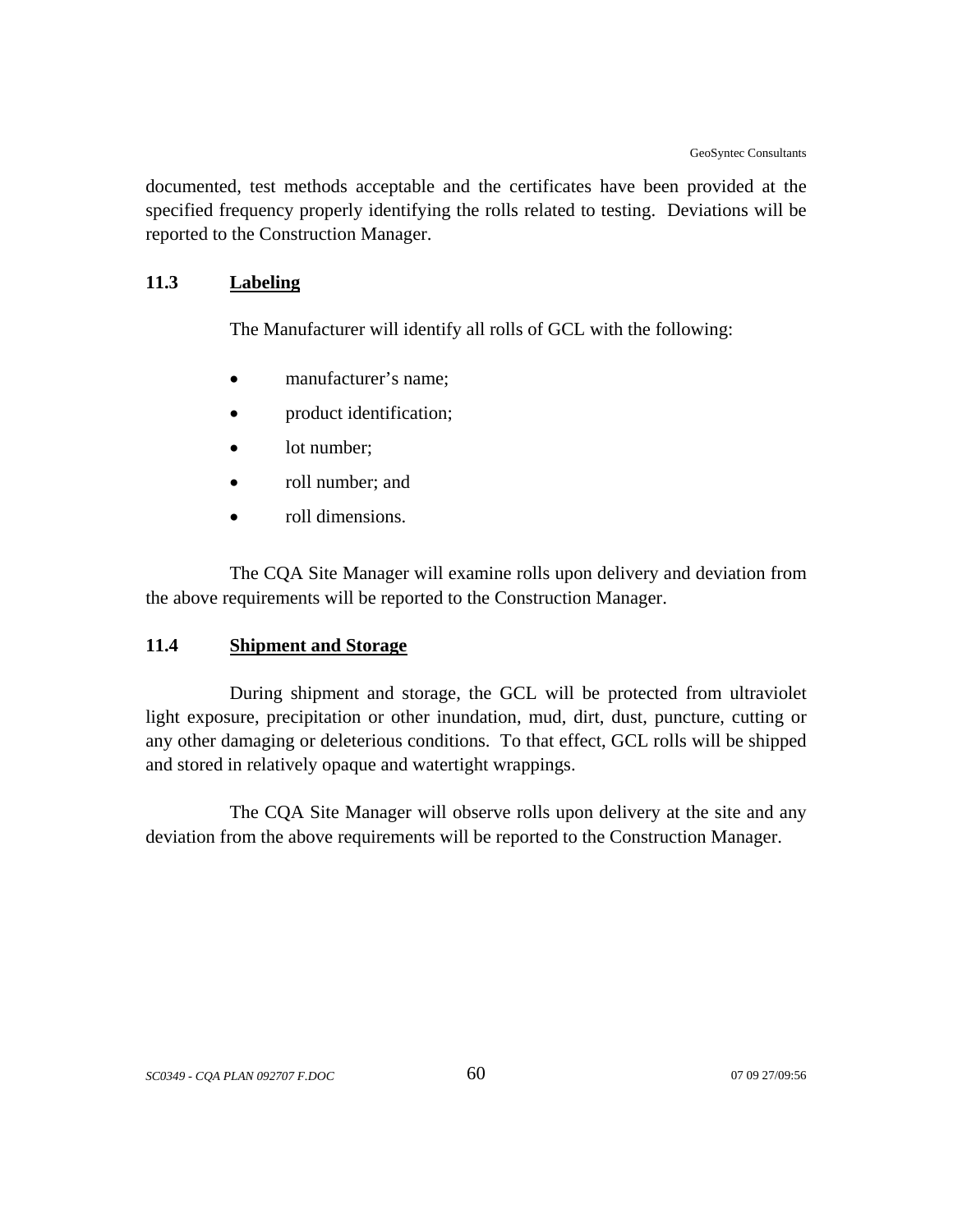documented, test methods acceptable and the certificates have been provided at the specified frequency properly identifying the rolls related to testing. Deviations will be reported to the Construction Manager.

### 11.3 Labeling

The Manufacturer will identify all rolls of GCL with the following:

- manufacturer's name;
- product identification;
- lot number;
- roll number; and
- roll dimensions.

The CQA Site Manager will examine rolls upon delivery and deviation from the above requirements will be reported to the Construction Manager.

### 11.4 Shipment and Storage

During shipment and storage, the GCL will be protected from ultraviolet light exposure, precipitation or other inundation, mud, dirt, dust, puncture, cutting or any other damaging or deleterious conditions. To that effect, GCL rolls will be shipped and stored in relatively opaque and watertight wrappings.

The CQA Site Manager will observe rolls upon delivery at the site and any deviation from the above requirements will be reported to the Construction Manager.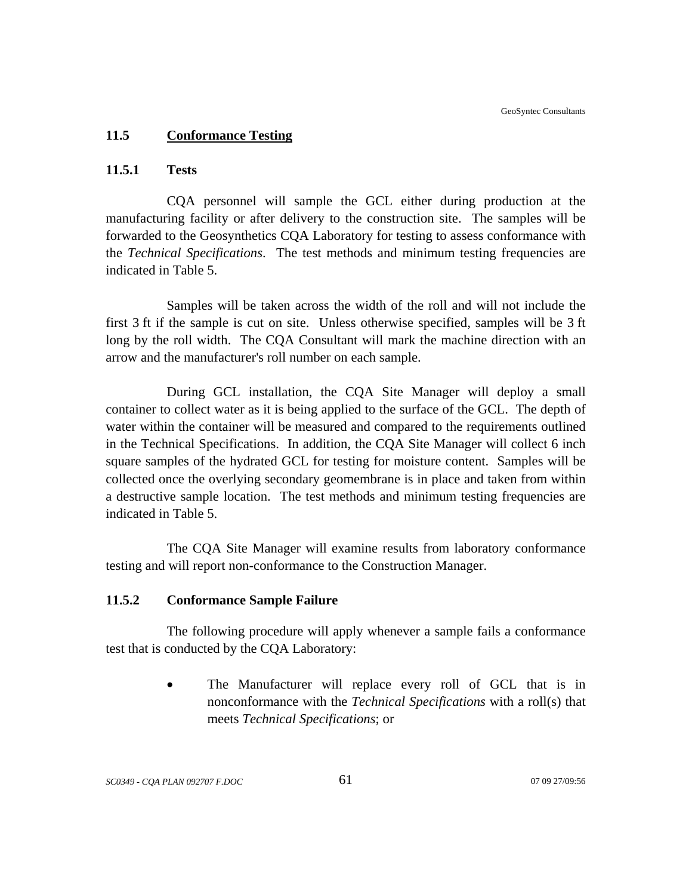## 11.5 Conformance Testing

### 11.5.1 Tests

CQA personnel will sample the GCL either during production at the manufacturing facility or after delivery to the construction site. The samples will be forwarded to the Geosynthetics CQA Laboratory for testing to assess conformance with the *Technical Specifications*. The test methods and minimum testing frequencies are indicated in Table 5.

Samples will be taken across the width of the roll and will not include the first 3 ft if the sample is cut on site. Unless otherwise specified, samples will be 3 ft long by the roll width. The CQA Consultant will mark the machine direction with an arrow and the manufacturer's roll number on each sample.

During GCL installation, the CQA Site Manager will deploy a small container to collect water as it is being applied to the surface of the GCL. The depth of water within the container will be measured and compared to the requirements outlined in the Technical Specifications. In addition, the CQA Site Manager will collect 6 inch square samples of the hydrated GCL for testing for moisture content. Samples will be collected once the overlying secondary geomembrane is in place and taken from within a destructive sample location. The test methods and minimum testing frequencies are indicated in Table 5.

The CQA Site Manager will examine results from laboratory conformance testing and will report non-conformance to the Construction Manager.

### 11.5.2 Conformance Sample Failure

The following procedure will apply whenever a sample fails a conformance test that is conducted by the CQA Laboratory:

- The Manufacturer will replace every roll of GCL that is in nonconformance with the *Technical Specifications* with a roll(s) that meets *Technical Specifications*; or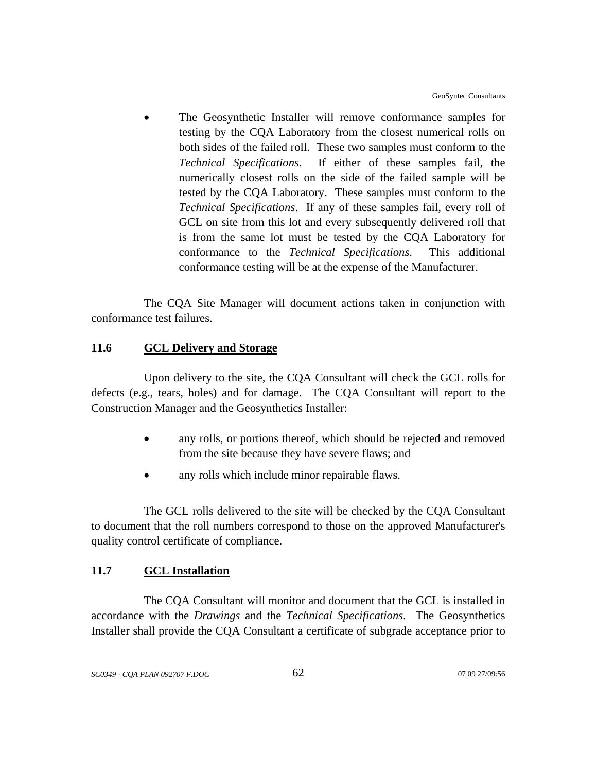- The Geosynthetic Installer will remove conformance samples for testing by the CQA Laboratory from the closest numerical rolls on both sides of the failed roll. These two samples must conform to the *Technical Specifications*. If either of these samples fail, the numerically closest rolls on the side of the failed sample will be tested by the CQA Laboratory. These samples must conform to the *Technical Specifications*. If any of these samples fail, every roll of GCL on site from this lot and every subsequently delivered roll that is from the same lot must be tested by the CQA Laboratory for conformance to the *Technical Specifications*. This additional conformance testing will be at the expense of the Manufacturer.

The CQA Site Manager will document actions taken in conjunction with conformance test failures.

### 11.6 GCL Delivery and Storage

Upon delivery to the site, the CQA Consultant will check the GCL rolls for defects (e.g., tears, holes) and for damage. The CQA Consultant will report to the Construction Manager and the Geosynthetics Installer:

- any rolls, or portions thereof, which should be rejected and removed from the site because they have severe flaws; and
- any rolls which include minor repairable flaws.

The GCL rolls delivered to the site will be checked by the CQA Consultant to document that the roll numbers correspond to those on the approved Manufacturer's quality control certificate of compliance.

### 11.7 GCL Installation

The CQA Consultant will monitor and document that the GCL is installed in accordance with the *Drawings* and the *Technical Specifications*. The Geosynthetics Installer shall provide the CQA Consultant a certificate of subgrade acceptance prior to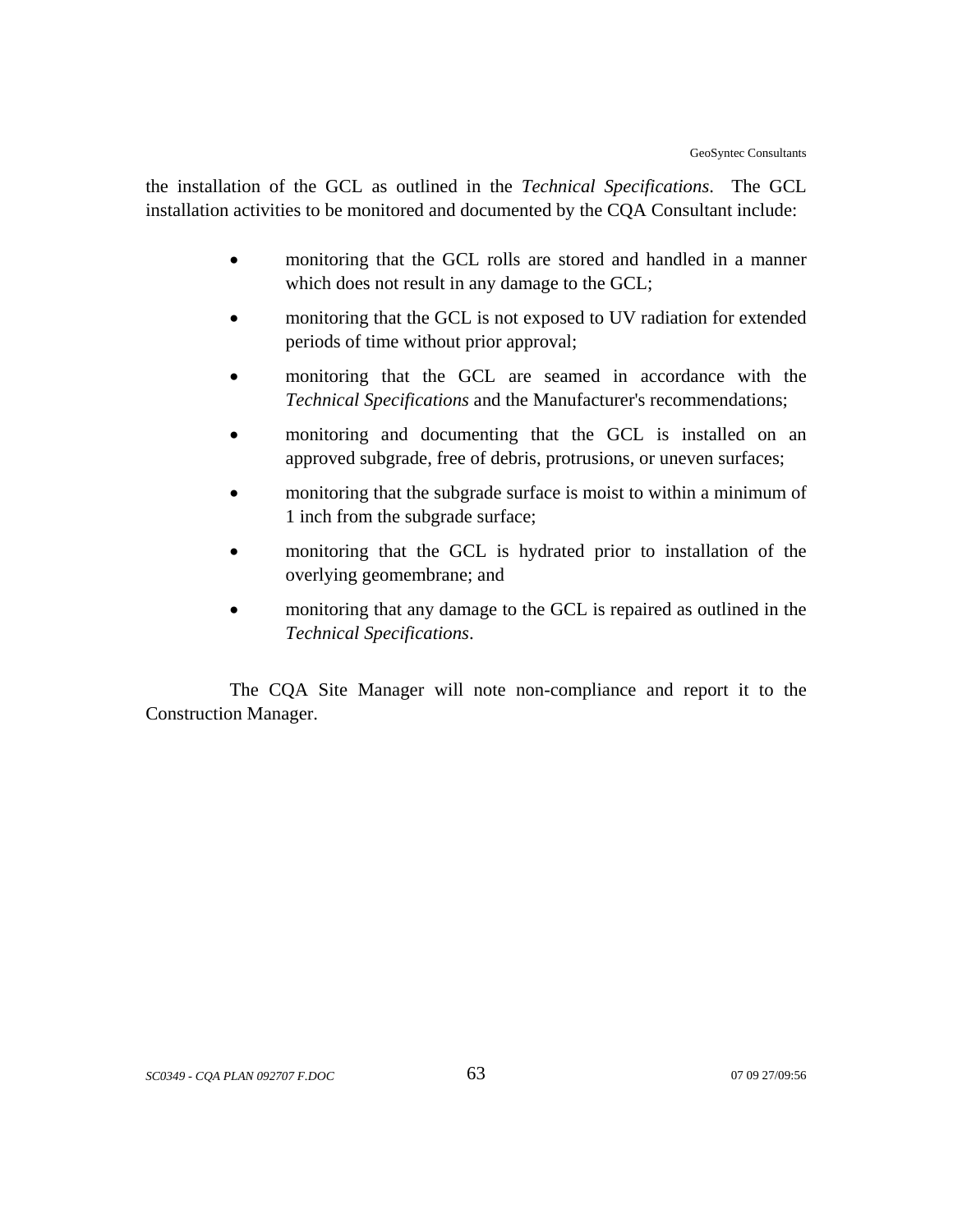the installation of the GCL as outlined in the *Technical Specifications*. The GCL installation activities to be monitored and documented by the CQA Consultant include:

- monitoring that the GCL rolls are stored and handled in a manner which does not result in any damage to the GCL;
- monitoring that the GCL is not exposed to UV radiation for extended periods of time without prior approval;
- monitoring that the GCL are seamed in accordance with the *Technical Specifications* and the Manufacturer's recommendations;
- monitoring and documenting that the GCL is installed on an approved subgrade, free of debris, protrusions, or uneven surfaces;
- monitoring that the subgrade surface is moist to within a minimum of 1 inch from the subgrade surface;
- monitoring that the GCL is hydrated prior to installation of the overlying geomembrane; and
- monitoring that any damage to the GCL is repaired as outlined in the *Technical Specifications*.

The CQA Site Manager will note non-compliance and report it to the Construction Manager.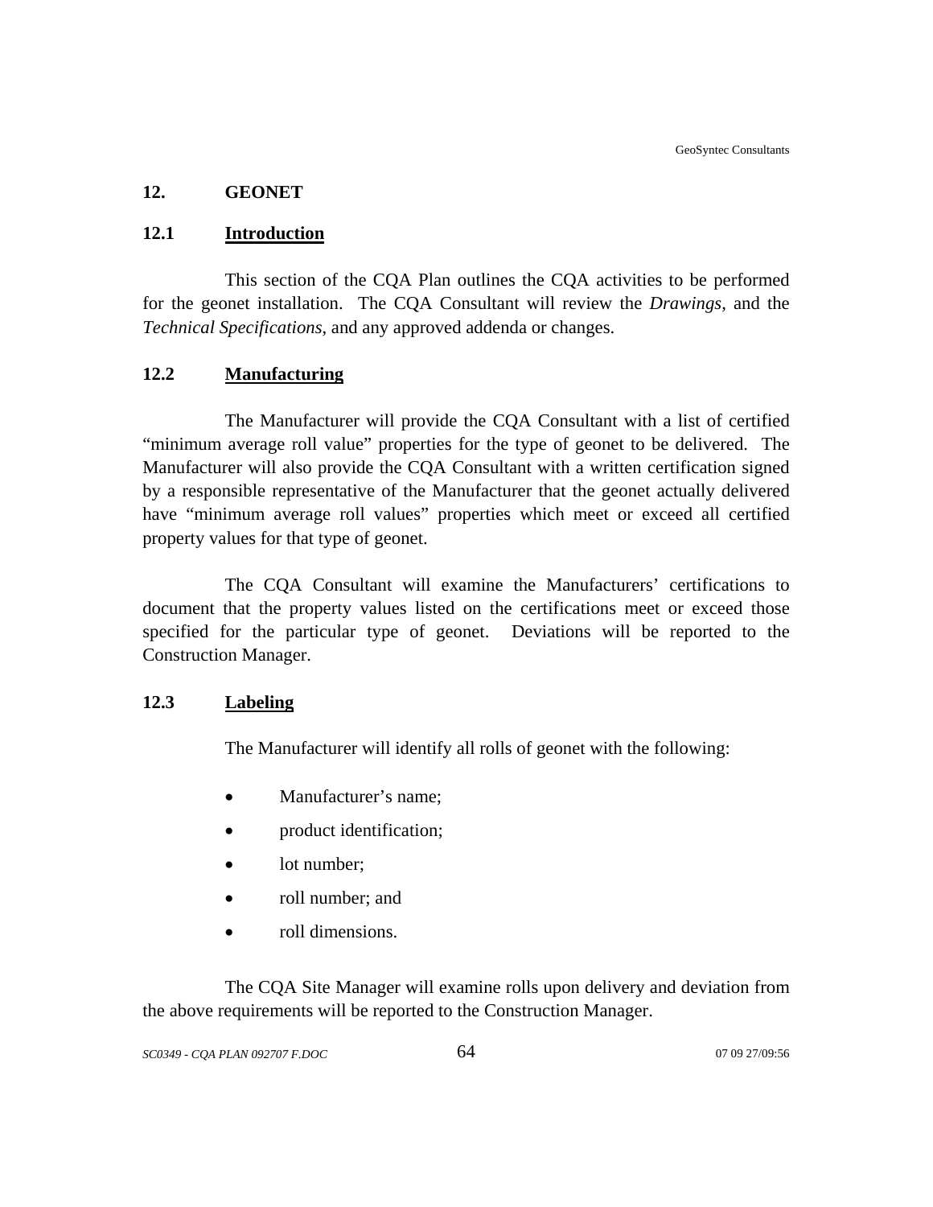# 12. GEONET

## 12.1 Introduction

This section of the CQA Plan outlines the CQA activities to be performed for the geonet installation. The CQA Consultant will review the *Drawings*, and the *Technical Specifications*, and any approved addenda or changes.

## 12.2 Manufacturing

The Manufacturer will provide the CQA Consultant with a list of certified "minimum average roll value" properties for the type of geonet to be delivered. The Manufacturer will also provide the CQA Consultant with a written certification signed by a responsible representative of the Manufacturer that the geonet actually delivered have "minimum average roll values" properties which meet or exceed all certified property values for that type of geonet.

The CQA Consultant will examine the Manufacturers' certifications to document that the property values listed on the certifications meet or exceed those specified for the particular type of geonet. Deviations will be reported to the Construction Manager.

## 12.3 Labeling

The Manufacturer will identify all rolls of geonet with the following:

- Manufacturer's name;
- product identification;
- lot number;
- roll number; and
- roll dimensions.

The CQA Site Manager will examine rolls upon delivery and deviation from the above requirements will be reported to the Construction Manager.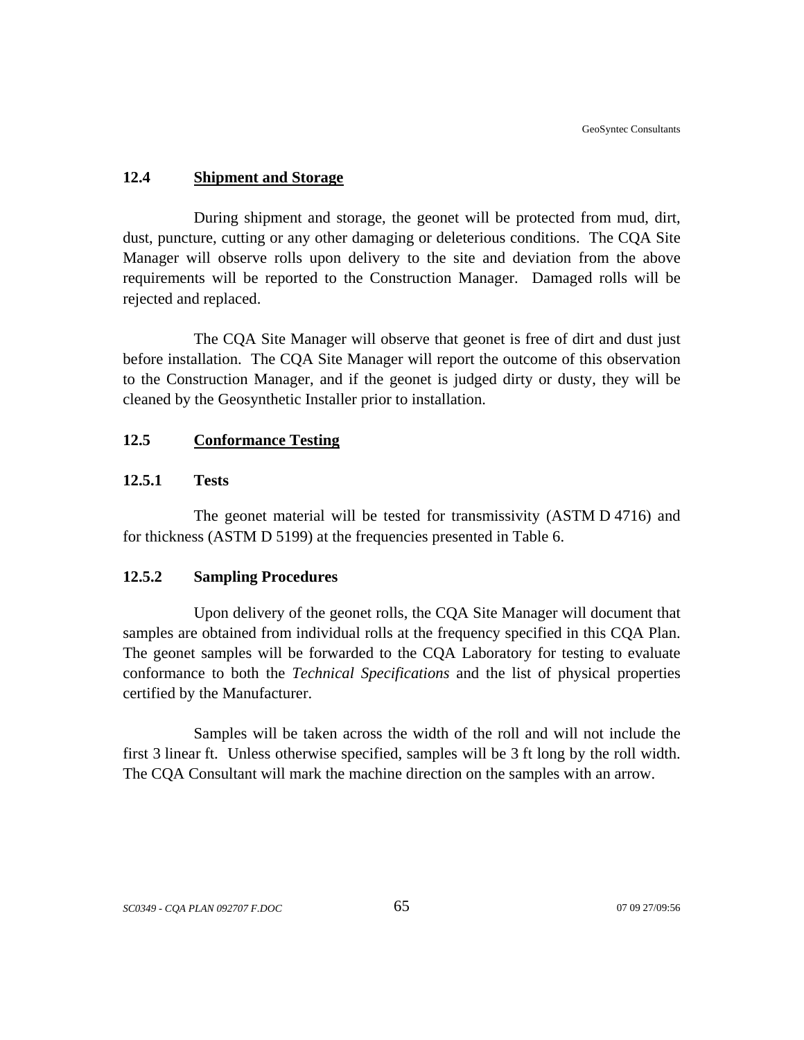## 12.4 Shipment and Storage

During shipment and storage, the geonet will be protected from mud, dirt, dust, puncture, cutting or any other damaging or deleterious conditions. The CQA Site Manager will observe rolls upon delivery to the site and deviation from the above requirements will be reported to the Construction Manager. Damaged rolls will be rejected and replaced.

The CQA Site Manager will observe that geonet is free of dirt and dust just before installation. The CQA Site Manager will report the outcome of this observation to the Construction Manager, and if the geonet is judged dirty or dusty, they will be cleaned by the Geosynthetic Installer prior to installation.

## 12.5 Conformance Testing

### 12.5.1 Tests

The geonet material will be tested for transmissivity (ASTM D 4716) and for thickness (ASTM D 5199) at the frequencies presented in Table 6.

### 12.5.2 Sampling Procedures

Upon delivery of the geonet rolls, the CQA Site Manager will document that samples are obtained from individual rolls at the frequency specified in this CQA Plan. The geonet samples will be forwarded to the CQA Laboratory for testing to evaluate conformance to both the *Technical Specifications* and the list of physical properties certified by the Manufacturer.

Samples will be taken across the width of the roll and will not include the first 3 linear ft. Unless otherwise specified, samples will be 3 ft long by the roll width. The CQA Consultant will mark the machine direction on the samples with an arrow.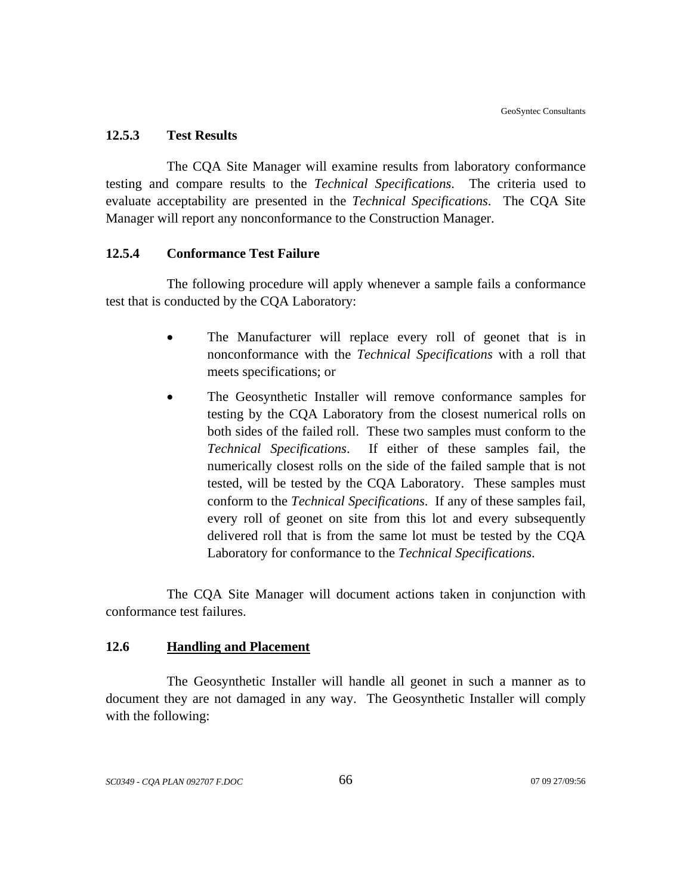#### 12.5.3 Test Results

The CQA Site Manager will examine results from laboratory conformance testing and compare results to the *Technical Specifications*. The criteria used to evaluate acceptability are presented in the *Technical Specifications*. The CQA Site Manager will report any nonconformance to the Construction Manager.

#### 12.5.4 Conformance Test Failure

The following procedure will apply whenever a sample fails a conformance test that is conducted by the CQA Laboratory:

- The Manufacturer will replace every roll of geonet that is in nonconformance with the *Technical Specifications* with a roll that meets specifications; or
- The Geosynthetic Installer will remove conformance samples for testing by the CQA Laboratory from the closest numerical rolls on both sides of the failed roll. These two samples must conform to the *Technical Specifications*. If either of these samples fail, the numerically closest rolls on the side of the failed sample that is not tested, will be tested by the CQA Laboratory. These samples must conform to the *Technical Specifications*. If any of these samples fail, every roll of geonet on site from this lot and every subsequently delivered roll that is from the same lot must be tested by the CQA Laboratory for conformance to the *Technical Specifications*.

The CQA Site Manager will document actions taken in conjunction with conformance test failures.

### 12.6 Handling and Placement

The Geosynthetic Installer will handle all geonet in such a manner as to document they are not damaged in any way. The Geosynthetic Installer will comply with the following: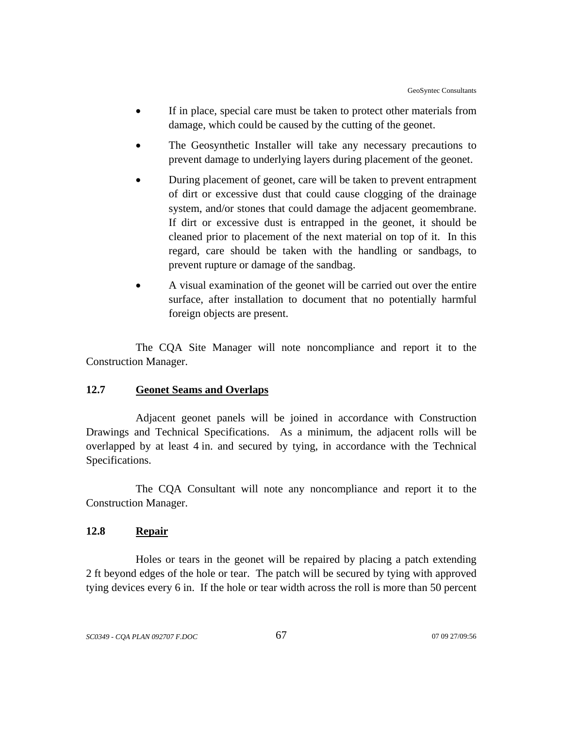- If in place, special care must be taken to protect other materials from damage, which could be caused by the cutting of the geonet.
- The Geosynthetic Installer will take any necessary precautions to prevent damage to underlying layers during placement of the geonet.
- During placement of geonet, care will be taken to prevent entrapment of dirt or excessive dust that could cause clogging of the drainage system, and/or stones that could damage the adjacent geomembrane. If dirt or excessive dust is entrapped in the geonet, it should be cleaned prior to placement of the next material on top of it. In this regard, care should be taken with the handling or sandbags, to prevent rupture or damage of the sandbag.
- A visual examination of the geonet will be carried out over the entire surface, after installation to document that no potentially harmful foreign objects are present.

The CQA Site Manager will note noncompliance and report it to the Construction Manager.

### 12.7 Geonet Seams and Overlaps

Adjacent geonet panels will be joined in accordance with Construction Drawings and Technical Specifications. As a minimum, the adjacent rolls will be overlapped by at least 4 in. and secured by tying, in accordance with the Technical Specifications.

The CQA Consultant will note any noncompliance and report it to the Construction Manager.

### 12.8 Repair

Holes or tears in the geonet will be repaired by placing a patch extending 2 ft beyond edges of the hole or tear. The patch will be secured by tying with approved tying devices every 6 in. If the hole or tear width across the roll is more than 50 percent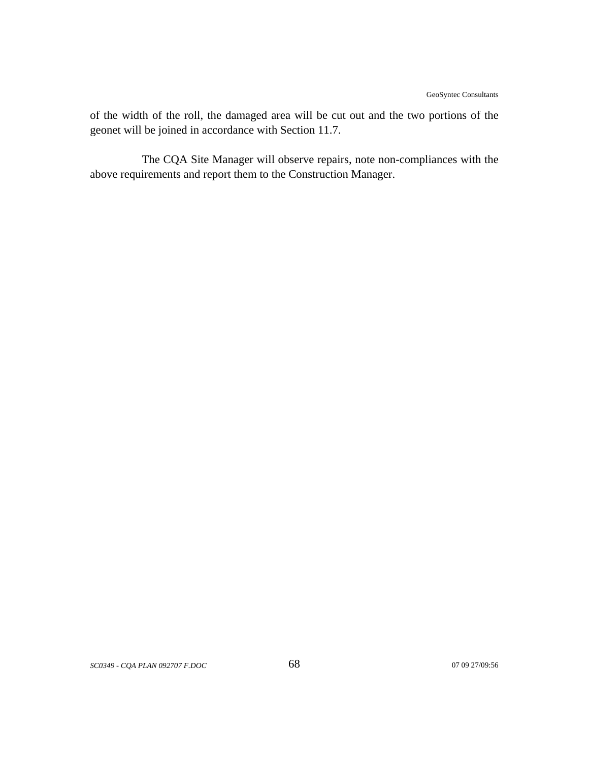of the width of the roll, the damaged area will be cut out and the two portions of the geonet will be joined in accordance with Section 11.7.

The CQA Site Manager will observe repairs, note non-compliances with the above requirements and report them to the Construction Manager.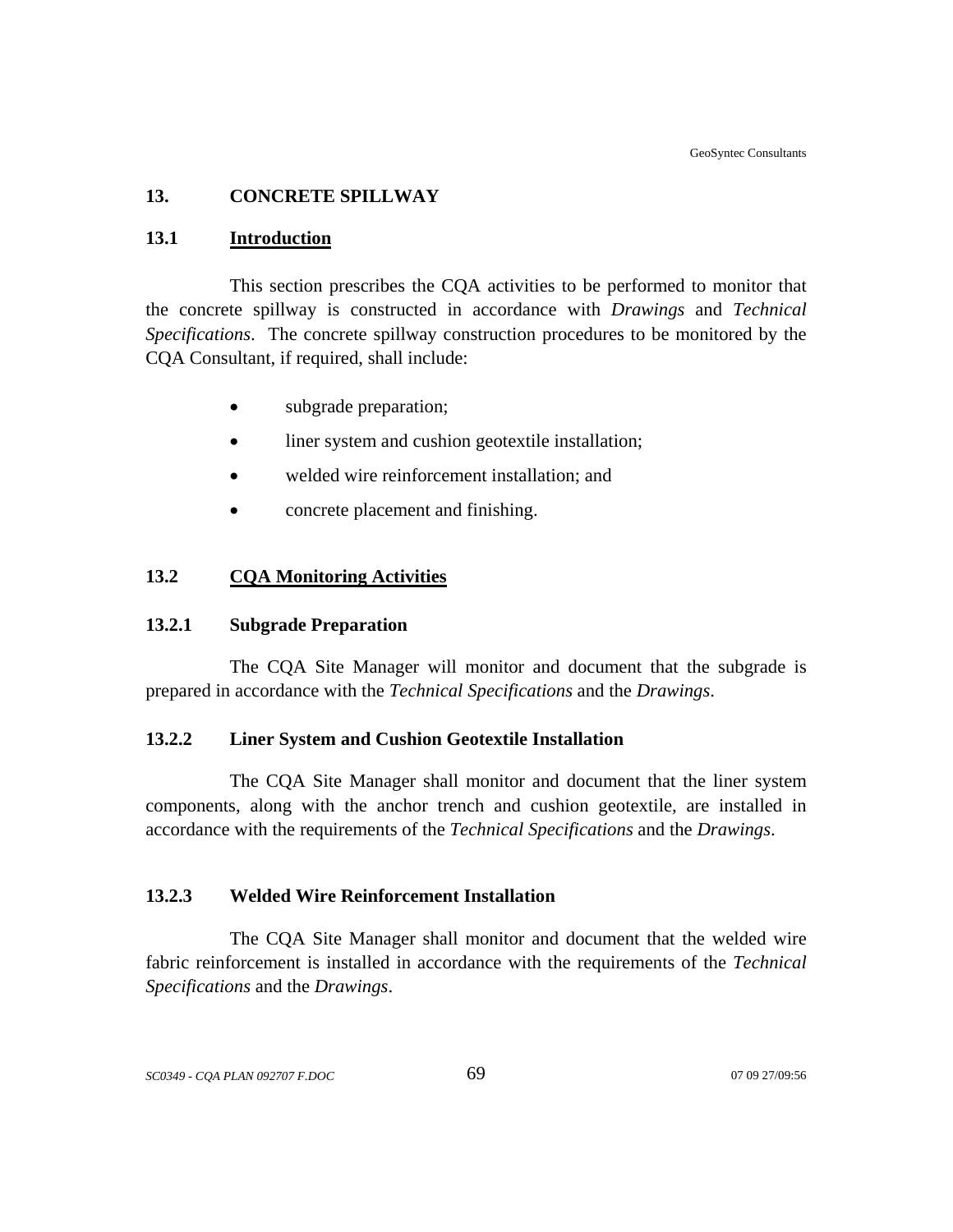# 13. CONCRETE SPILLWAY

## 13.1 Introduction

This section prescribes the CQA activities to be performed to monitor that the concrete spillway is constructed in accordance with *Drawings* and *Technical Specifications*. The concrete spillway construction procedures to be monitored by the CQA Consultant, if required, shall include:

- subgrade preparation;
- liner system and cushion geotextile installation;
- welded wire reinforcement installation; and
- concrete placement and finishing.

## 13.2 CQA Monitoring Activities

### 13.2.1 Subgrade Preparation

The CQA Site Manager will monitor and document that the subgrade is prepared in accordance with the *Technical Specifications* and the *Drawings*.

### 13.2.2 Liner System and Cushion Geotextile Installation

The CQA Site Manager shall monitor and document that the liner system components, along with the anchor trench and cushion geotextile, are installed in accordance with the requirements of the *Technical Specifications* and the *Drawings*.

### 13.2.3 Welded Wire Reinforcement Installation

The CQA Site Manager shall monitor and document that the welded wire fabric reinforcement is installed in accordance with the requirements of the *Technical Specifications* and the *Drawings*.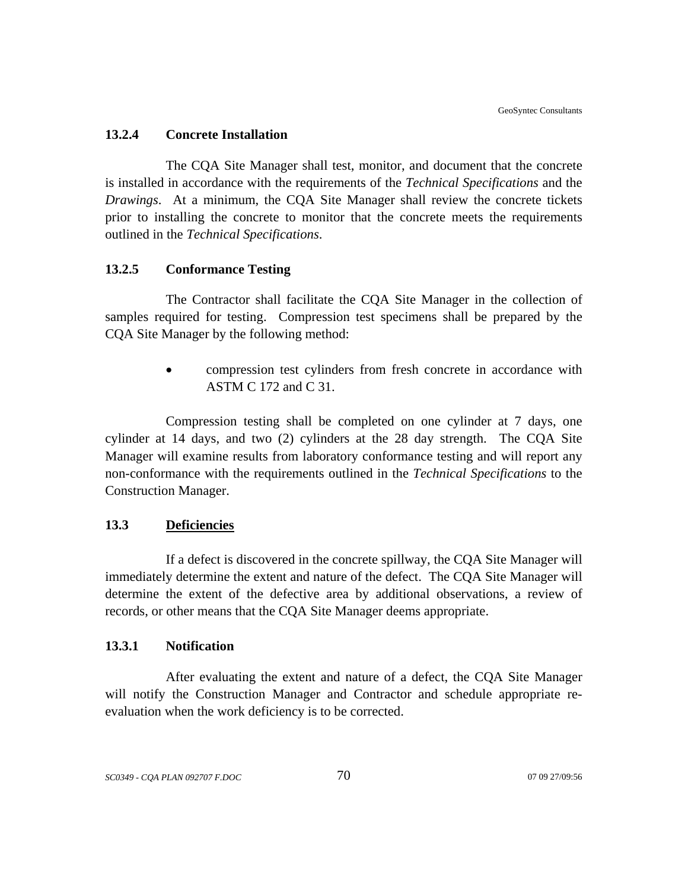### 13.2.4 Concrete Installation

The CQA Site Manager shall test, monitor, and document that the concrete is installed in accordance with the requirements of the *Technical Specifications* and the *Drawings*. At a minimum, the CQA Site Manager shall review the concrete tickets prior to installing the concrete to monitor that the concrete meets the requirements outlined in the *Technical Specifications*.

### 13.2.5 Conformance Testing

The Contractor shall facilitate the CQA Site Manager in the collection of samples required for testing. Compression test specimens shall be prepared by the CQA Site Manager by the following method:

- compression test cylinders from fresh concrete in accordance with ASTM C 172 and C 31.

Compression testing shall be completed on one cylinder at 7 days, one cylinder at 14 days, and two (2) cylinders at the 28 day strength. The CQA Site Manager will examine results from laboratory conformance testing and will report any non-conformance with the requirements outlined in the *Technical Specifications* to the Construction Manager.

## 13.3 <u>Deficiencies</u>

If a defect is discovered in the concrete spillway, the CQA Site Manager will immediately determine the extent and nature of the defect. The CQA Site Manager will determine the extent of the defective area by additional observations, a review of records, or other means that the CQA Site Manager deems appropriate.

### 13.3.1 Notification

After evaluating the extent and nature of a defect, the CQA Site Manager will notify the Construction Manager and Contractor and schedule appropriate re-evaluation when the work deficiency is to be corrected.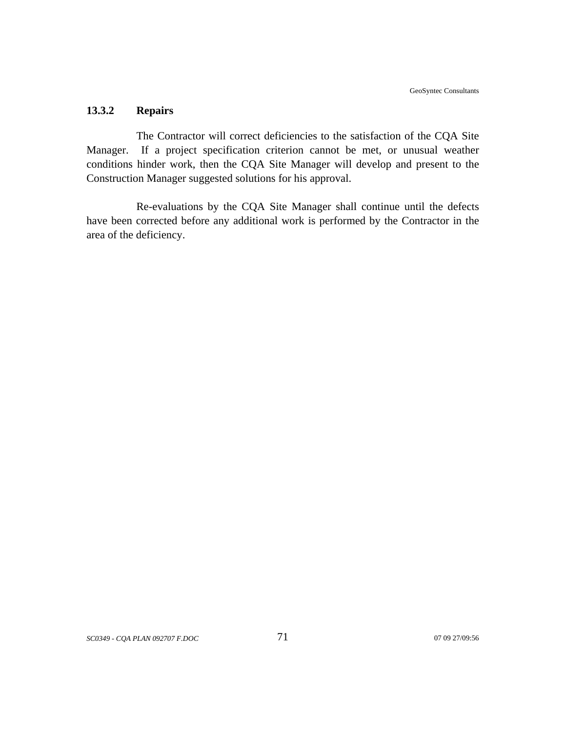#### 13.3.2 Repairs

The Contractor will correct deficiencies to the satisfaction of the CQA Site Manager. If a project specification criterion cannot be met, or unusual weather conditions hinder work, then the CQA Site Manager will develop and present to the Construction Manager suggested solutions for his approval.

Re-evaluations by the CQA Site Manager shall continue until the defects have been corrected before any additional work is performed by the Contractor in the area of the deficiency.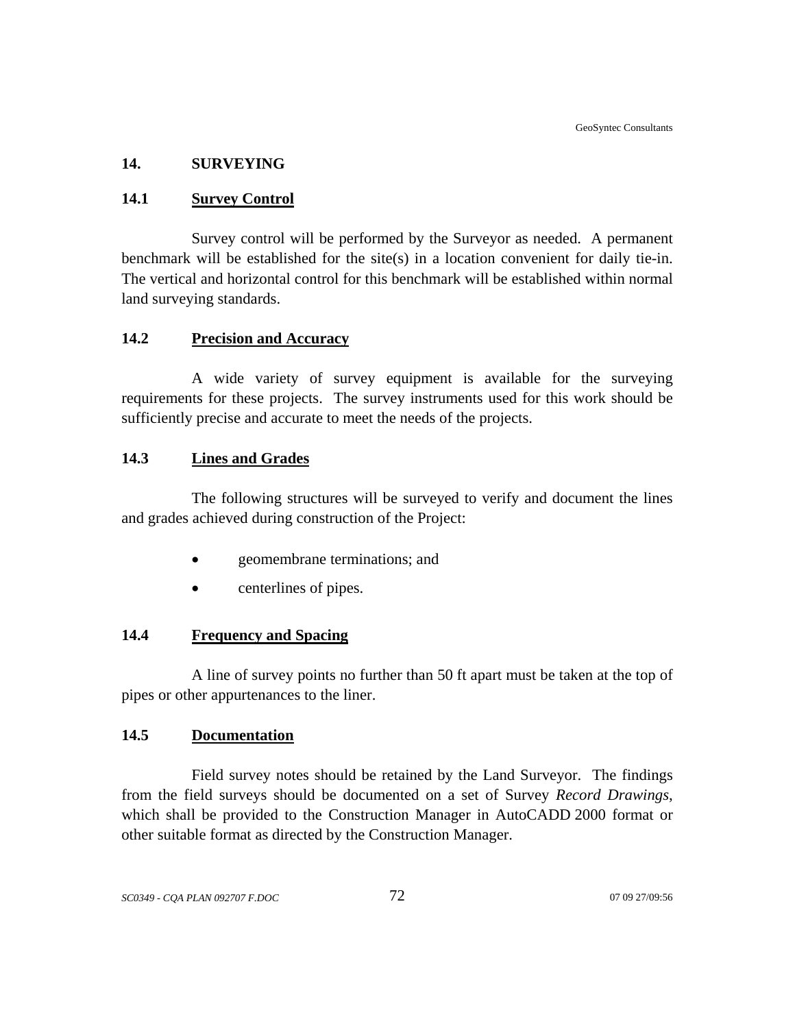## 14. SURVEYING

### 14.1 Survey Control

Survey control will be performed by the Surveyor as needed. A permanent benchmark will be established for the site(s) in a location convenient for daily tie-in. The vertical and horizontal control for this benchmark will be established within normal land surveying standards.

### 14.2 Precision and Accuracy

A wide variety of survey equipment is available for the surveying requirements for these projects. The survey instruments used for this work should be sufficiently precise and accurate to meet the needs of the projects.

### 14.3 Lines and Grades

The following structures will be surveyed to verify and document the lines and grades achieved during construction of the Project:

- geomembrane terminations; and
- centerlines of pipes.

### 14.4 Frequency and Spacing

A line of survey points no further than 50 ft apart must be taken at the top of pipes or other appurtenances to the liner.

### 14.5 Documentation

Field survey notes should be retained by the Land Surveyor. The findings from the field surveys should be documented on a set of Survey *Record Drawings*, which shall be provided to the Construction Manager in AutoCADD 2000 format or other suitable format as directed by the Construction Manager.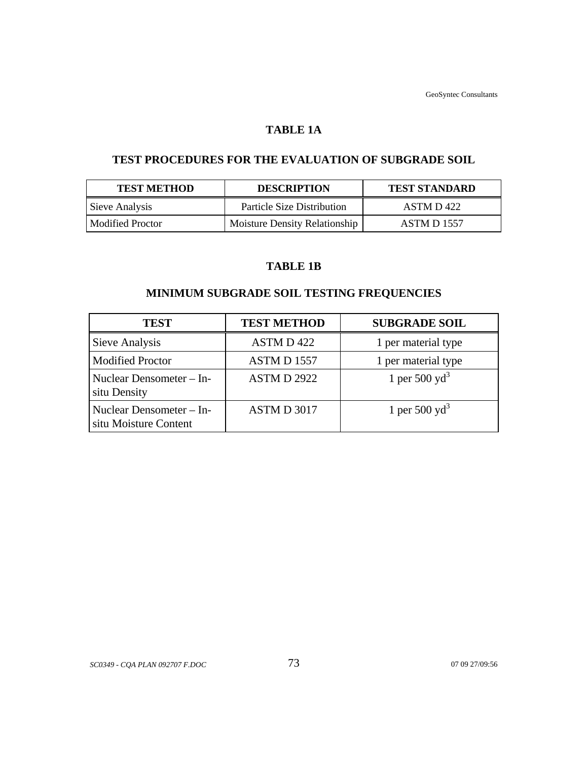## TABLE 1A

## TEST PROCEDURES FOR THE EVALUATION OF SUBGRADE SOIL

| TEST METHOD | DESCRIPTION | TEST STANDARD |
|---|---|---|
| Sieve Analysis | Particle Size Distribution | ASTM D 422 |
| Modified Proctor | Moisture Density Relationship | ASTM D 1557 |

## TABLE 1B

## MINIMUM SUBGRADE SOIL TESTING FREQUENCIES

| TEST | TEST METHOD | SUBGRADE SOIL |
|---|---|---|
| Sieve Analysis | ASTM D 422 | 1 per material type |
| Modified Proctor | ASTM D 1557 | 1 per material type |
| Nuclear Densometer – In-situ Density | ASTM D 2922 | 1 per 500 $yd^3$ |
| Nuclear Densometer – In-situ Moisture Content | ASTM D 3017 | 1 per 500 $yd^3$ |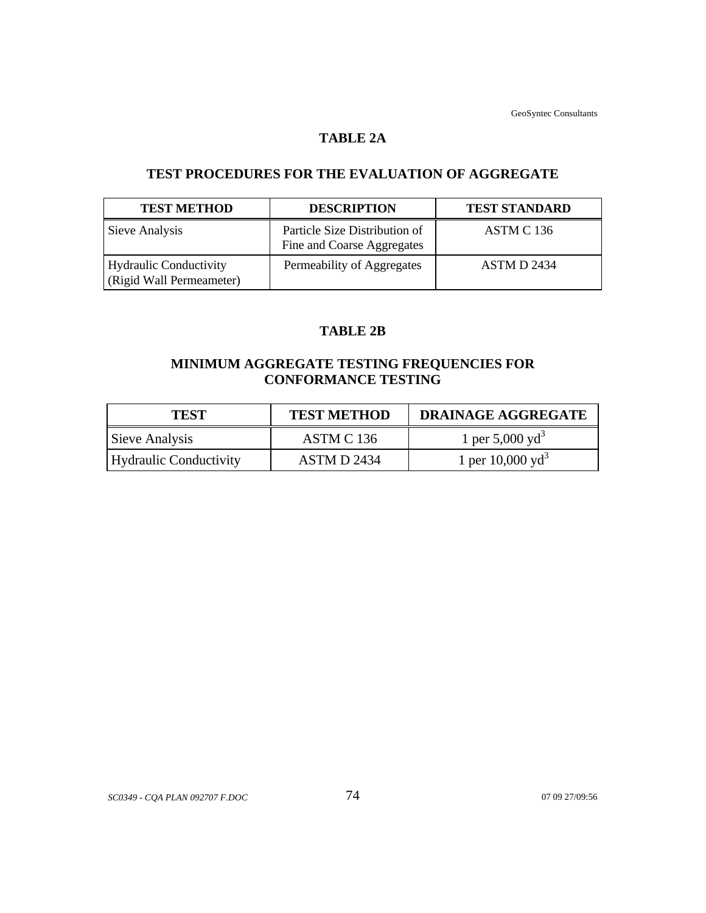## TABLE 2A

## TEST PROCEDURES FOR THE EVALUATION OF AGGREGATE

| TEST METHOD | DESCRIPTION | TEST STANDARD |
|---|---|---|
| Sieve Analysis | Particle Size Distribution of Fine and Coarse Aggregates | ASTM C 136 |
| Hydraulic Conductivity (Rigid Wall Permeameter) | Permeability of Aggregates | ASTM D 2434 |

## TABLE 2B

## MINIMUM AGGREGATE TESTING FREQUENCIES FOR CONFORMANCE TESTING

| TEST | TEST METHOD | DRAINAGE AGGREGATE |
|---|---|---|
| Sieve Analysis | ASTM C 136 | 1 per 5,000 $yd^3$ |
| Hydraulic Conductivity | ASTM D 2434 | 1 per 10,000 $yd^3$ |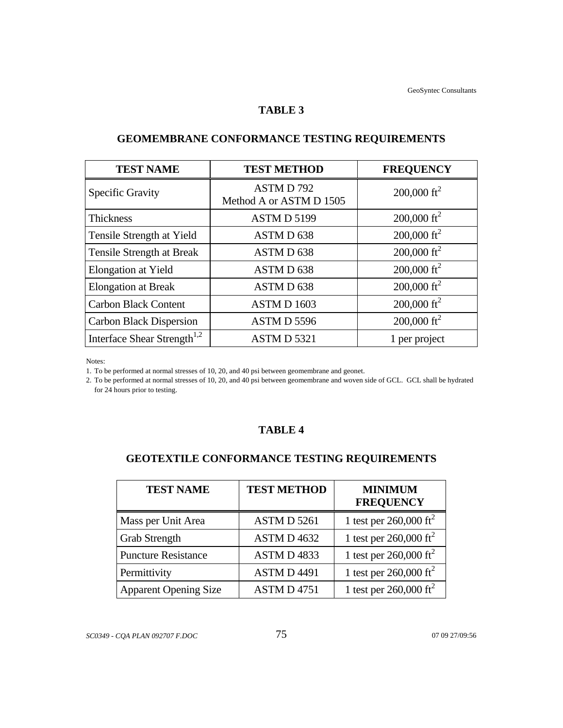## TABLE 3

## GEOMEMBRANE CONFORMANCE TESTING REQUIREMENTS

| TEST NAME | TEST METHOD | FREQUENCY |
|---|---|---|
| Specific Gravity | ASTM D 792 Method A or ASTM D 1505 | 200,000 $ft^2$ |
| Thickness | ASTM D 5199 | 200,000 $ft^2$ |
| Tensile Strength at Yield | ASTM D 638 | 200,000 $ft^2$ |
| Tensile Strength at Break | ASTM D 638 | 200,000 $ft^2$ |
| Elongation at Yield | ASTM D 638 | 200,000 $ft^2$ |
| Elongation at Break | ASTM D 638 | 200,000 $ft^2$ |
| Carbon Black Content | ASTM D 1603 | 200,000 $ft^2$ |
| Carbon Black Dispersion | ASTM D 5596 | 200,000 $ft^2$ |
| Interface Shear Strength[1,2] | ASTM D 5321 | 1 per project |

Notes:

1. To be performed at normal stresses of 10, 20, and 40 psi between geomembrane and geonet.
2. To be performed at normal stresses of 10, 20, and 40 psi between geomembrane and woven side of GCL. GCL shall be hydrated for 24 hours prior to testing.

## TABLE 4

## GEOTEXTILE CONFORMANCE TESTING REQUIREMENTS

| TEST NAME | TEST METHOD | MINIMUM FREQUENCY |
|---|---|---|
| Mass per Unit Area | ASTM D 5261 | 1 test per 260,000 $ft^2$ |
| Grab Strength | ASTM D 4632 | 1 test per 260,000 $ft^2$ |
| Puncture Resistance | ASTM D 4833 | 1 test per 260,000 $ft^2$ |
| Permittivity | ASTM D 4491 | 1 test per 260,000 $ft^2$ |
| Apparent Opening Size | ASTM D 4751 | 1 test per 260,000 $ft^2$ |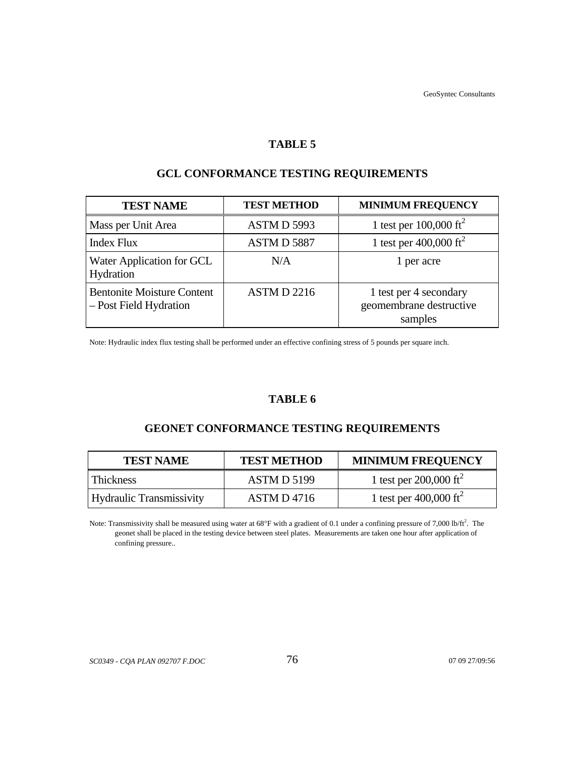# TABLE 5

## GCL CONFORMANCE TESTING REQUIREMENTS

| TEST NAME | TEST METHOD | MINIMUM FREQUENCY |
|---|---|---|
| Mass per Unit Area | ASTM D 5993 | 1 test per 100,000 $ft^2$ |
| Index Flux | ASTM D 5887 | 1 test per 400,000 $ft^2$ |
| Water Application for GCL Hydration | N/A | 1 per acre |
| Bentonite Moisture Content – Post Field Hydration | ASTM D 2216 | 1 test per 4 secondary geomembrane destructive samples |

Note: Hydraulic index flux testing shall be performed under an effective confining stress of 5 pounds per square inch.

# TABLE 6

## GEONET CONFORMANCE TESTING REQUIREMENTS

| TEST NAME | TEST METHOD | MINIMUM FREQUENCY |
|---|---|---|
| Thickness | ASTM D 5199 | 1 test per 200,000 $ft^2$ |
| Hydraulic Transmissivity | ASTM D 4716 | 1 test per 400,000 $ft^2$ |

Note: Transmissivity shall be measured using water at 68°F with a gradient of 0.1 under a confining pressure of 7,000 lb/$ft^2$. The geonet shall be placed in the testing device between steel plates. Measurements are taken one hour after application of confining pressure..